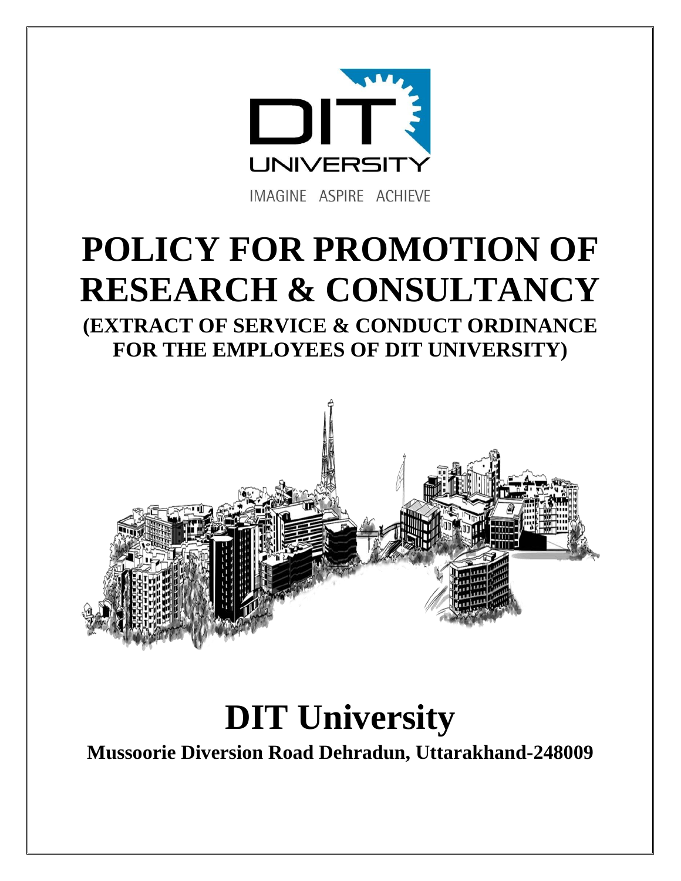DIT UNIVERSITY

IMAGINE ASPIRE ACHIEVE

# POLICY FOR PROMOTION OF RESEARCH & CONSULTANCY

## (EXTRACT OF SERVICE & CONDUCT ORDINANCE FOR THE EMPLOYEES OF DIT UNIVERSITY)

# DIT University

**Mussoorie Diversion Road Dehradun, Uttarakhand-248009**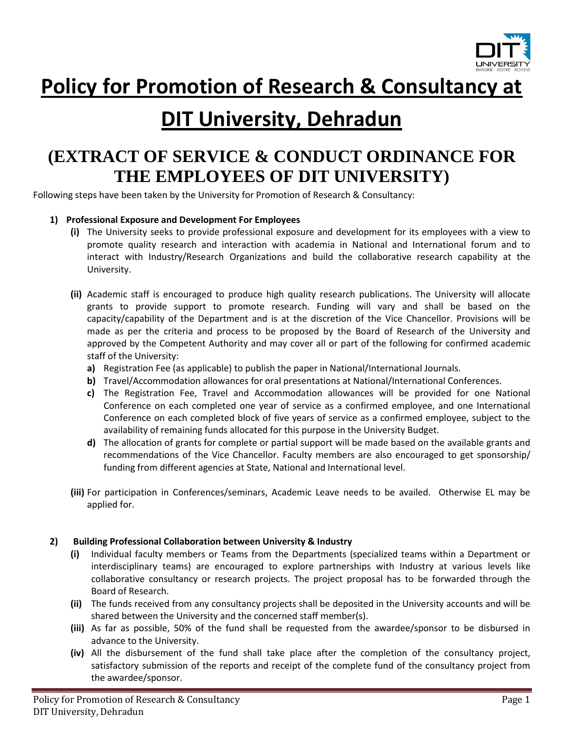# Policy for Promotion of Research & Consultancy at DIT University, Dehradun

## (EXTRACT OF SERVICE & CONDUCT ORDINANCE FOR THE EMPLOYEES OF DIT UNIVERSITY)

Following steps have been taken by the University for Promotion of Research & Consultancy:

**1) Professional Exposure and Development For Employees**

**(i)** The University seeks to provide professional exposure and development for its employees with a view to promote quality research and interaction with academia in National and International forum and to interact with Industry/Research Organizations and build the collaborative research capability at the University.

**(ii)** Academic staff is encouraged to produce high quality research publications. The University will allocate grants to provide support to promote research. Funding will vary and shall be based on the capacity/capability of the Department and is at the discretion of the Vice Chancellor. Provisions will be made as per the criteria and process to be proposed by the Board of Research of the University and approved by the Competent Authority and may cover all or part of the following for confirmed academic staff of the University:

- **a)** Registration Fee (as applicable) to publish the paper in National/International Journals.
- **b)** Travel/Accommodation allowances for oral presentations at National/International Conferences.
- **c)** The Registration Fee, Travel and Accommodation allowances will be provided for one National Conference on each completed one year of service as a confirmed employee, and one International Conference on each completed block of five years of service as a confirmed employee, subject to the availability of remaining funds allocated for this purpose in the University Budget.
- **d)** The allocation of grants for complete or partial support will be made based on the available grants and recommendations of the Vice Chancellor. Faculty members are also encouraged to get sponsorship/ funding from different agencies at State, National and International level.

**(iii)** For participation in Conferences/seminars, Academic Leave needs to be availed. Otherwise EL may be applied for.

**2) Building Professional Collaboration between University & Industry**

**(i)** Individual faculty members or Teams from the Departments (specialized teams within a Department or interdisciplinary teams) are encouraged to explore partnerships with Industry at various levels like collaborative consultancy or research projects. The project proposal has to be forwarded through the Board of Research.

**(ii)** The funds received from any consultancy projects shall be deposited in the University accounts and will be shared between the University and the concerned staff member(s).

**(iii)** As far as possible, 50% of the fund shall be requested from the awardee/sponsor to be disbursed in advance to the University.

**(iv)** All the disbursement of the fund shall take place after the completion of the consultancy project, satisfactory submission of the reports and receipt of the complete fund of the consultancy project from the awardee/sponsor.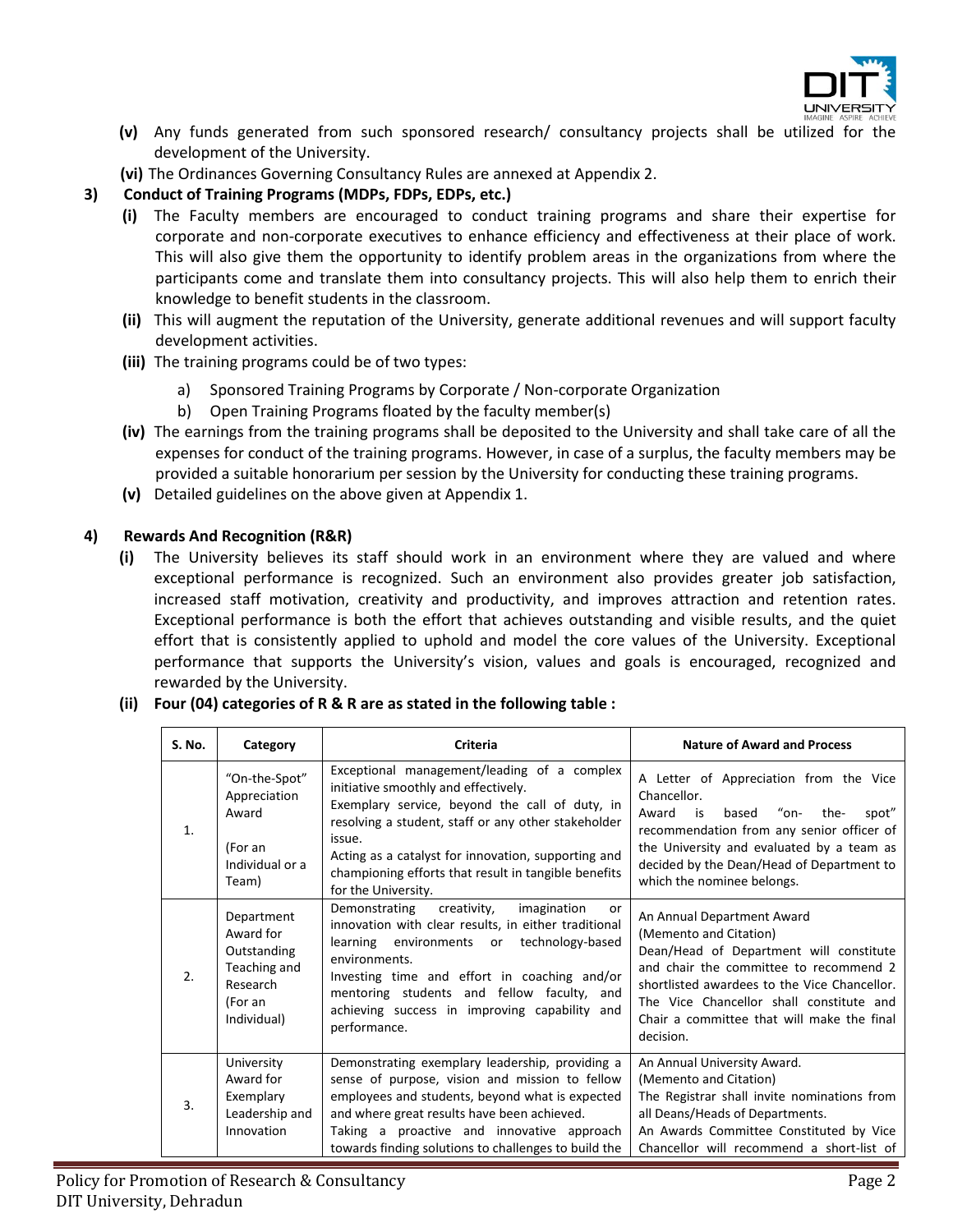**(v)** Any funds generated from such sponsored research/ consultancy projects shall be utilized for the development of the University.

**(vi)** The Ordinances Governing Consultancy Rules are annexed at Appendix 2.

**3) Conduct of Training Programs (MDPs, FDPs, EDPs, etc.)**

**(i)** The Faculty members are encouraged to conduct training programs and share their expertise for corporate and non-corporate executives to enhance efficiency and effectiveness at their place of work. This will also give them the opportunity to identify problem areas in the organizations from where the participants come and translate them into consultancy projects. This will also help them to enrich their knowledge to benefit students in the classroom.

**(ii)** This will augment the reputation of the University, generate additional revenues and will support faculty development activities.

**(iii)** The training programs could be of two types:

a) Sponsored Training Programs by Corporate / Non-corporate Organization
b) Open Training Programs floated by the faculty member(s)

**(iv)** The earnings from the training programs shall be deposited to the University and shall take care of all the expenses for conduct of the training programs. However, in case of a surplus, the faculty members may be provided a suitable honorarium per session by the University for conducting these training programs.

**(v)** Detailed guidelines on the above given at Appendix 1.

**4) Rewards And Recognition (R&R)**

**(i)** The University believes its staff should work in an environment where they are valued and where exceptional performance is recognized. Such an environment also provides greater job satisfaction, increased staff motivation, creativity and productivity, and improves attraction and retention rates. Exceptional performance is both the effort that achieves outstanding and visible results, and the quiet effort that is consistently applied to uphold and model the core values of the University. Exceptional performance that supports the University's vision, values and goals is encouraged, recognized and rewarded by the University.

**(ii) Four (04) categories of R & R are as stated in the following table :**

| S. No. | Category | Criteria | Nature of Award and Process |
|---|---|---|---|
| 1. | "On-the-Spot" Appreciation Award (For an Individual or a Team) | Exceptional management/leading of a complex initiative smoothly and effectively. Exemplary service, beyond the call of duty, in resolving a student, staff or any other stakeholder issue. Acting as a catalyst for innovation, supporting and championing efforts that result in tangible benefits for the University. | A Letter of Appreciation from the Vice Chancellor. Award is based "on- the- spot" recommendation from any senior officer of the University and evaluated by a team as decided by the Dean/Head of Department to which the nominee belongs. |
| 2. | Department Award for Outstanding Teaching and Research (For an Individual) | Demonstrating creativity, imagination or innovation with clear results, in either traditional learning environments or technology-based environments. Investing time and effort in coaching and/or mentoring students and fellow faculty, and achieving success in improving capability and performance. | An Annual Department Award (Memento and Citation) Dean/Head of Department will constitute and chair the committee to recommend 2 shortlisted awardees to the Vice Chancellor. The Vice Chancellor shall constitute and Chair a committee that will make the final decision. |
| 3. | University Award for Exemplary Leadership and Innovation | Demonstrating exemplary leadership, providing a sense of purpose, vision and mission to fellow employees and students, beyond what is expected and where great results have been achieved. Taking a proactive and innovative approach towards finding solutions to challenges to build the | An Annual University Award. (Memento and Citation) The Registrar shall invite nominations from all Deans/Heads of Departments. An Awards Committee Constituted by Vice Chancellor will recommend a short-list of |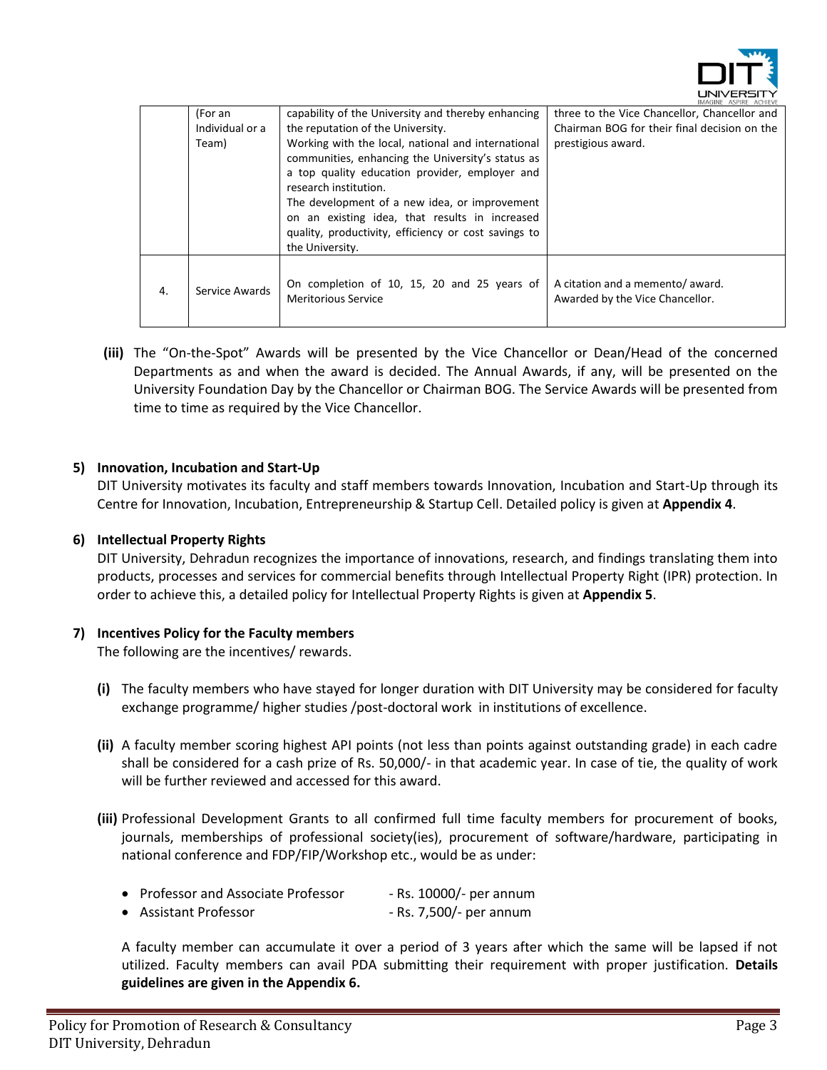| | | | |
|---|---|---|---|
| | (For an Individual or a Team) | capability of the University and thereby enhancing the reputation of the University. Working with the local, national and international communities, enhancing the University's status as a top quality education provider, employer and research institution. The development of a new idea, or improvement on an existing idea, that results in increased quality, productivity, efficiency or cost savings to the University. | three to the Vice Chancellor, Chancellor and Chairman BOG for their final decision on the prestigious award. |
| 4. | Service Awards | On completion of 10, 15, 20 and 25 years of Meritorious Service | A citation and a memento/ award. Awarded by the Vice Chancellor. |

**(iii)** The "On-the-Spot" Awards will be presented by the Vice Chancellor or Dean/Head of the concerned Departments as and when the award is decided. The Annual Awards, if any, will be presented on the University Foundation Day by the Chancellor or Chairman BOG. The Service Awards will be presented from time to time as required by the Vice Chancellor.

**5) Innovation, Incubation and Start-Up**

DIT University motivates its faculty and staff members towards Innovation, Incubation and Start-Up through its Centre for Innovation, Incubation, Entrepreneurship & Startup Cell. Detailed policy is given at **Appendix 4**.

**6) Intellectual Property Rights**

DIT University, Dehradun recognizes the importance of innovations, research, and findings translating them into products, processes and services for commercial benefits through Intellectual Property Right (IPR) protection. In order to achieve this, a detailed policy for Intellectual Property Rights is given at **Appendix 5**.

**7) Incentives Policy for the Faculty members**

The following are the incentives/ rewards.

**(i)** The faculty members who have stayed for longer duration with DIT University may be considered for faculty exchange programme/ higher studies /post-doctoral work in institutions of excellence.

**(ii)** A faculty member scoring highest API points (not less than points against outstanding grade) in each cadre shall be considered for a cash prize of Rs. 50,000/- in that academic year. In case of tie, the quality of work will be further reviewed and accessed for this award.

**(iii)** Professional Development Grants to all confirmed full time faculty members for procurement of books, journals, memberships of professional society(ies), procurement of software/hardware, participating in national conference and FDP/FIP/Workshop etc., would be as under:

- Professor and Associate Professor - Rs. 10000/- per annum
- Assistant Professor - Rs. 7,500/- per annum

A faculty member can accumulate it over a period of 3 years after which the same will be lapsed if not utilized. Faculty members can avail PDA submitting their requirement with proper justification. **Details guidelines are given in the Appendix 6.**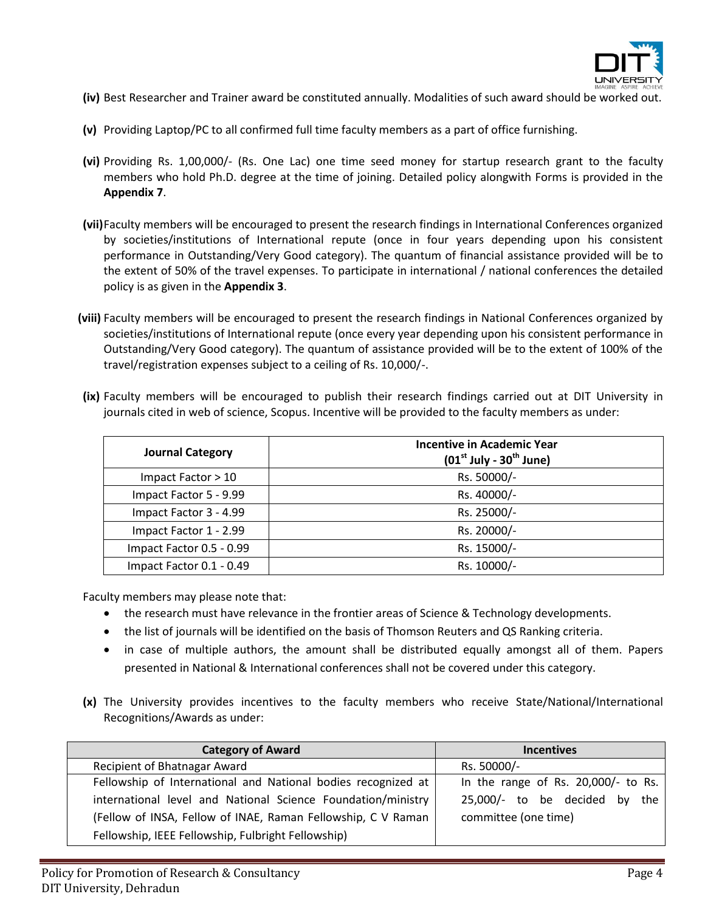**(iv)** Best Researcher and Trainer award be constituted annually. Modalities of such award should be worked out.

**(v)** Providing Laptop/PC to all confirmed full time faculty members as a part of office furnishing.

**(vi)** Providing Rs. 1,00,000/- (Rs. One Lac) one time seed money for startup research grant to the faculty members who hold Ph.D. degree at the time of joining. Detailed policy alongwith Forms is provided in the **Appendix 7**.

**(vii)** Faculty members will be encouraged to present the research findings in International Conferences organized by societies/institutions of International repute (once in four years depending upon his consistent performance in Outstanding/Very Good category). The quantum of financial assistance provided will be to the extent of 50% of the travel expenses. To participate in international / national conferences the detailed policy is as given in the **Appendix 3**.

**(viii)** Faculty members will be encouraged to present the research findings in National Conferences organized by societies/institutions of International repute (once every year depending upon his consistent performance in Outstanding/Very Good category). The quantum of assistance provided will be to the extent of 100% of the travel/registration expenses subject to a ceiling of Rs. 10,000/-.

**(ix)** Faculty members will be encouraged to publish their research findings carried out at DIT University in journals cited in web of science, Scopus. Incentive will be provided to the faculty members as under:

| Journal Category | Incentive in Academic Year (01st July - 30th June) |
|---|---|
| Impact Factor > 10 | Rs. 50000/- |
| Impact Factor 5 - 9.99 | Rs. 40000/- |
| Impact Factor 3 - 4.99 | Rs. 25000/- |
| Impact Factor 1 - 2.99 | Rs. 20000/- |
| Impact Factor 0.5 - 0.99 | Rs. 15000/- |
| Impact Factor 0.1 - 0.49 | Rs. 10000/- |

Faculty members may please note that:

- the research must have relevance in the frontier areas of Science & Technology developments.
- the list of journals will be identified on the basis of Thomson Reuters and QS Ranking criteria.
- in case of multiple authors, the amount shall be distributed equally amongst all of them. Papers presented in National & International conferences shall not be covered under this category.

**(x)** The University provides incentives to the faculty members who receive State/National/International Recognitions/Awards as under:

| Category of Award | Incentives |
|---|---|
| Recipient of Bhatnagar Award | Rs. 50000/- |
| Fellowship of International and National bodies recognized at international level and National Science Foundation/ministry (Fellow of INSA, Fellow of INAE, Raman Fellowship, C V Raman Fellowship, IEEE Fellowship, Fulbright Fellowship) | In the range of Rs. 20,000/- to Rs. 25,000/- to be decided by the committee (one time) |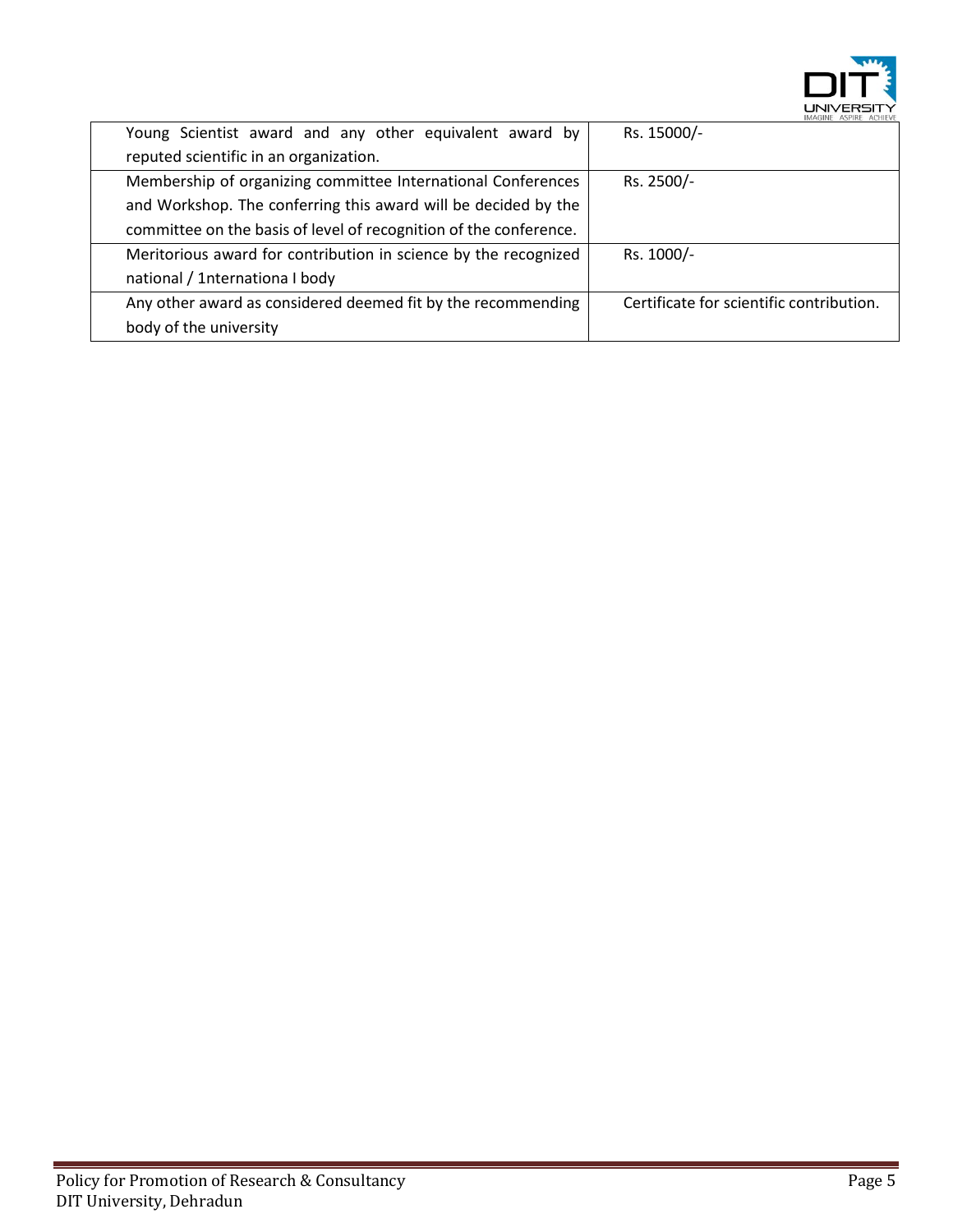| | |
|---|---|
| Young Scientist award and any other equivalent award by reputed scientific in an organization. | Rs. 15000/- |
| Membership of organizing committee International Conferences and Workshop. The conferring this award will be decided by the committee on the basis of level of recognition of the conference. | Rs. 2500/- |
| Meritorious award for contribution in science by the recognized national / 1nternationa I body | Rs. 1000/- |
| Any other award as considered deemed fit by the recommending body of the university | Certificate for scientific contribution. |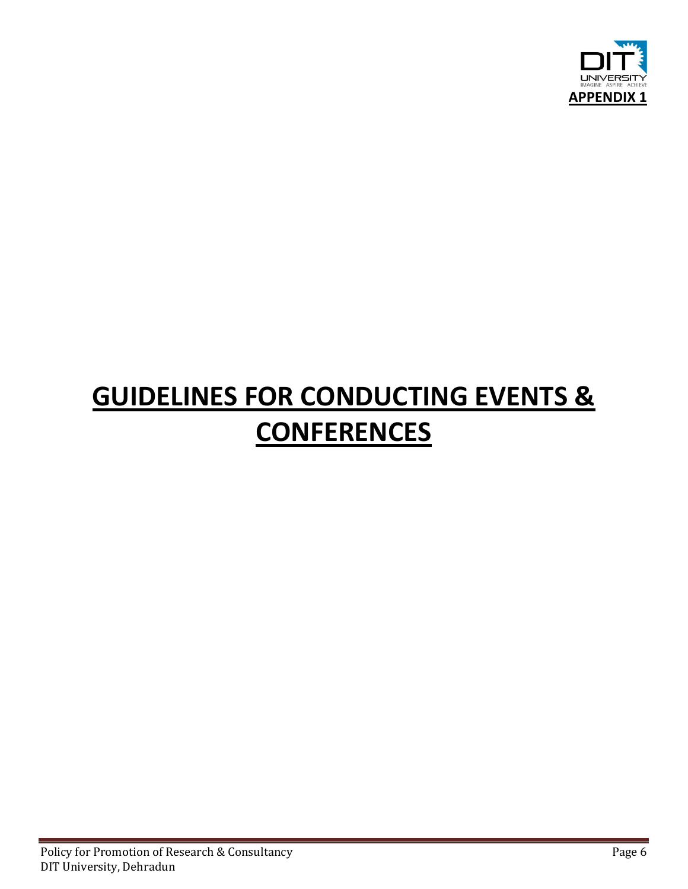**APPENDIX 1**

# GUIDELINES FOR CONDUCTING EVENTS & CONFERENCES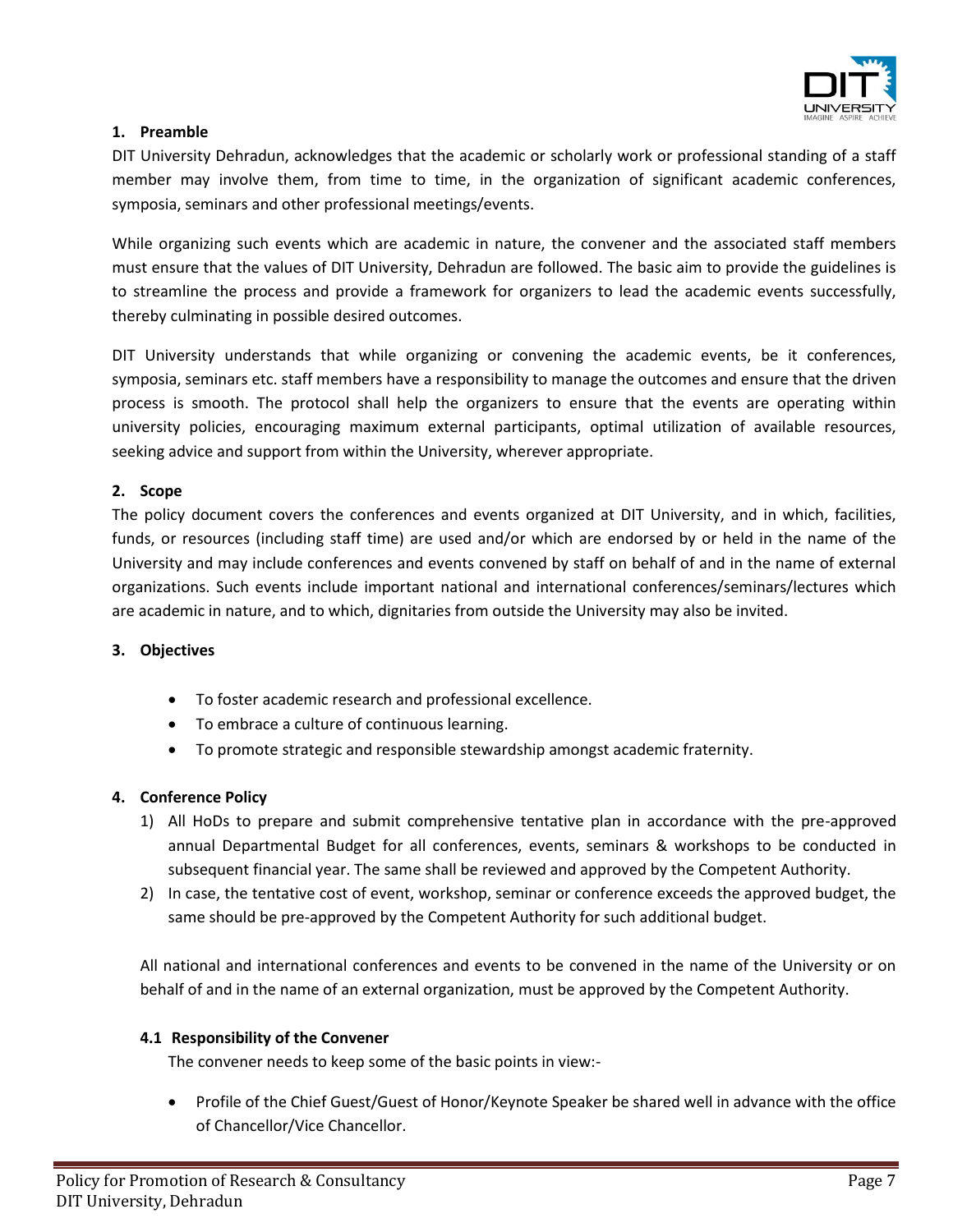## 1. Preamble

DIT University Dehradun, acknowledges that the academic or scholarly work or professional standing of a staff member may involve them, from time to time, in the organization of significant academic conferences, symposia, seminars and other professional meetings/events.

While organizing such events which are academic in nature, the convener and the associated staff members must ensure that the values of DIT University, Dehradun are followed. The basic aim to provide the guidelines is to streamline the process and provide a framework for organizers to lead the academic events successfully, thereby culminating in possible desired outcomes.

DIT University understands that while organizing or convening the academic events, be it conferences, symposia, seminars etc. staff members have a responsibility to manage the outcomes and ensure that the driven process is smooth. The protocol shall help the organizers to ensure that the events are operating within university policies, encouraging maximum external participants, optimal utilization of available resources, seeking advice and support from within the University, wherever appropriate.

## 2. Scope

The policy document covers the conferences and events organized at DIT University, and in which, facilities, funds, or resources (including staff time) are used and/or which are endorsed by or held in the name of the University and may include conferences and events convened by staff on behalf of and in the name of external organizations. Such events include important national and international conferences/seminars/lectures which are academic in nature, and to which, dignitaries from outside the University may also be invited.

## 3. Objectives

- To foster academic research and professional excellence.
- To embrace a culture of continuous learning.
- To promote strategic and responsible stewardship amongst academic fraternity.

## 4. Conference Policy

1) All HoDs to prepare and submit comprehensive tentative plan in accordance with the pre-approved annual Departmental Budget for all conferences, events, seminars & workshops to be conducted in subsequent financial year. The same shall be reviewed and approved by the Competent Authority.
2) In case, the tentative cost of event, workshop, seminar or conference exceeds the approved budget, the same should be pre-approved by the Competent Authority for such additional budget.

All national and international conferences and events to be convened in the name of the University or on behalf of and in the name of an external organization, must be approved by the Competent Authority.

### 4.1 Responsibility of the Convener

The convener needs to keep some of the basic points in view:-

- Profile of the Chief Guest/Guest of Honor/Keynote Speaker be shared well in advance with the office of Chancellor/Vice Chancellor.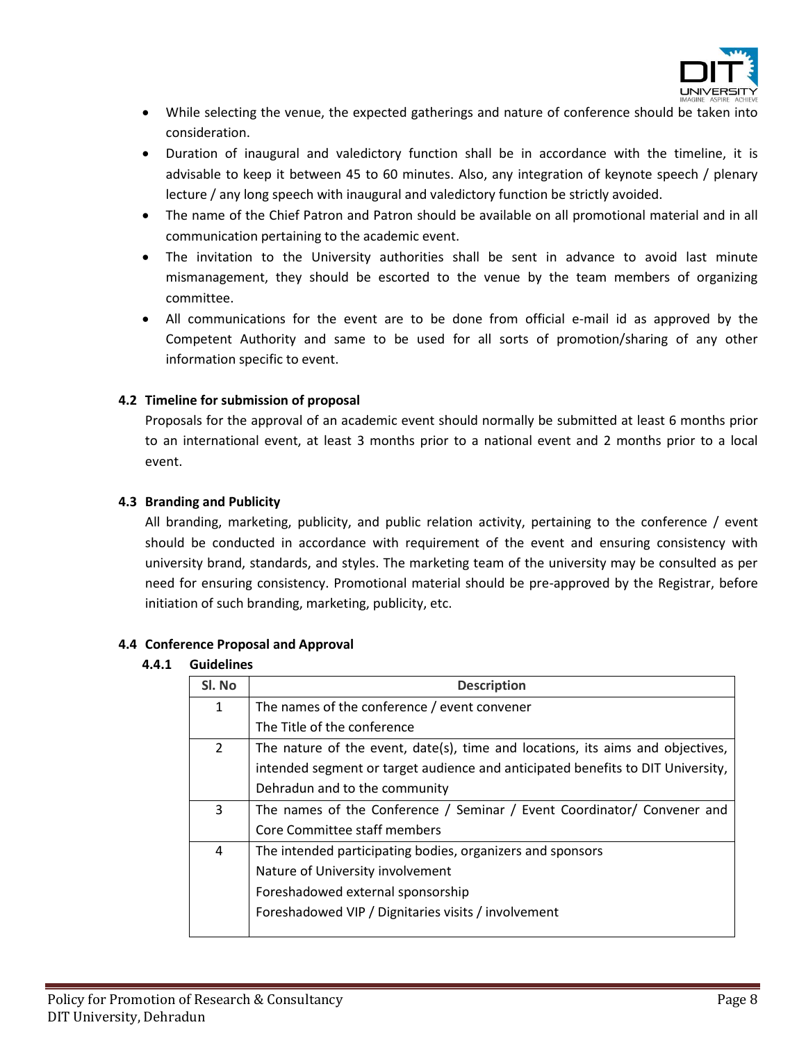- While selecting the venue, the expected gatherings and nature of conference should be taken into consideration.
- Duration of inaugural and valedictory function shall be in accordance with the timeline, it is advisable to keep it between 45 to 60 minutes. Also, any integration of keynote speech / plenary lecture / any long speech with inaugural and valedictory function be strictly avoided.
- The name of the Chief Patron and Patron should be available on all promotional material and in all communication pertaining to the academic event.
- The invitation to the University authorities shall be sent in advance to avoid last minute mismanagement, they should be escorted to the venue by the team members of organizing committee.
- All communications for the event are to be done from official e-mail id as approved by the Competent Authority and same to be used for all sorts of promotion/sharing of any other information specific to event.

### 4.2 Timeline for submission of proposal

Proposals for the approval of an academic event should normally be submitted at least 6 months prior to an international event, at least 3 months prior to a national event and 2 months prior to a local event.

### 4.3 Branding and Publicity

All branding, marketing, publicity, and public relation activity, pertaining to the conference / event should be conducted in accordance with requirement of the event and ensuring consistency with university brand, standards, and styles. The marketing team of the university may be consulted as per need for ensuring consistency. Promotional material should be pre-approved by the Registrar, before initiation of such branding, marketing, publicity, etc.

### 4.4 Conference Proposal and Approval

#### 4.4.1 Guidelines

| Sl. No | Description |
|---|---|
| 1 | The names of the conference / event convener<br>The Title of the conference |
| 2 | The nature of the event, date(s), time and locations, its aims and objectives, intended segment or target audience and anticipated benefits to DIT University, Dehradun and to the community |
| 3 | The names of the Conference / Seminar / Event Coordinator/ Convener and Core Committee staff members |
| 4 | The intended participating bodies, organizers and sponsors<br>Nature of University involvement<br>Foreshadowed external sponsorship<br>Foreshadowed VIP / Dignitaries visits / involvement |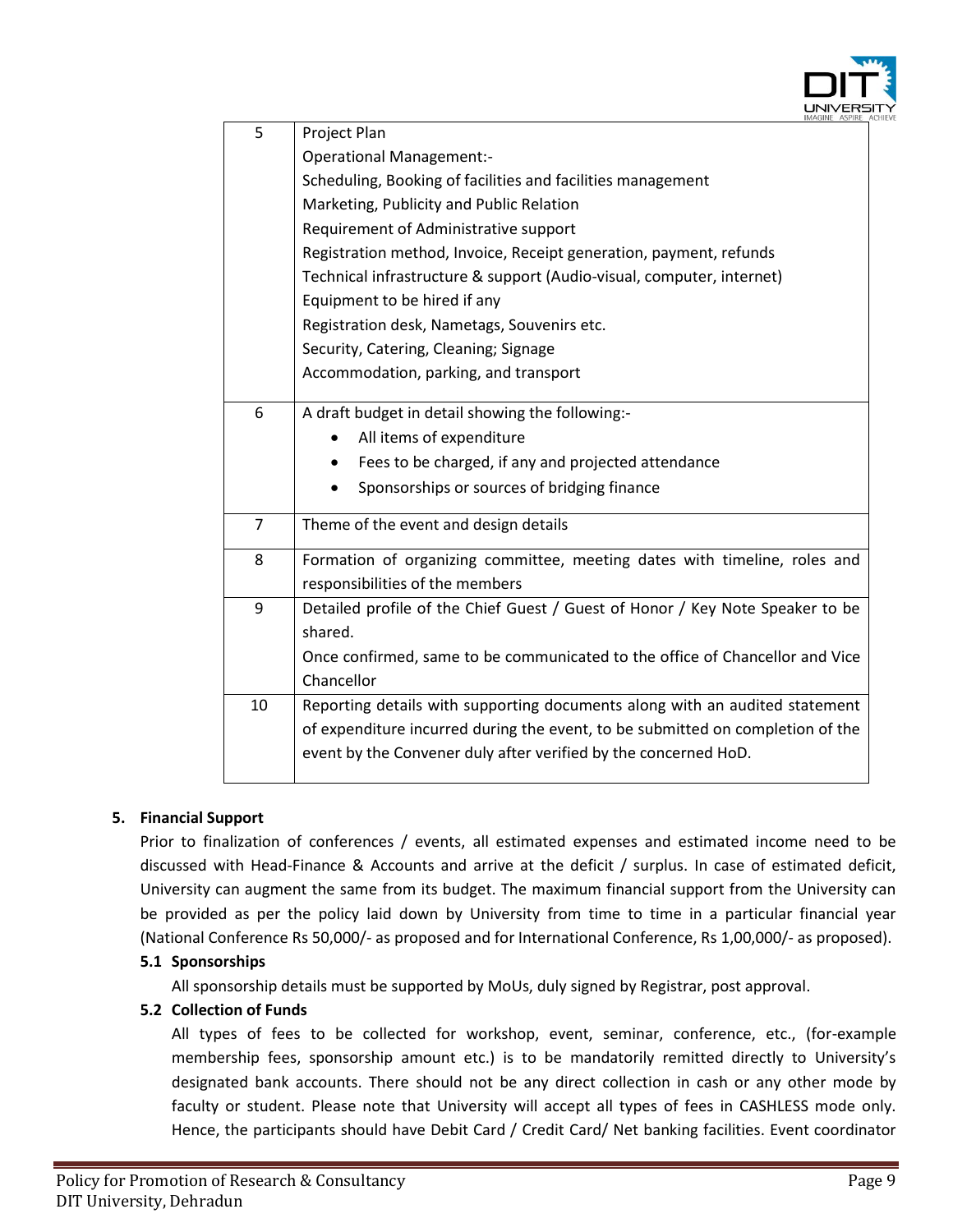| | |
|---|---|
| 5 | Project Plan<br>Operational Management:-<br>Scheduling, Booking of facilities and facilities management<br>Marketing, Publicity and Public Relation<br>Requirement of Administrative support<br>Registration method, Invoice, Receipt generation, payment, refunds<br>Technical infrastructure & support (Audio-visual, computer, internet)<br>Equipment to be hired if any<br>Registration desk, Nametags, Souvenirs etc.<br>Security, Catering, Cleaning; Signage<br>Accommodation, parking, and transport |
| 6 | A draft budget in detail showing the following:-<br>• All items of expenditure<br>• Fees to be charged, if any and projected attendance<br>• Sponsorships or sources of bridging finance |
| 7 | Theme of the event and design details |
| 8 | Formation of organizing committee, meeting dates with timeline, roles and responsibilities of the members |
| 9 | Detailed profile of the Chief Guest / Guest of Honor / Key Note Speaker to be shared.<br>Once confirmed, same to be communicated to the office of Chancellor and Vice Chancellor |
| 10 | Reporting details with supporting documents along with an audited statement of expenditure incurred during the event, to be submitted on completion of the event by the Convener duly after verified by the concerned HoD. |

**5. Financial Support**

Prior to finalization of conferences / events, all estimated expenses and estimated income need to be discussed with Head-Finance & Accounts and arrive at the deficit / surplus. In case of estimated deficit, University can augment the same from its budget. The maximum financial support from the University can be provided as per the policy laid down by University from time to time in a particular financial year (National Conference Rs 50,000/- as proposed and for International Conference, Rs 1,00,000/- as proposed).

**5.1 Sponsorships**

All sponsorship details must be supported by MoUs, duly signed by Registrar, post approval.

**5.2 Collection of Funds**

All types of fees to be collected for workshop, event, seminar, conference, etc., (for-example membership fees, sponsorship amount etc.) is to be mandatorily remitted directly to University's designated bank accounts. There should not be any direct collection in cash or any other mode by faculty or student. Please note that University will accept all types of fees in CASHLESS mode only. Hence, the participants should have Debit Card / Credit Card/ Net banking facilities. Event coordinator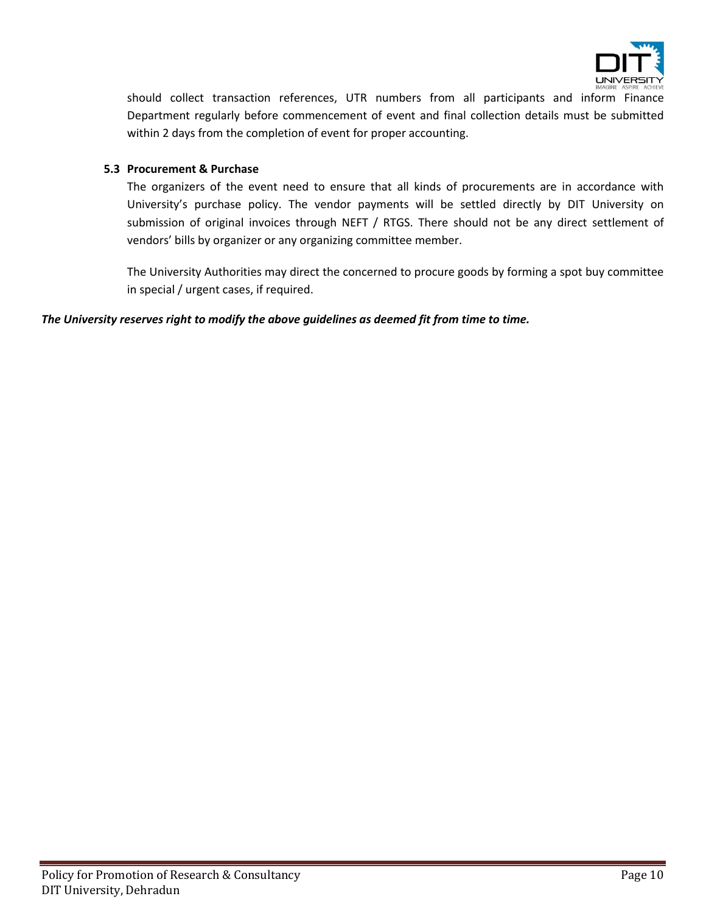should collect transaction references, UTR numbers from all participants and inform Finance Department regularly before commencement of event and final collection details must be submitted within 2 days from the completion of event for proper accounting.

### 5.3 Procurement & Purchase

The organizers of the event need to ensure that all kinds of procurements are in accordance with University's purchase policy. The vendor payments will be settled directly by DIT University on submission of original invoices through NEFT / RTGS. There should not be any direct settlement of vendors' bills by organizer or any organizing committee member.

The University Authorities may direct the concerned to procure goods by forming a spot buy committee in special / urgent cases, if required.

***The University reserves right to modify the above guidelines as deemed fit from time to time.***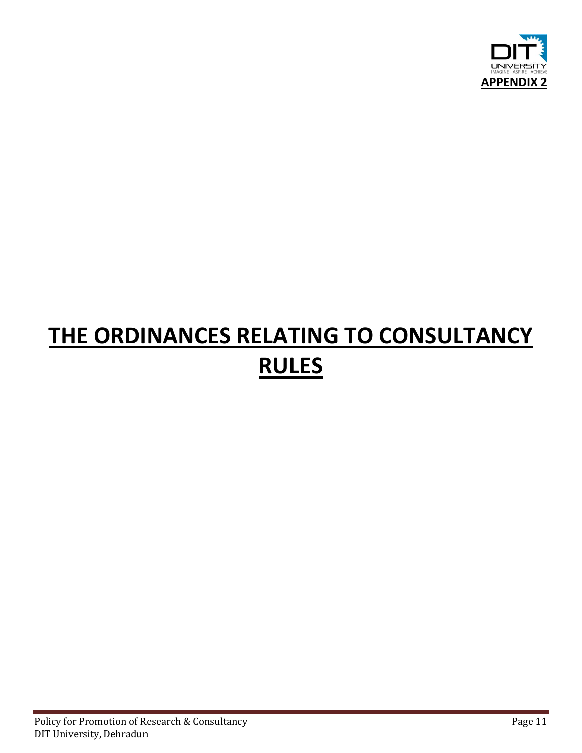**APPENDIX 2**

# THE ORDINANCES RELATING TO CONSULTANCY RULES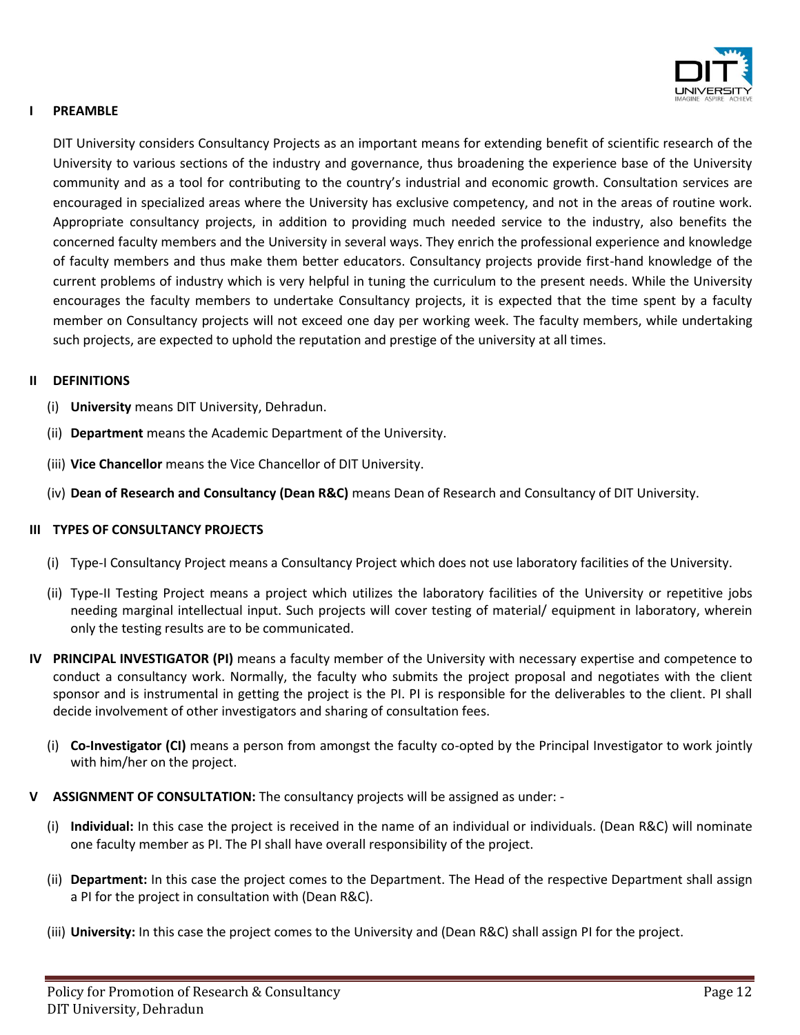## I PREAMBLE

DIT University considers Consultancy Projects as an important means for extending benefit of scientific research of the University to various sections of the industry and governance, thus broadening the experience base of the University community and as a tool for contributing to the country's industrial and economic growth. Consultation services are encouraged in specialized areas where the University has exclusive competency, and not in the areas of routine work. Appropriate consultancy projects, in addition to providing much needed service to the industry, also benefits the concerned faculty members and the University in several ways. They enrich the professional experience and knowledge of faculty members and thus make them better educators. Consultancy projects provide first-hand knowledge of the current problems of industry which is very helpful in tuning the curriculum to the present needs. While the University encourages the faculty members to undertake Consultancy projects, it is expected that the time spent by a faculty member on Consultancy projects will not exceed one day per working week. The faculty members, while undertaking such projects, are expected to uphold the reputation and prestige of the university at all times.

## II DEFINITIONS

(i) **University** means DIT University, Dehradun.

(ii) **Department** means the Academic Department of the University.

(iii) **Vice Chancellor** means the Vice Chancellor of DIT University.

(iv) **Dean of Research and Consultancy (Dean R&C)** means Dean of Research and Consultancy of DIT University.

## III TYPES OF CONSULTANCY PROJECTS

(i) Type-I Consultancy Project means a Consultancy Project which does not use laboratory facilities of the University.

(ii) Type-II Testing Project means a project which utilizes the laboratory facilities of the University or repetitive jobs needing marginal intellectual input. Such projects will cover testing of material/ equipment in laboratory, wherein only the testing results are to be communicated.

## IV PRINCIPAL INVESTIGATOR (PI)

**PRINCIPAL INVESTIGATOR (PI)** means a faculty member of the University with necessary expertise and competence to conduct a consultancy work. Normally, the faculty who submits the project proposal and negotiates with the client sponsor and is instrumental in getting the project is the PI. PI is responsible for the deliverables to the client. PI shall decide involvement of other investigators and sharing of consultation fees.

(i) **Co-Investigator (CI)** means a person from amongst the faculty co-opted by the Principal Investigator to work jointly with him/her on the project.

## V ASSIGNMENT OF CONSULTATION

**ASSIGNMENT OF CONSULTATION:** The consultancy projects will be assigned as under: -

(i) **Individual:** In this case the project is received in the name of an individual or individuals. (Dean R&C) will nominate one faculty member as PI. The PI shall have overall responsibility of the project.

(ii) **Department:** In this case the project comes to the Department. The Head of the respective Department shall assign a PI for the project in consultation with (Dean R&C).

(iii) **University:** In this case the project comes to the University and (Dean R&C) shall assign PI for the project.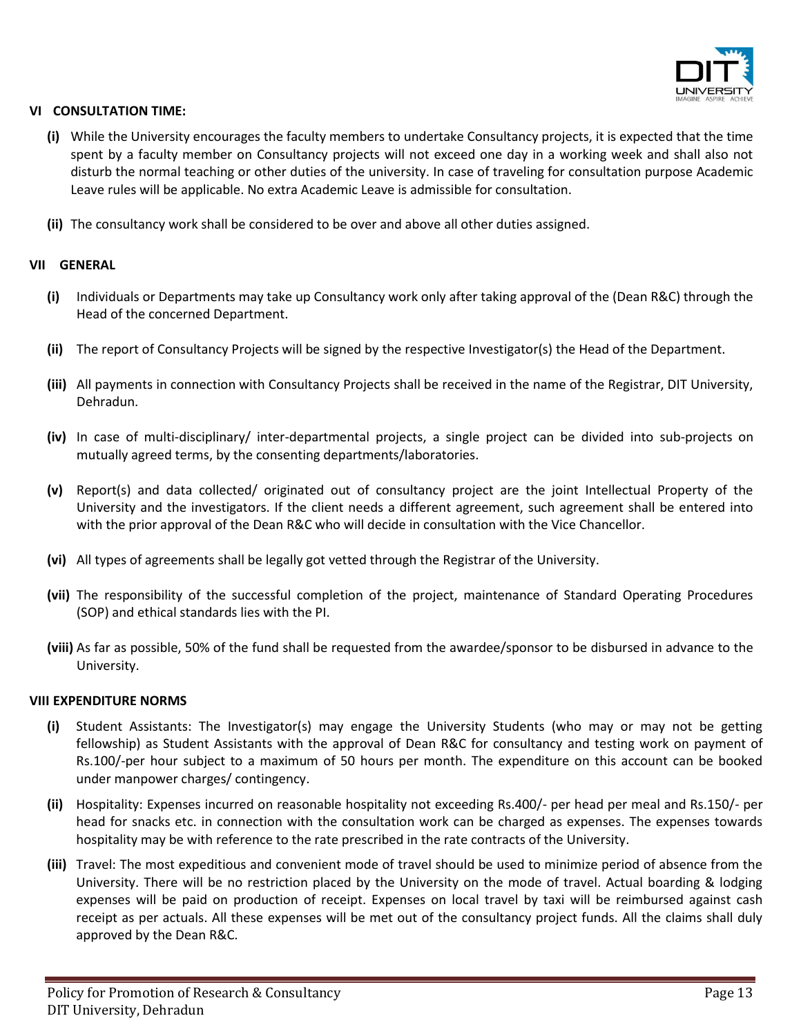## VI CONSULTATION TIME:

**(i)** While the University encourages the faculty members to undertake Consultancy projects, it is expected that the time spent by a faculty member on Consultancy projects will not exceed one day in a working week and shall also not disturb the normal teaching or other duties of the university. In case of traveling for consultation purpose Academic Leave rules will be applicable. No extra Academic Leave is admissible for consultation.

**(ii)** The consultancy work shall be considered to be over and above all other duties assigned.

## VII GENERAL

**(i)** Individuals or Departments may take up Consultancy work only after taking approval of the (Dean R&C) through the Head of the concerned Department.

**(ii)** The report of Consultancy Projects will be signed by the respective Investigator(s) the Head of the Department.

**(iii)** All payments in connection with Consultancy Projects shall be received in the name of the Registrar, DIT University, Dehradun.

**(iv)** In case of multi-disciplinary/ inter-departmental projects, a single project can be divided into sub-projects on mutually agreed terms, by the consenting departments/laboratories.

**(v)** Report(s) and data collected/ originated out of consultancy project are the joint Intellectual Property of the University and the investigators. If the client needs a different agreement, such agreement shall be entered into with the prior approval of the Dean R&C who will decide in consultation with the Vice Chancellor.

**(vi)** All types of agreements shall be legally got vetted through the Registrar of the University.

**(vii)** The responsibility of the successful completion of the project, maintenance of Standard Operating Procedures (SOP) and ethical standards lies with the PI.

**(viii)** As far as possible, 50% of the fund shall be requested from the awardee/sponsor to be disbursed in advance to the University.

## VIII EXPENDITURE NORMS

**(i)** Student Assistants: The Investigator(s) may engage the University Students (who may or may not be getting fellowship) as Student Assistants with the approval of Dean R&C for consultancy and testing work on payment of Rs.100/-per hour subject to a maximum of 50 hours per month. The expenditure on this account can be booked under manpower charges/ contingency.

**(ii)** Hospitality: Expenses incurred on reasonable hospitality not exceeding Rs.400/- per head per meal and Rs.150/- per head for snacks etc. in connection with the consultation work can be charged as expenses. The expenses towards hospitality may be with reference to the rate prescribed in the rate contracts of the University.

**(iii)** Travel: The most expeditious and convenient mode of travel should be used to minimize period of absence from the University. There will be no restriction placed by the University on the mode of travel. Actual boarding & lodging expenses will be paid on production of receipt. Expenses on local travel by taxi will be reimbursed against cash receipt as per actuals. All these expenses will be met out of the consultancy project funds. All the claims shall duly approved by the Dean R&C.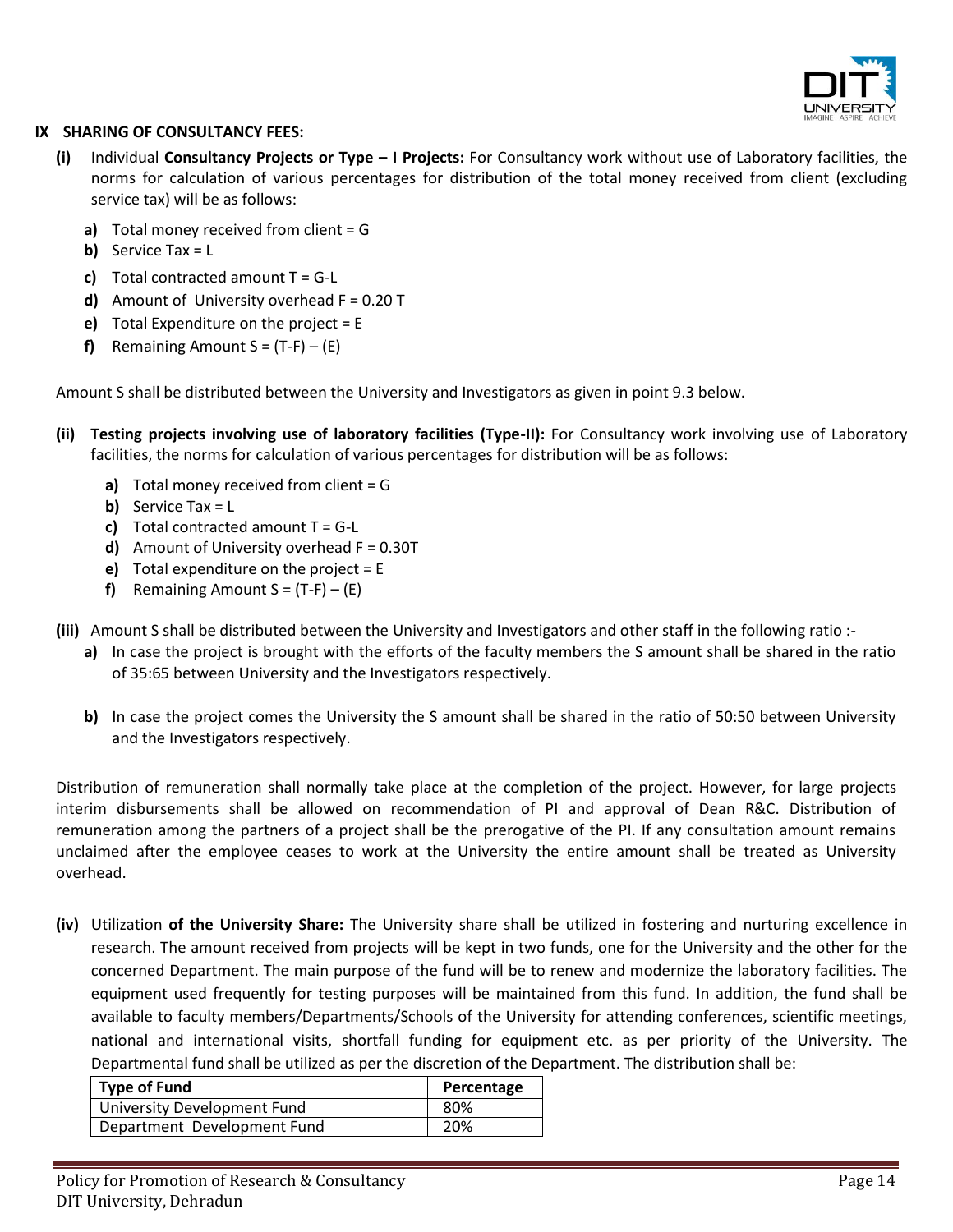## IX SHARING OF CONSULTANCY FEES:

**(i)** Individual **Consultancy Projects or Type – I Projects:** For Consultancy work without use of Laboratory facilities, the norms for calculation of various percentages for distribution of the total money received from client (excluding service tax) will be as follows:

- **a)** Total money received from client = G
- **b)** Service Tax = L
- **c)** Total contracted amount T = G-L
- **d)** Amount of University overhead F = 0.20 T
- **e)** Total Expenditure on the project = E
- **f)** Remaining Amount S = (T-F) – (E)

Amount S shall be distributed between the University and Investigators as given in point 9.3 below.

**(ii)** **Testing projects involving use of laboratory facilities (Type-II):** For Consultancy work involving use of Laboratory facilities, the norms for calculation of various percentages for distribution will be as follows:

- **a)** Total money received from client = G
- **b)** Service Tax = L
- **c)** Total contracted amount T = G-L
- **d)** Amount of University overhead F = 0.30T
- **e)** Total expenditure on the project = E
- **f)** Remaining Amount S = (T-F) – (E)

**(iii)** Amount S shall be distributed between the University and Investigators and other staff in the following ratio :-

- **a)** In case the project is brought with the efforts of the faculty members the S amount shall be shared in the ratio of 35:65 between University and the Investigators respectively.
- **b)** In case the project comes the University the S amount shall be shared in the ratio of 50:50 between University and the Investigators respectively.

Distribution of remuneration shall normally take place at the completion of the project. However, for large projects interim disbursements shall be allowed on recommendation of PI and approval of Dean R&C. Distribution of remuneration among the partners of a project shall be the prerogative of the PI. If any consultation amount remains unclaimed after the employee ceases to work at the University the entire amount shall be treated as University overhead.

**(iv)** Utilization **of the University Share:** The University share shall be utilized in fostering and nurturing excellence in research. The amount received from projects will be kept in two funds, one for the University and the other for the concerned Department. The main purpose of the fund will be to renew and modernize the laboratory facilities. The equipment used frequently for testing purposes will be maintained from this fund. In addition, the fund shall be available to faculty members/Departments/Schools of the University for attending conferences, scientific meetings, national and international visits, shortfall funding for equipment etc. as per priority of the University. The Departmental fund shall be utilized as per the discretion of the Department. The distribution shall be:

| Type of Fund | Percentage |
|---|---|
| University Development Fund | 80% |
| Department Development Fund | 20% |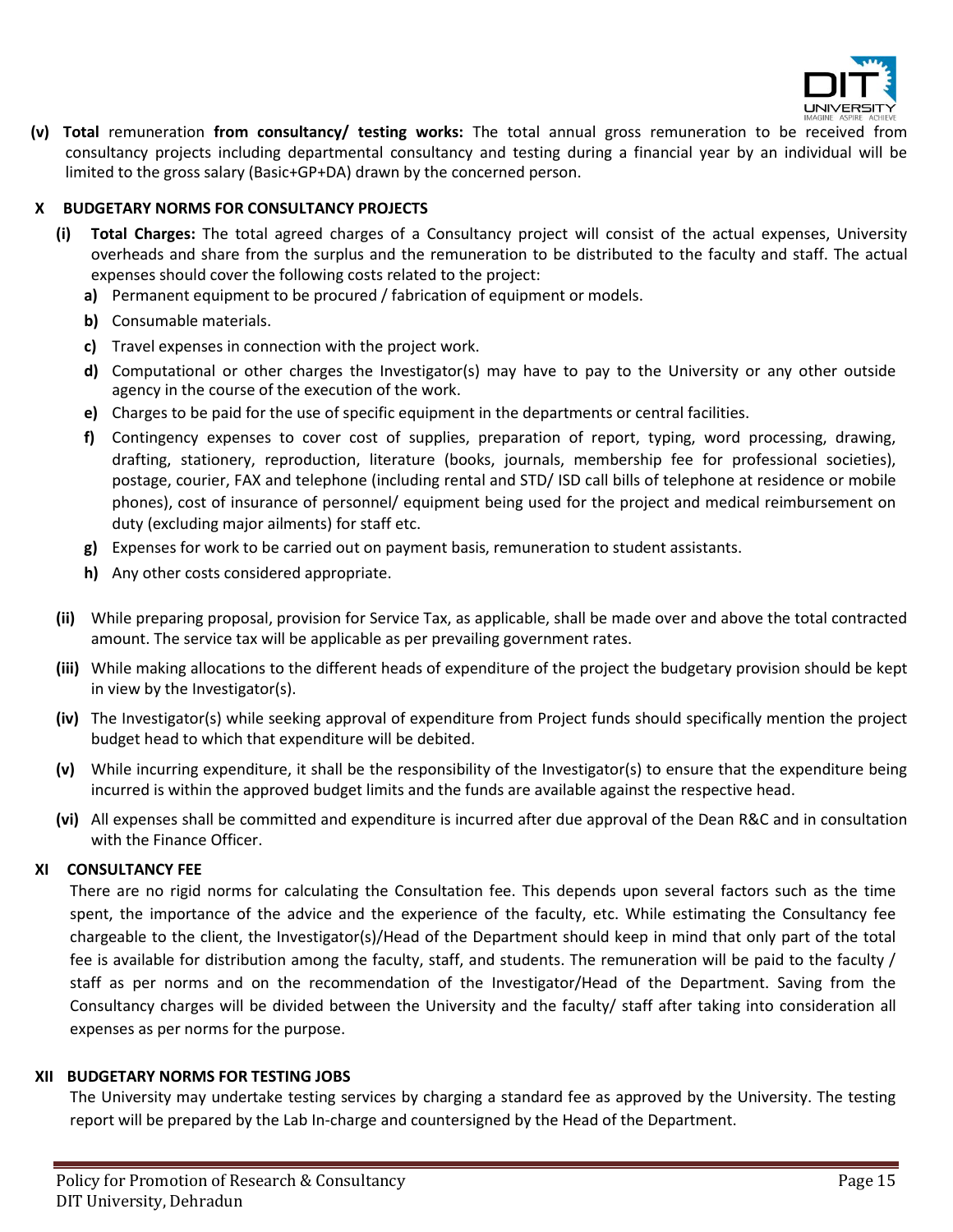**(v) Total** remuneration **from consultancy/ testing works:** The total annual gross remuneration to be received from consultancy projects including departmental consultancy and testing during a financial year by an individual will be limited to the gross salary (Basic+GP+DA) drawn by the concerned person.

## X BUDGETARY NORMS FOR CONSULTANCY PROJECTS

**(i) Total Charges:** The total agreed charges of a Consultancy project will consist of the actual expenses, University overheads and share from the surplus and the remuneration to be distributed to the faculty and staff. The actual expenses should cover the following costs related to the project:

- **a)** Permanent equipment to be procured / fabrication of equipment or models.
- **b)** Consumable materials.
- **c)** Travel expenses in connection with the project work.
- **d)** Computational or other charges the Investigator(s) may have to pay to the University or any other outside agency in the course of the execution of the work.
- **e)** Charges to be paid for the use of specific equipment in the departments or central facilities.
- **f)** Contingency expenses to cover cost of supplies, preparation of report, typing, word processing, drawing, drafting, stationery, reproduction, literature (books, journals, membership fee for professional societies), postage, courier, FAX and telephone (including rental and STD/ ISD call bills of telephone at residence or mobile phones), cost of insurance of personnel/ equipment being used for the project and medical reimbursement on duty (excluding major ailments) for staff etc.
- **g)** Expenses for work to be carried out on payment basis, remuneration to student assistants.
- **h)** Any other costs considered appropriate.

**(ii)** While preparing proposal, provision for Service Tax, as applicable, shall be made over and above the total contracted amount. The service tax will be applicable as per prevailing government rates.

**(iii)** While making allocations to the different heads of expenditure of the project the budgetary provision should be kept in view by the Investigator(s).

**(iv)** The Investigator(s) while seeking approval of expenditure from Project funds should specifically mention the project budget head to which that expenditure will be debited.

**(v)** While incurring expenditure, it shall be the responsibility of the Investigator(s) to ensure that the expenditure being incurred is within the approved budget limits and the funds are available against the respective head.

**(vi)** All expenses shall be committed and expenditure is incurred after due approval of the Dean R&C and in consultation with the Finance Officer.

## XI CONSULTANCY FEE

There are no rigid norms for calculating the Consultation fee. This depends upon several factors such as the time spent, the importance of the advice and the experience of the faculty, etc. While estimating the Consultancy fee chargeable to the client, the Investigator(s)/Head of the Department should keep in mind that only part of the total fee is available for distribution among the faculty, staff, and students. The remuneration will be paid to the faculty / staff as per norms and on the recommendation of the Investigator/Head of the Department. Saving from the Consultancy charges will be divided between the University and the faculty/ staff after taking into consideration all expenses as per norms for the purpose.

## XII BUDGETARY NORMS FOR TESTING JOBS

The University may undertake testing services by charging a standard fee as approved by the University. The testing report will be prepared by the Lab In-charge and countersigned by the Head of the Department.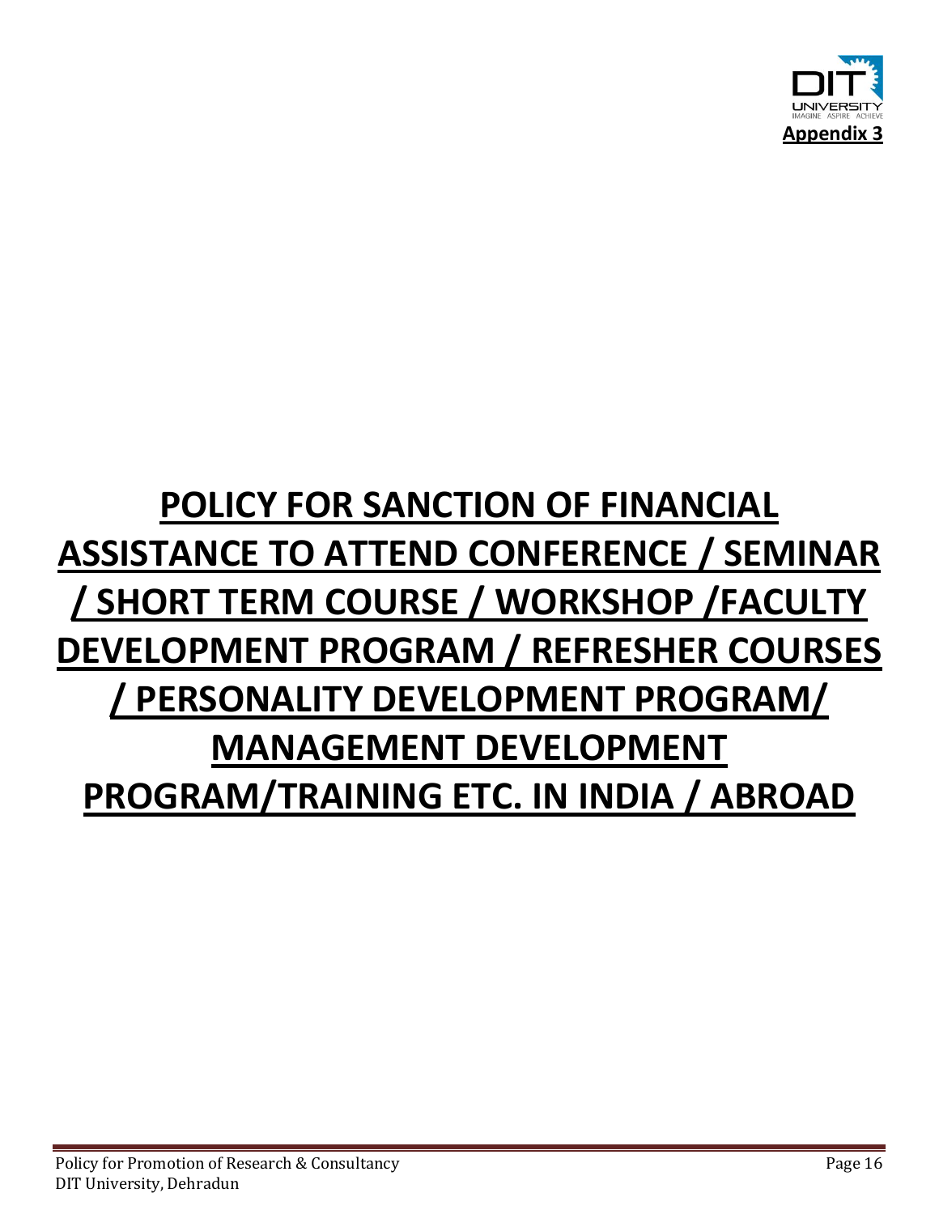**Appendix 3**

# POLICY FOR SANCTION OF FINANCIAL ASSISTANCE TO ATTEND CONFERENCE / SEMINAR / SHORT TERM COURSE / WORKSHOP /FACULTY DEVELOPMENT PROGRAM / REFRESHER COURSES / PERSONALITY DEVELOPMENT PROGRAM/ MANAGEMENT DEVELOPMENT PROGRAM/TRAINING ETC. IN INDIA / ABROAD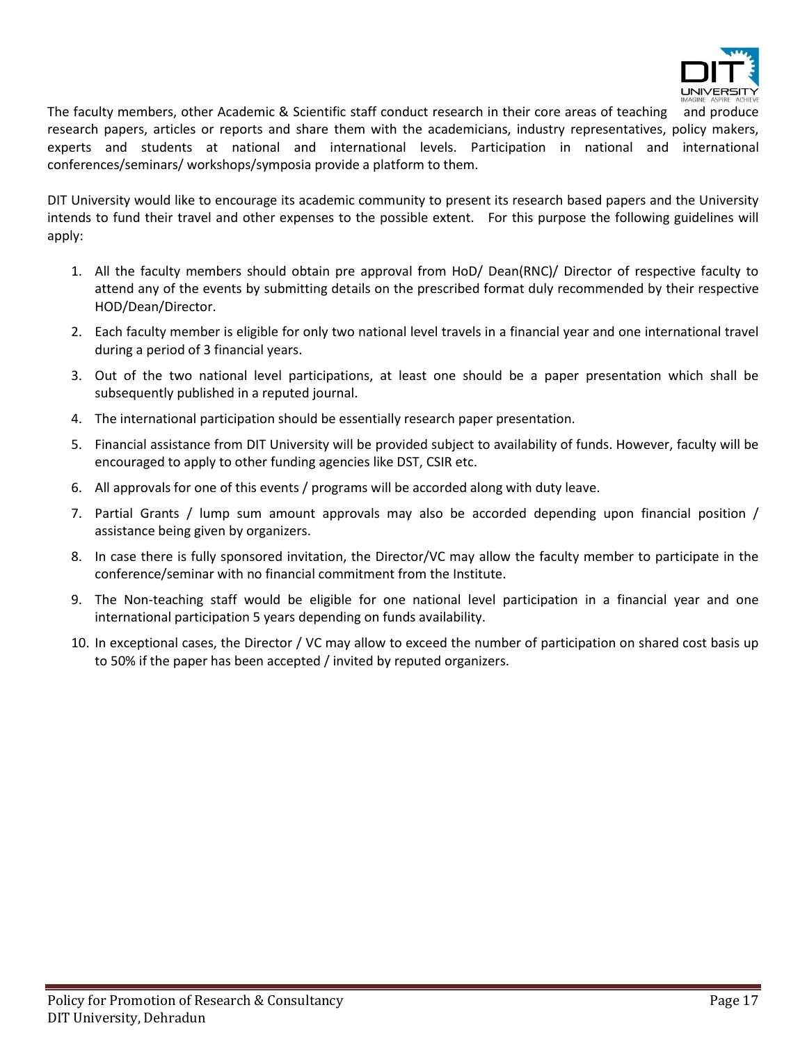The faculty members, other Academic & Scientific staff conduct research in their core areas of teaching and produce research papers, articles or reports and share them with the academicians, industry representatives, policy makers, experts and students at national and international levels. Participation in national and international conferences/seminars/ workshops/symposia provide a platform to them.

DIT University would like to encourage its academic community to present its research based papers and the University intends to fund their travel and other expenses to the possible extent. For this purpose the following guidelines will apply:

1. All the faculty members should obtain pre approval from HoD/ Dean(RNC)/ Director of respective faculty to attend any of the events by submitting details on the prescribed format duly recommended by their respective HOD/Dean/Director.
2. Each faculty member is eligible for only two national level travels in a financial year and one international travel during a period of 3 financial years.
3. Out of the two national level participations, at least one should be a paper presentation which shall be subsequently published in a reputed journal.
4. The international participation should be essentially research paper presentation.
5. Financial assistance from DIT University will be provided subject to availability of funds. However, faculty will be encouraged to apply to other funding agencies like DST, CSIR etc.
6. All approvals for one of this events / programs will be accorded along with duty leave.
7. Partial Grants / lump sum amount approvals may also be accorded depending upon financial position / assistance being given by organizers.
8. In case there is fully sponsored invitation, the Director/VC may allow the faculty member to participate in the conference/seminar with no financial commitment from the Institute.
9. The Non-teaching staff would be eligible for one national level participation in a financial year and one international participation 5 years depending on funds availability.
10. In exceptional cases, the Director / VC may allow to exceed the number of participation on shared cost basis up to 50% if the paper has been accepted / invited by reputed organizers.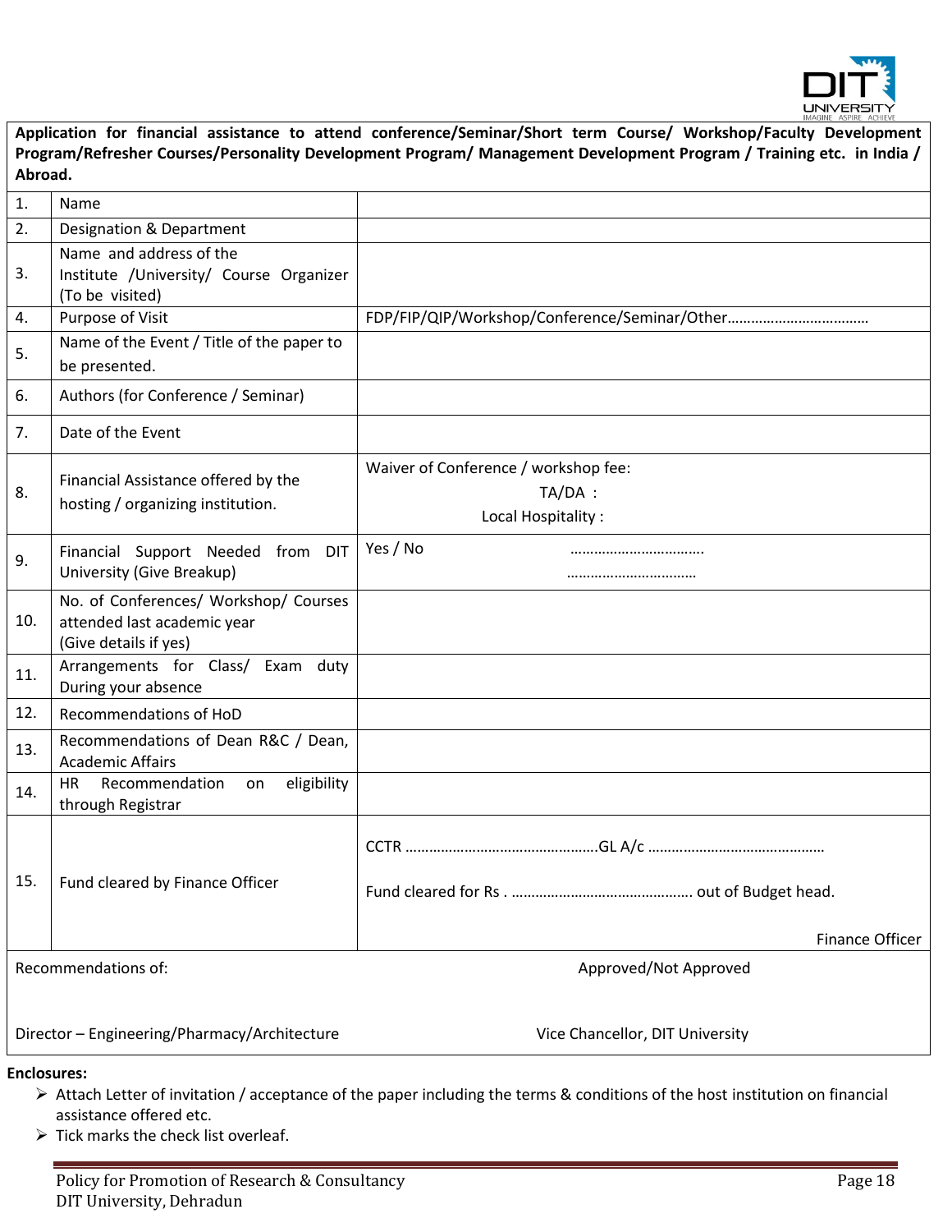**Application for financial assistance to attend conference/Seminar/Short term Course/ Workshop/Faculty Development Program/Refresher Courses/Personality Development Program/ Management Development Program / Training etc. in India / Abroad.**

| | | |
|---|---|---|
| 1. | Name | |
| 2. | Designation & Department | |
| 3. | Name and address of the Institute /University/ Course Organizer (To be visited) | |
| 4. | Purpose of Visit | FDP/FIP/QIP/Workshop/Conference/Seminar/Other……………………………… |
| 5. | Name of the Event / Title of the paper to be presented. | |
| 6. | Authors (for Conference / Seminar) | |
| 7. | Date of the Event | |
| 8. | Financial Assistance offered by the hosting / organizing institution. | Waiver of Conference / workshop fee:<br>TA/DA :<br>Local Hospitality : |
| 9. | Financial Support Needed from DIT University (Give Breakup) | Yes / No …………………………….<br>……………………………. |
| 10. | No. of Conferences/ Workshop/ Courses attended last academic year (Give details if yes) | |
| 11. | Arrangements for Class/ Exam duty During your absence | |
| 12. | Recommendations of HoD | |
| 13. | Recommendations of Dean R&C / Dean, Academic Affairs | |
| 14. | HR Recommendation on eligibility through Registrar | |
| 15. | Fund cleared by Finance Officer | CCTR ………………………………………….GL A/c ………………………………………<br>Fund cleared for Rs . ………………………………………. out of Budget head.<br>Finance Officer |

Recommendations of: Approved/Not Approved

Director – Engineering/Pharmacy/Architecture Vice Chancellor, DIT University

**Enclosures:**

- Attach Letter of invitation / acceptance of the paper including the terms & conditions of the host institution on financial assistance offered etc.
- Tick marks the check list overleaf.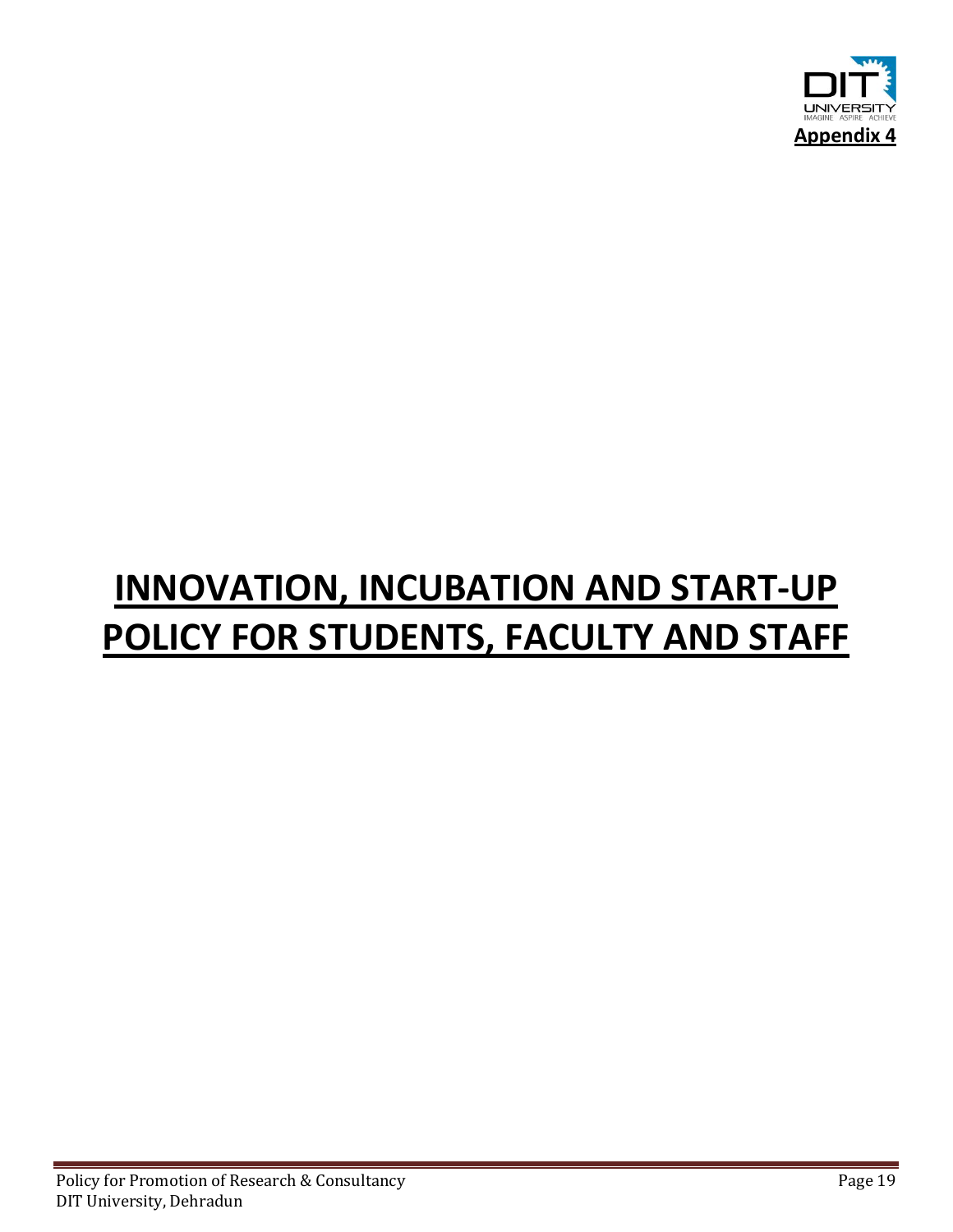**Appendix 4**

# INNOVATION, INCUBATION AND START-UP POLICY FOR STUDENTS, FACULTY AND STAFF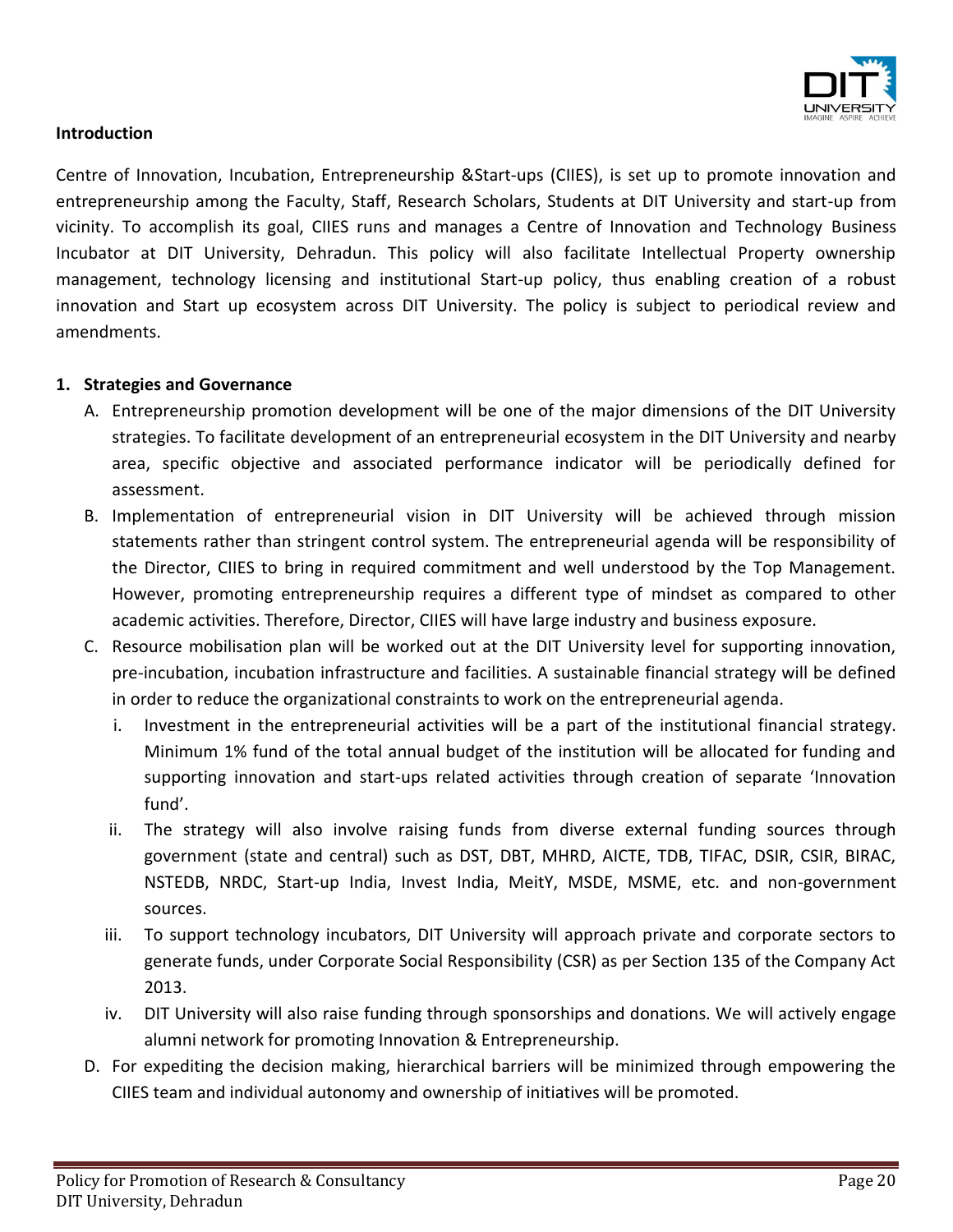**Introduction**

Centre of Innovation, Incubation, Entrepreneurship &Start-ups (CIIES), is set up to promote innovation and entrepreneurship among the Faculty, Staff, Research Scholars, Students at DIT University and start-up from vicinity. To accomplish its goal, CIIES runs and manages a Centre of Innovation and Technology Business Incubator at DIT University, Dehradun. This policy will also facilitate Intellectual Property ownership management, technology licensing and institutional Start-up policy, thus enabling creation of a robust innovation and Start up ecosystem across DIT University. The policy is subject to periodical review and amendments.

1. **Strategies and Governance**
   A. Entrepreneurship promotion development will be one of the major dimensions of the DIT University strategies. To facilitate development of an entrepreneurial ecosystem in the DIT University and nearby area, specific objective and associated performance indicator will be periodically defined for assessment.
   B. Implementation of entrepreneurial vision in DIT University will be achieved through mission statements rather than stringent control system. The entrepreneurial agenda will be responsibility of the Director, CIIES to bring in required commitment and well understood by the Top Management. However, promoting entrepreneurship requires a different type of mindset as compared to other academic activities. Therefore, Director, CIIES will have large industry and business exposure.
   C. Resource mobilisation plan will be worked out at the DIT University level for supporting innovation, pre-incubation, incubation infrastructure and facilities. A sustainable financial strategy will be defined in order to reduce the organizational constraints to work on the entrepreneurial agenda.
      i. Investment in the entrepreneurial activities will be a part of the institutional financial strategy. Minimum 1% fund of the total annual budget of the institution will be allocated for funding and supporting innovation and start-ups related activities through creation of separate 'Innovation fund'.
      ii. The strategy will also involve raising funds from diverse external funding sources through government (state and central) such as DST, DBT, MHRD, AICTE, TDB, TIFAC, DSIR, CSIR, BIRAC, NSTEDB, NRDC, Start-up India, Invest India, MeitY, MSDE, MSME, etc. and non-government sources.
      iii. To support technology incubators, DIT University will approach private and corporate sectors to generate funds, under Corporate Social Responsibility (CSR) as per Section 135 of the Company Act 2013.
      iv. DIT University will also raise funding through sponsorships and donations. We will actively engage alumni network for promoting Innovation & Entrepreneurship.
   D. For expediting the decision making, hierarchical barriers will be minimized through empowering the CIIES team and individual autonomy and ownership of initiatives will be promoted.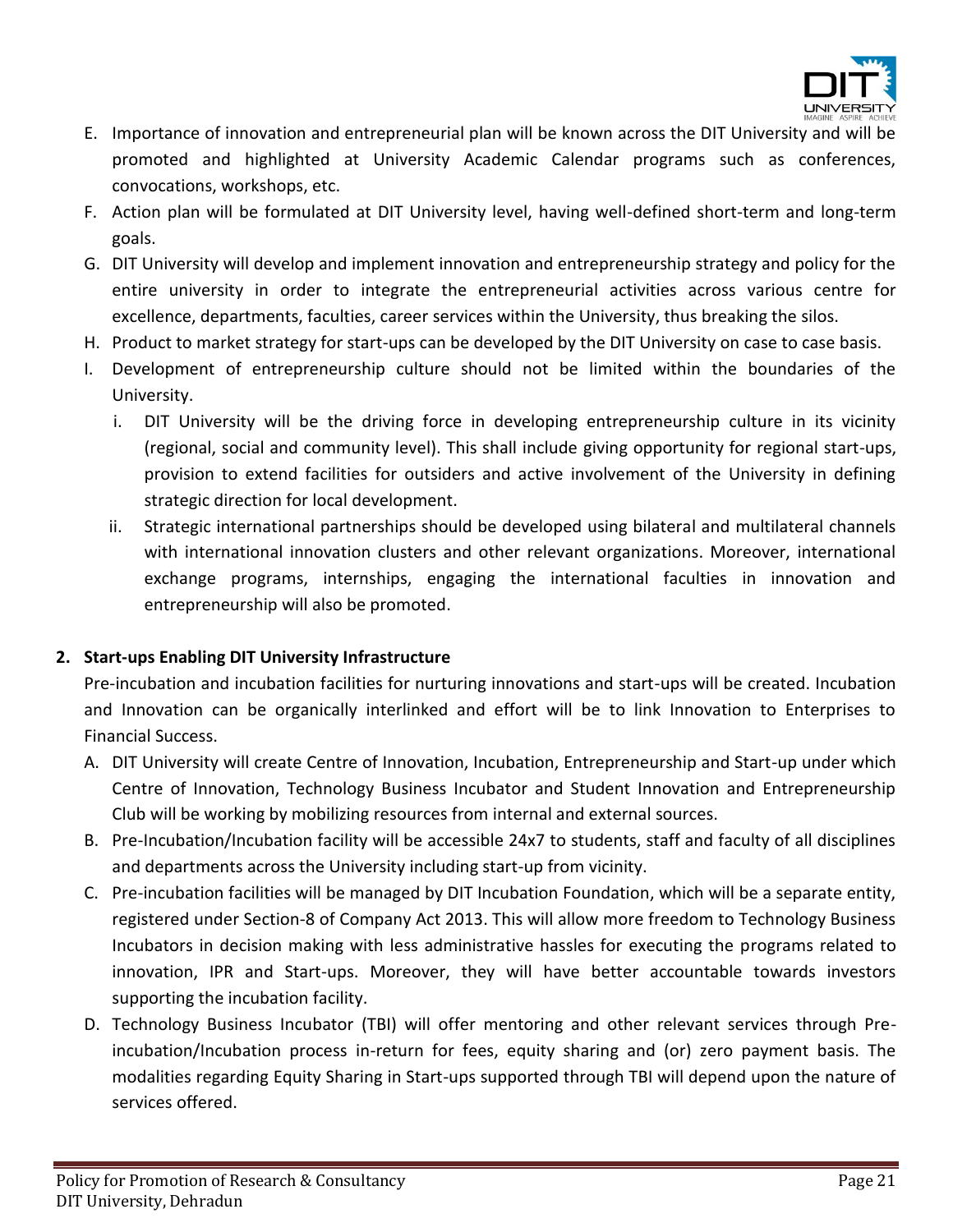E. Importance of innovation and entrepreneurial plan will be known across the DIT University and will be promoted and highlighted at University Academic Calendar programs such as conferences, convocations, workshops, etc.

F. Action plan will be formulated at DIT University level, having well-defined short-term and long-term goals.

G. DIT University will develop and implement innovation and entrepreneurship strategy and policy for the entire university in order to integrate the entrepreneurial activities across various centre for excellence, departments, faculties, career services within the University, thus breaking the silos.

H. Product to market strategy for start-ups can be developed by the DIT University on case to case basis.

I. Development of entrepreneurship culture should not be limited within the boundaries of the University.

   i. DIT University will be the driving force in developing entrepreneurship culture in its vicinity (regional, social and community level). This shall include giving opportunity for regional start-ups, provision to extend facilities for outsiders and active involvement of the University in defining strategic direction for local development.

   ii. Strategic international partnerships should be developed using bilateral and multilateral channels with international innovation clusters and other relevant organizations. Moreover, international exchange programs, internships, engaging the international faculties in innovation and entrepreneurship will also be promoted.

**2. Start-ups Enabling DIT University Infrastructure**

Pre-incubation and incubation facilities for nurturing innovations and start-ups will be created. Incubation and Innovation can be organically interlinked and effort will be to link Innovation to Enterprises to Financial Success.

A. DIT University will create Centre of Innovation, Incubation, Entrepreneurship and Start-up under which Centre of Innovation, Technology Business Incubator and Student Innovation and Entrepreneurship Club will be working by mobilizing resources from internal and external sources.

B. Pre-Incubation/Incubation facility will be accessible 24x7 to students, staff and faculty of all disciplines and departments across the University including start-up from vicinity.

C. Pre-incubation facilities will be managed by DIT Incubation Foundation, which will be a separate entity, registered under Section-8 of Company Act 2013. This will allow more freedom to Technology Business Incubators in decision making with less administrative hassles for executing the programs related to innovation, IPR and Start-ups. Moreover, they will have better accountable towards investors supporting the incubation facility.

D. Technology Business Incubator (TBI) will offer mentoring and other relevant services through Pre-incubation/Incubation process in-return for fees, equity sharing and (or) zero payment basis. The modalities regarding Equity Sharing in Start-ups supported through TBI will depend upon the nature of services offered.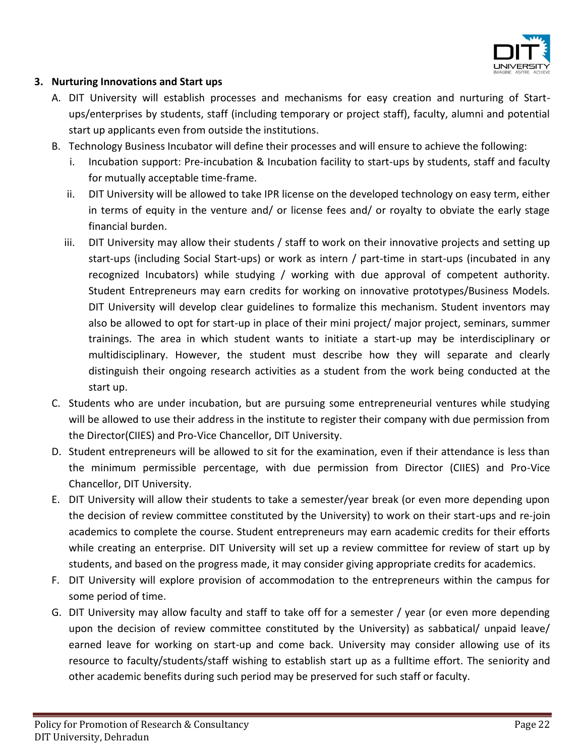### 3. Nurturing Innovations and Start ups

A. DIT University will establish processes and mechanisms for easy creation and nurturing of Start-ups/enterprises by students, staff (including temporary or project staff), faculty, alumni and potential start up applicants even from outside the institutions.

B. Technology Business Incubator will define their processes and will ensure to achieve the following:

   i. Incubation support: Pre-incubation & Incubation facility to start-ups by students, staff and faculty for mutually acceptable time-frame.

   ii. DIT University will be allowed to take IPR license on the developed technology on easy term, either in terms of equity in the venture and/ or license fees and/ or royalty to obviate the early stage financial burden.

   iii. DIT University may allow their students / staff to work on their innovative projects and setting up start-ups (including Social Start-ups) or work as intern / part-time in start-ups (incubated in any recognized Incubators) while studying / working with due approval of competent authority. Student Entrepreneurs may earn credits for working on innovative prototypes/Business Models. DIT University will develop clear guidelines to formalize this mechanism. Student inventors may also be allowed to opt for start-up in place of their mini project/ major project, seminars, summer trainings. The area in which student wants to initiate a start-up may be interdisciplinary or multidisciplinary. However, the student must describe how they will separate and clearly distinguish their ongoing research activities as a student from the work being conducted at the start up.

C. Students who are under incubation, but are pursuing some entrepreneurial ventures while studying will be allowed to use their address in the institute to register their company with due permission from the Director(CIIES) and Pro-Vice Chancellor, DIT University.

D. Student entrepreneurs will be allowed to sit for the examination, even if their attendance is less than the minimum permissible percentage, with due permission from Director (CIIES) and Pro-Vice Chancellor, DIT University.

E. DIT University will allow their students to take a semester/year break (or even more depending upon the decision of review committee constituted by the University) to work on their start-ups and re-join academics to complete the course. Student entrepreneurs may earn academic credits for their efforts while creating an enterprise. DIT University will set up a review committee for review of start up by students, and based on the progress made, it may consider giving appropriate credits for academics.

F. DIT University will explore provision of accommodation to the entrepreneurs within the campus for some period of time.

G. DIT University may allow faculty and staff to take off for a semester / year (or even more depending upon the decision of review committee constituted by the University) as sabbatical/ unpaid leave/ earned leave for working on start-up and come back. University may consider allowing use of its resource to faculty/students/staff wishing to establish start up as a fulltime effort. The seniority and other academic benefits during such period may be preserved for such staff or faculty.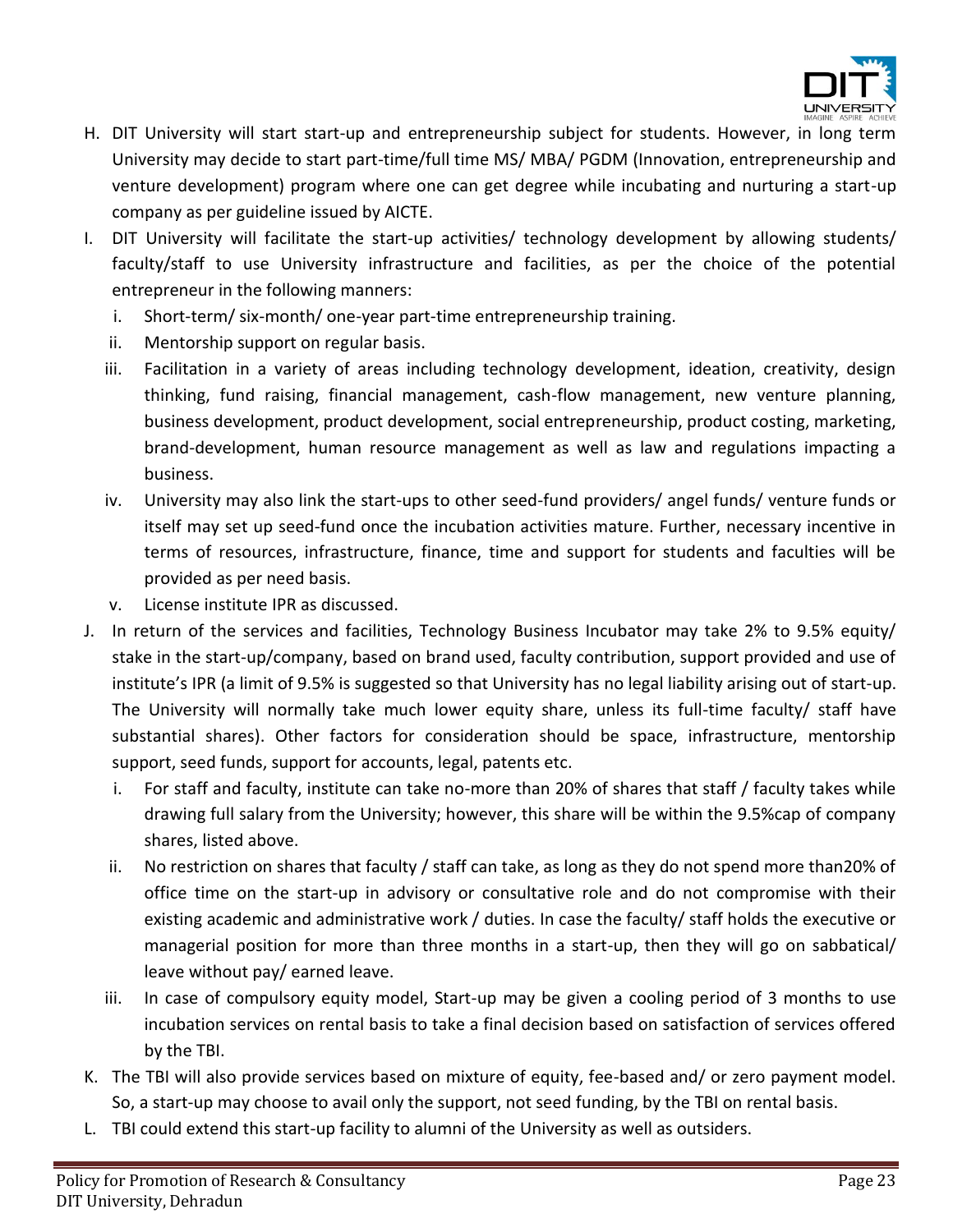H. DIT University will start start-up and entrepreneurship subject for students. However, in long term University may decide to start part-time/full time MS/ MBA/ PGDM (Innovation, entrepreneurship and venture development) program where one can get degree while incubating and nurturing a start-up company as per guideline issued by AICTE.

I. DIT University will facilitate the start-up activities/ technology development by allowing students/ faculty/staff to use University infrastructure and facilities, as per the choice of the potential entrepreneur in the following manners:

   i. Short-term/ six-month/ one-year part-time entrepreneurship training.
   ii. Mentorship support on regular basis.
   iii. Facilitation in a variety of areas including technology development, ideation, creativity, design thinking, fund raising, financial management, cash-flow management, new venture planning, business development, product development, social entrepreneurship, product costing, marketing, brand-development, human resource management as well as law and regulations impacting a business.
   iv. University may also link the start-ups to other seed-fund providers/ angel funds/ venture funds or itself may set up seed-fund once the incubation activities mature. Further, necessary incentive in terms of resources, infrastructure, finance, time and support for students and faculties will be provided as per need basis.
   v. License institute IPR as discussed.

J. In return of the services and facilities, Technology Business Incubator may take 2% to 9.5% equity/ stake in the start-up/company, based on brand used, faculty contribution, support provided and use of institute's IPR (a limit of 9.5% is suggested so that University has no legal liability arising out of start-up. The University will normally take much lower equity share, unless its full-time faculty/ staff have substantial shares). Other factors for consideration should be space, infrastructure, mentorship support, seed funds, support for accounts, legal, patents etc.

   i. For staff and faculty, institute can take no-more than 20% of shares that staff / faculty takes while drawing full salary from the University; however, this share will be within the 9.5%cap of company shares, listed above.
   ii. No restriction on shares that faculty / staff can take, as long as they do not spend more than20% of office time on the start-up in advisory or consultative role and do not compromise with their existing academic and administrative work / duties. In case the faculty/ staff holds the executive or managerial position for more than three months in a start-up, then they will go on sabbatical/ leave without pay/ earned leave.
   iii. In case of compulsory equity model, Start-up may be given a cooling period of 3 months to use incubation services on rental basis to take a final decision based on satisfaction of services offered by the TBI.

K. The TBI will also provide services based on mixture of equity, fee-based and/ or zero payment model. So, a start-up may choose to avail only the support, not seed funding, by the TBI on rental basis.

L. TBI could extend this start-up facility to alumni of the University as well as outsiders.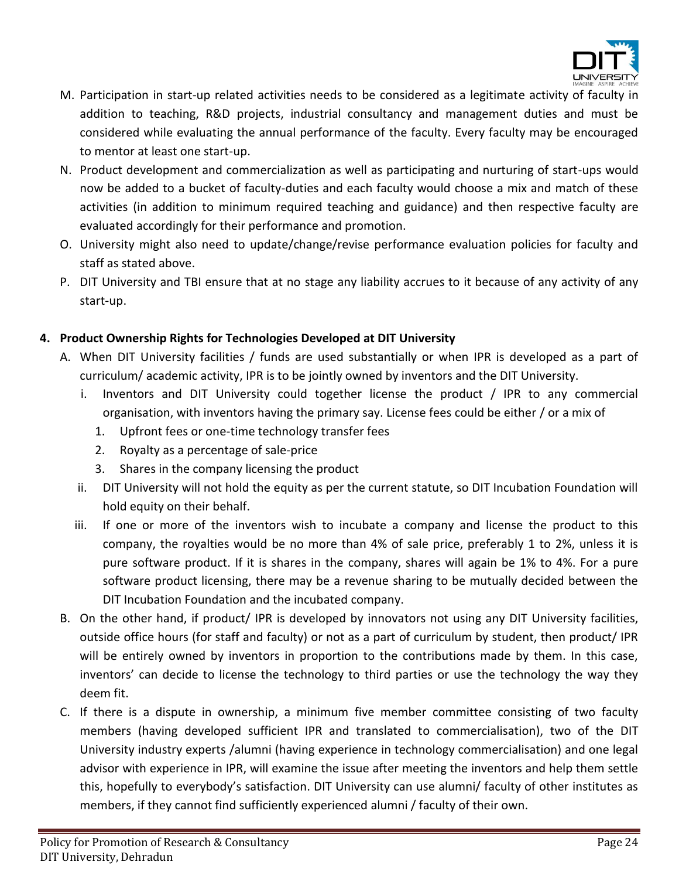M. Participation in start-up related activities needs to be considered as a legitimate activity of faculty in addition to teaching, R&D projects, industrial consultancy and management duties and must be considered while evaluating the annual performance of the faculty. Every faculty may be encouraged to mentor at least one start-up.

N. Product development and commercialization as well as participating and nurturing of start-ups would now be added to a bucket of faculty-duties and each faculty would choose a mix and match of these activities (in addition to minimum required teaching and guidance) and then respective faculty are evaluated accordingly for their performance and promotion.

O. University might also need to update/change/revise performance evaluation policies for faculty and staff as stated above.

P. DIT University and TBI ensure that at no stage any liability accrues to it because of any activity of any start-up.

**4. Product Ownership Rights for Technologies Developed at DIT University**

A. When DIT University facilities / funds are used substantially or when IPR is developed as a part of curriculum/ academic activity, IPR is to be jointly owned by inventors and the DIT University.

   i. Inventors and DIT University could together license the product / IPR to any commercial organisation, with inventors having the primary say. License fees could be either / or a mix of

      1. Upfront fees or one-time technology transfer fees
      2. Royalty as a percentage of sale-price
      3. Shares in the company licensing the product

   ii. DIT University will not hold the equity as per the current statute, so DIT Incubation Foundation will hold equity on their behalf.

   iii. If one or more of the inventors wish to incubate a company and license the product to this company, the royalties would be no more than 4% of sale price, preferably 1 to 2%, unless it is pure software product. If it is shares in the company, shares will again be 1% to 4%. For a pure software product licensing, there may be a revenue sharing to be mutually decided between the DIT Incubation Foundation and the incubated company.

B. On the other hand, if product/ IPR is developed by innovators not using any DIT University facilities, outside office hours (for staff and faculty) or not as a part of curriculum by student, then product/ IPR will be entirely owned by inventors in proportion to the contributions made by them. In this case, inventors' can decide to license the technology to third parties or use the technology the way they deem fit.

C. If there is a dispute in ownership, a minimum five member committee consisting of two faculty members (having developed sufficient IPR and translated to commercialisation), two of the DIT University industry experts /alumni (having experience in technology commercialisation) and one legal advisor with experience in IPR, will examine the issue after meeting the inventors and help them settle this, hopefully to everybody's satisfaction. DIT University can use alumni/ faculty of other institutes as members, if they cannot find sufficiently experienced alumni / faculty of their own.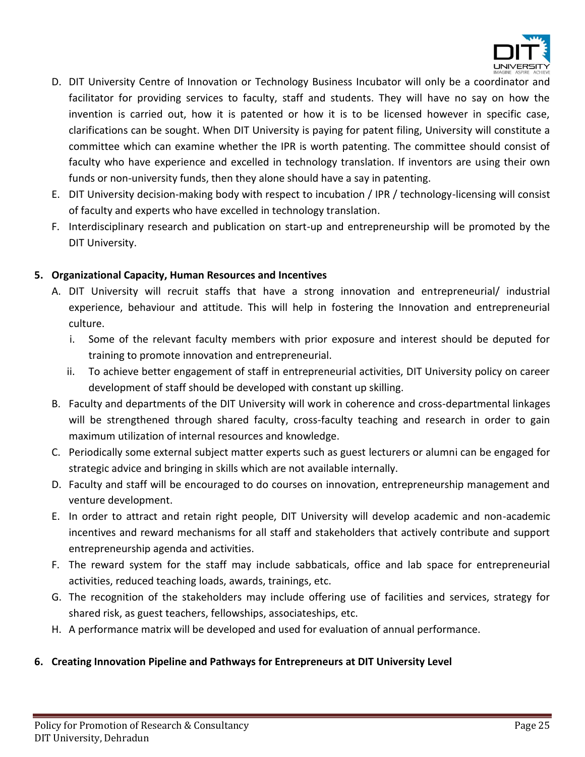D. DIT University Centre of Innovation or Technology Business Incubator will only be a coordinator and facilitator for providing services to faculty, staff and students. They will have no say on how the invention is carried out, how it is patented or how it is to be licensed however in specific case, clarifications can be sought. When DIT University is paying for patent filing, University will constitute a committee which can examine whether the IPR is worth patenting. The committee should consist of faculty who have experience and excelled in technology translation. If inventors are using their own funds or non-university funds, then they alone should have a say in patenting.
E. DIT University decision-making body with respect to incubation / IPR / technology-licensing will consist of faculty and experts who have excelled in technology translation.
F. Interdisciplinary research and publication on start-up and entrepreneurship will be promoted by the DIT University.

**5. Organizational Capacity, Human Resources and Incentives**

A. DIT University will recruit staffs that have a strong innovation and entrepreneurial/ industrial experience, behaviour and attitude. This will help in fostering the Innovation and entrepreneurial culture.
   i. Some of the relevant faculty members with prior exposure and interest should be deputed for training to promote innovation and entrepreneurial.
   ii. To achieve better engagement of staff in entrepreneurial activities, DIT University policy on career development of staff should be developed with constant up skilling.
B. Faculty and departments of the DIT University will work in coherence and cross-departmental linkages will be strengthened through shared faculty, cross-faculty teaching and research in order to gain maximum utilization of internal resources and knowledge.
C. Periodically some external subject matter experts such as guest lecturers or alumni can be engaged for strategic advice and bringing in skills which are not available internally.
D. Faculty and staff will be encouraged to do courses on innovation, entrepreneurship management and venture development.
E. In order to attract and retain right people, DIT University will develop academic and non-academic incentives and reward mechanisms for all staff and stakeholders that actively contribute and support entrepreneurship agenda and activities.
F. The reward system for the staff may include sabbaticals, office and lab space for entrepreneurial activities, reduced teaching loads, awards, trainings, etc.
G. The recognition of the stakeholders may include offering use of facilities and services, strategy for shared risk, as guest teachers, fellowships, associateships, etc.
H. A performance matrix will be developed and used for evaluation of annual performance.

**6. Creating Innovation Pipeline and Pathways for Entrepreneurs at DIT University Level**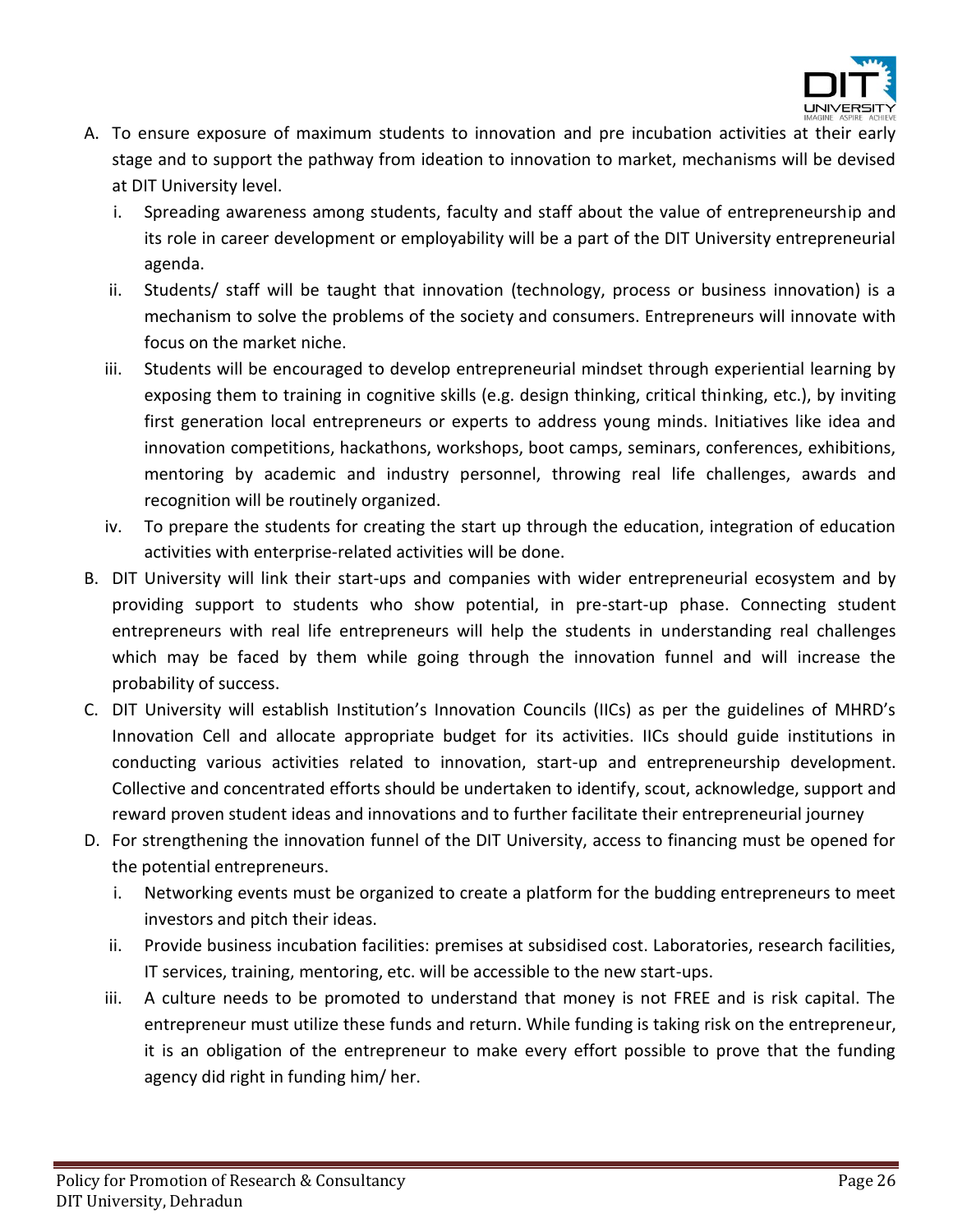A. To ensure exposure of maximum students to innovation and pre incubation activities at their early stage and to support the pathway from ideation to innovation to market, mechanisms will be devised at DIT University level.

   i. Spreading awareness among students, faculty and staff about the value of entrepreneurship and its role in career development or employability will be a part of the DIT University entrepreneurial agenda.

   ii. Students/ staff will be taught that innovation (technology, process or business innovation) is a mechanism to solve the problems of the society and consumers. Entrepreneurs will innovate with focus on the market niche.

   iii. Students will be encouraged to develop entrepreneurial mindset through experiential learning by exposing them to training in cognitive skills (e.g. design thinking, critical thinking, etc.), by inviting first generation local entrepreneurs or experts to address young minds. Initiatives like idea and innovation competitions, hackathons, workshops, boot camps, seminars, conferences, exhibitions, mentoring by academic and industry personnel, throwing real life challenges, awards and recognition will be routinely organized.

   iv. To prepare the students for creating the start up through the education, integration of education activities with enterprise-related activities will be done.

B. DIT University will link their start-ups and companies with wider entrepreneurial ecosystem and by providing support to students who show potential, in pre-start-up phase. Connecting student entrepreneurs with real life entrepreneurs will help the students in understanding real challenges which may be faced by them while going through the innovation funnel and will increase the probability of success.

C. DIT University will establish Institution's Innovation Councils (IICs) as per the guidelines of MHRD's Innovation Cell and allocate appropriate budget for its activities. IICs should guide institutions in conducting various activities related to innovation, start-up and entrepreneurship development. Collective and concentrated efforts should be undertaken to identify, scout, acknowledge, support and reward proven student ideas and innovations and to further facilitate their entrepreneurial journey

D. For strengthening the innovation funnel of the DIT University, access to financing must be opened for the potential entrepreneurs.

   i. Networking events must be organized to create a platform for the budding entrepreneurs to meet investors and pitch their ideas.

   ii. Provide business incubation facilities: premises at subsidised cost. Laboratories, research facilities, IT services, training, mentoring, etc. will be accessible to the new start-ups.

   iii. A culture needs to be promoted to understand that money is not FREE and is risk capital. The entrepreneur must utilize these funds and return. While funding is taking risk on the entrepreneur, it is an obligation of the entrepreneur to make every effort possible to prove that the funding agency did right in funding him/ her.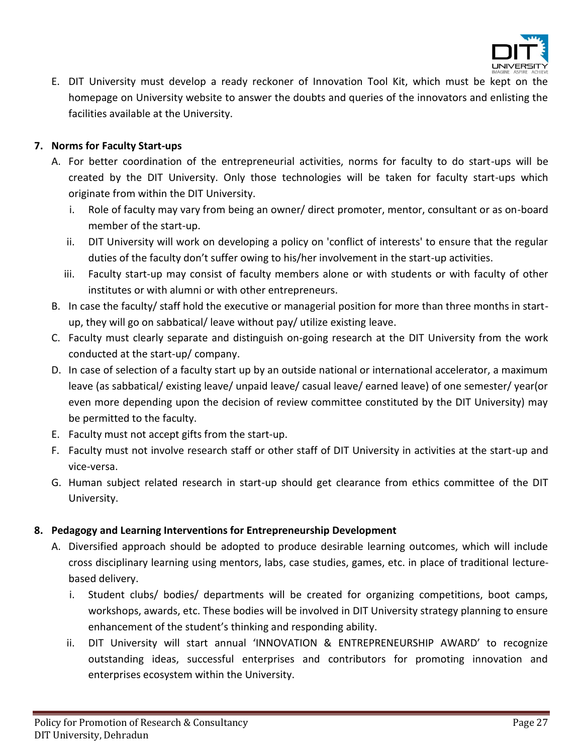E. DIT University must develop a ready reckoner of Innovation Tool Kit, which must be kept on the homepage on University website to answer the doubts and queries of the innovators and enlisting the facilities available at the University.

**7. Norms for Faculty Start-ups**

A. For better coordination of the entrepreneurial activities, norms for faculty to do start-ups will be created by the DIT University. Only those technologies will be taken for faculty start-ups which originate from within the DIT University.

   i. Role of faculty may vary from being an owner/ direct promoter, mentor, consultant or as on-board member of the start-up.

   ii. DIT University will work on developing a policy on 'conflict of interests' to ensure that the regular duties of the faculty don't suffer owing to his/her involvement in the start-up activities.

   iii. Faculty start-up may consist of faculty members alone or with students or with faculty of other institutes or with alumni or with other entrepreneurs.

B. In case the faculty/ staff hold the executive or managerial position for more than three months in start-up, they will go on sabbatical/ leave without pay/ utilize existing leave.

C. Faculty must clearly separate and distinguish on-going research at the DIT University from the work conducted at the start-up/ company.

D. In case of selection of a faculty start up by an outside national or international accelerator, a maximum leave (as sabbatical/ existing leave/ unpaid leave/ casual leave/ earned leave) of one semester/ year(or even more depending upon the decision of review committee constituted by the DIT University) may be permitted to the faculty.

E. Faculty must not accept gifts from the start-up.

F. Faculty must not involve research staff or other staff of DIT University in activities at the start-up and vice-versa.

G. Human subject related research in start-up should get clearance from ethics committee of the DIT University.

**8. Pedagogy and Learning Interventions for Entrepreneurship Development**

A. Diversified approach should be adopted to produce desirable learning outcomes, which will include cross disciplinary learning using mentors, labs, case studies, games, etc. in place of traditional lecture-based delivery.

   i. Student clubs/ bodies/ departments will be created for organizing competitions, boot camps, workshops, awards, etc. These bodies will be involved in DIT University strategy planning to ensure enhancement of the student's thinking and responding ability.

   ii. DIT University will start annual 'INNOVATION & ENTREPRENEURSHIP AWARD' to recognize outstanding ideas, successful enterprises and contributors for promoting innovation and enterprises ecosystem within the University.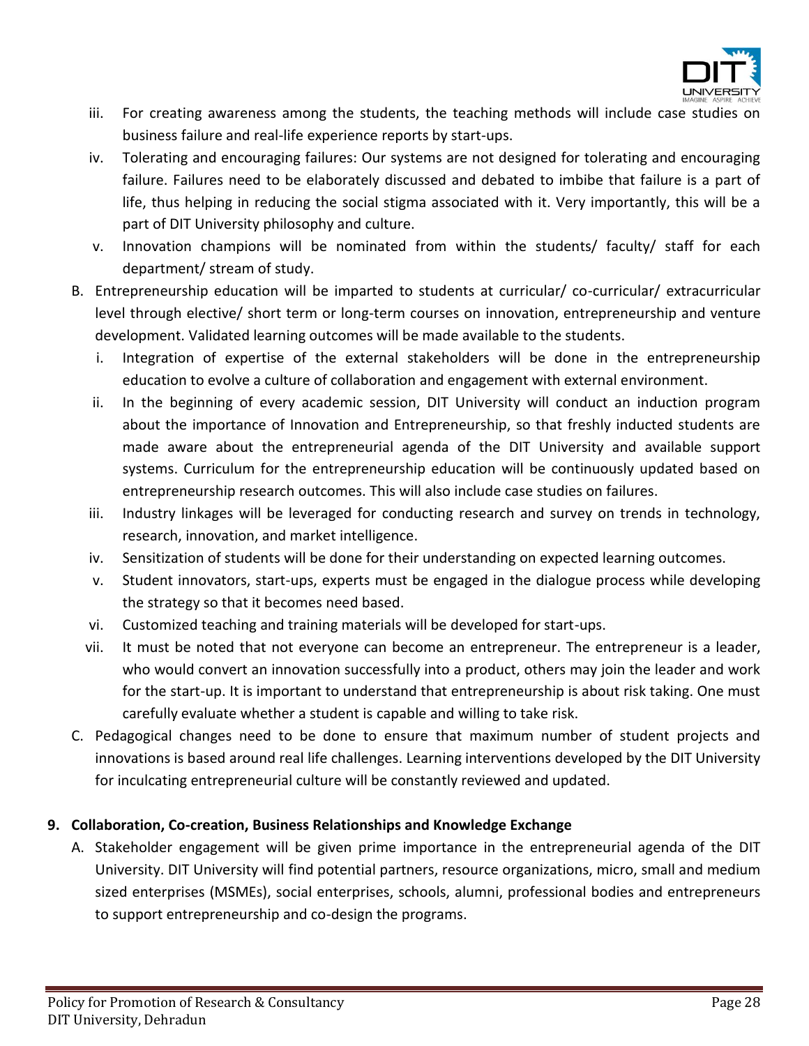iii. For creating awareness among the students, the teaching methods will include case studies on business failure and real-life experience reports by start-ups.

iv. Tolerating and encouraging failures: Our systems are not designed for tolerating and encouraging failure. Failures need to be elaborately discussed and debated to imbibe that failure is a part of life, thus helping in reducing the social stigma associated with it. Very importantly, this will be a part of DIT University philosophy and culture.

v. Innovation champions will be nominated from within the students/ faculty/ staff for each department/ stream of study.

B. Entrepreneurship education will be imparted to students at curricular/ co-curricular/ extracurricular level through elective/ short term or long-term courses on innovation, entrepreneurship and venture development. Validated learning outcomes will be made available to the students.

i. Integration of expertise of the external stakeholders will be done in the entrepreneurship education to evolve a culture of collaboration and engagement with external environment.

ii. In the beginning of every academic session, DIT University will conduct an induction program about the importance of Innovation and Entrepreneurship, so that freshly inducted students are made aware about the entrepreneurial agenda of the DIT University and available support systems. Curriculum for the entrepreneurship education will be continuously updated based on entrepreneurship research outcomes. This will also include case studies on failures.

iii. Industry linkages will be leveraged for conducting research and survey on trends in technology, research, innovation, and market intelligence.

iv. Sensitization of students will be done for their understanding on expected learning outcomes.

v. Student innovators, start-ups, experts must be engaged in the dialogue process while developing the strategy so that it becomes need based.

vi. Customized teaching and training materials will be developed for start-ups.

vii. It must be noted that not everyone can become an entrepreneur. The entrepreneur is a leader, who would convert an innovation successfully into a product, others may join the leader and work for the start-up. It is important to understand that entrepreneurship is about risk taking. One must carefully evaluate whether a student is capable and willing to take risk.

C. Pedagogical changes need to be done to ensure that maximum number of student projects and innovations is based around real life challenges. Learning interventions developed by the DIT University for inculcating entrepreneurial culture will be constantly reviewed and updated.

**9. Collaboration, Co-creation, Business Relationships and Knowledge Exchange**

A. Stakeholder engagement will be given prime importance in the entrepreneurial agenda of the DIT University. DIT University will find potential partners, resource organizations, micro, small and medium sized enterprises (MSMEs), social enterprises, schools, alumni, professional bodies and entrepreneurs to support entrepreneurship and co-design the programs.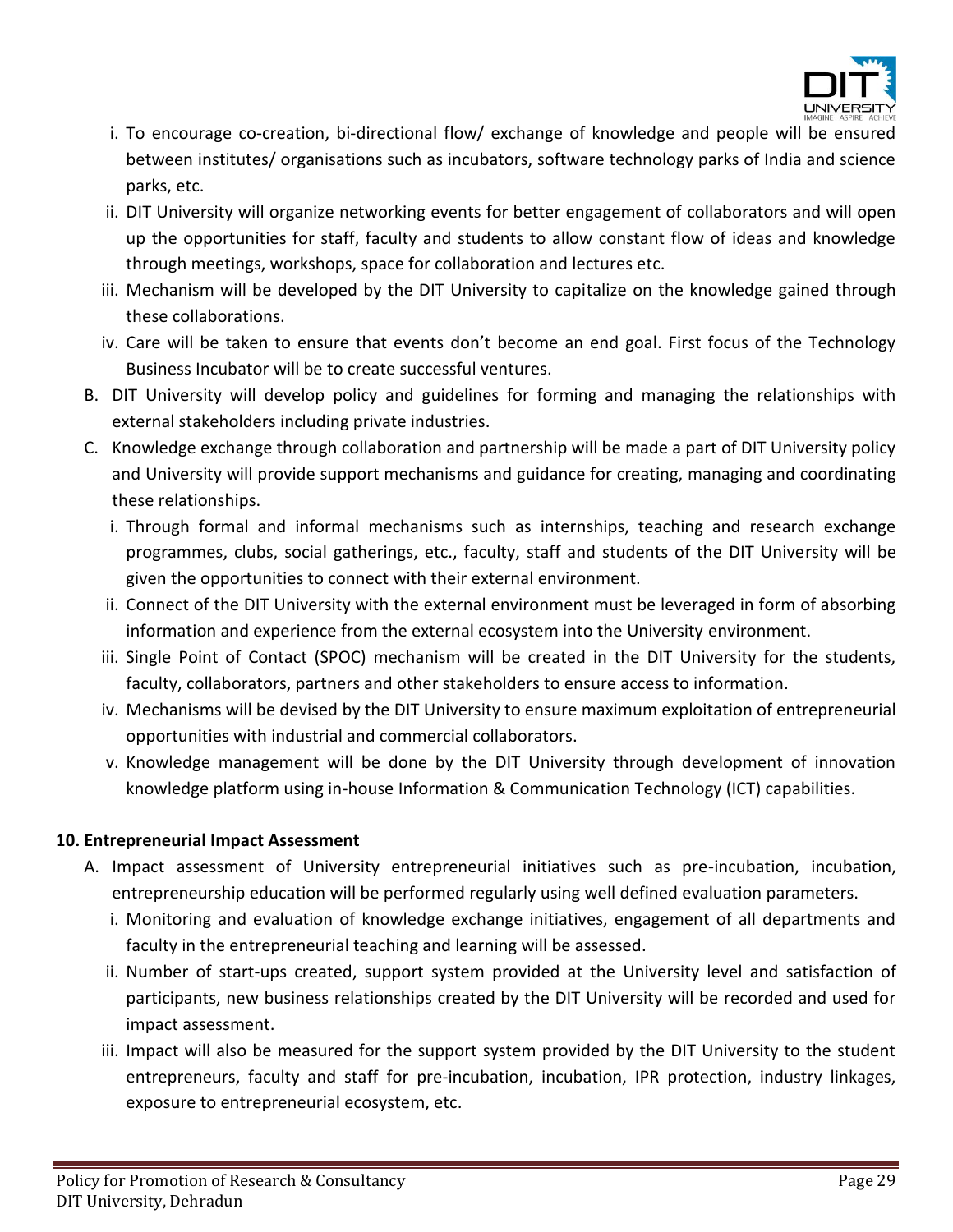i. To encourage co-creation, bi-directional flow/ exchange of knowledge and people will be ensured between institutes/ organisations such as incubators, software technology parks of India and science parks, etc.

ii. DIT University will organize networking events for better engagement of collaborators and will open up the opportunities for staff, faculty and students to allow constant flow of ideas and knowledge through meetings, workshops, space for collaboration and lectures etc.

iii. Mechanism will be developed by the DIT University to capitalize on the knowledge gained through these collaborations.

iv. Care will be taken to ensure that events don't become an end goal. First focus of the Technology Business Incubator will be to create successful ventures.

B. DIT University will develop policy and guidelines for forming and managing the relationships with external stakeholders including private industries.

C. Knowledge exchange through collaboration and partnership will be made a part of DIT University policy and University will provide support mechanisms and guidance for creating, managing and coordinating these relationships.

i. Through formal and informal mechanisms such as internships, teaching and research exchange programmes, clubs, social gatherings, etc., faculty, staff and students of the DIT University will be given the opportunities to connect with their external environment.

ii. Connect of the DIT University with the external environment must be leveraged in form of absorbing information and experience from the external ecosystem into the University environment.

iii. Single Point of Contact (SPOC) mechanism will be created in the DIT University for the students, faculty, collaborators, partners and other stakeholders to ensure access to information.

iv. Mechanisms will be devised by the DIT University to ensure maximum exploitation of entrepreneurial opportunities with industrial and commercial collaborators.

v. Knowledge management will be done by the DIT University through development of innovation knowledge platform using in-house Information & Communication Technology (ICT) capabilities.

**10. Entrepreneurial Impact Assessment**

A. Impact assessment of University entrepreneurial initiatives such as pre-incubation, incubation, entrepreneurship education will be performed regularly using well defined evaluation parameters.

i. Monitoring and evaluation of knowledge exchange initiatives, engagement of all departments and faculty in the entrepreneurial teaching and learning will be assessed.

ii. Number of start-ups created, support system provided at the University level and satisfaction of participants, new business relationships created by the DIT University will be recorded and used for impact assessment.

iii. Impact will also be measured for the support system provided by the DIT University to the student entrepreneurs, faculty and staff for pre-incubation, incubation, IPR protection, industry linkages, exposure to entrepreneurial ecosystem, etc.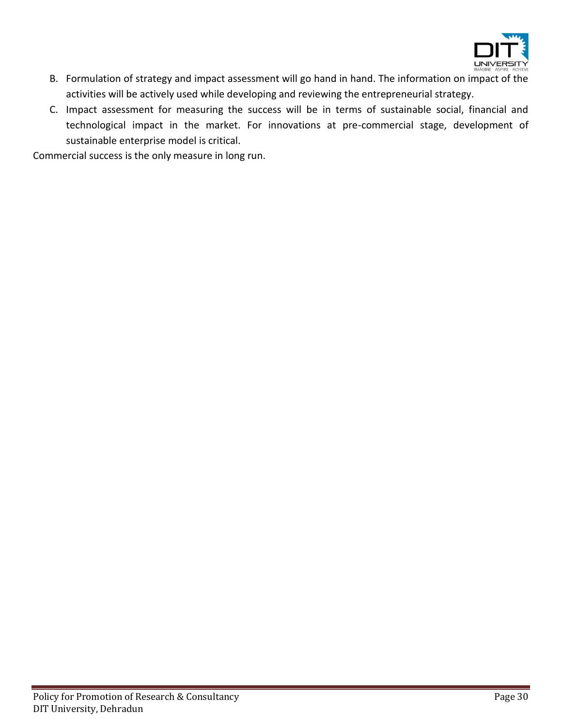B. Formulation of strategy and impact assessment will go hand in hand. The information on impact of the activities will be actively used while developing and reviewing the entrepreneurial strategy.
C. Impact assessment for measuring the success will be in terms of sustainable social, financial and technological impact in the market. For innovations at pre-commercial stage, development of sustainable enterprise model is critical.

Commercial success is the only measure in long run.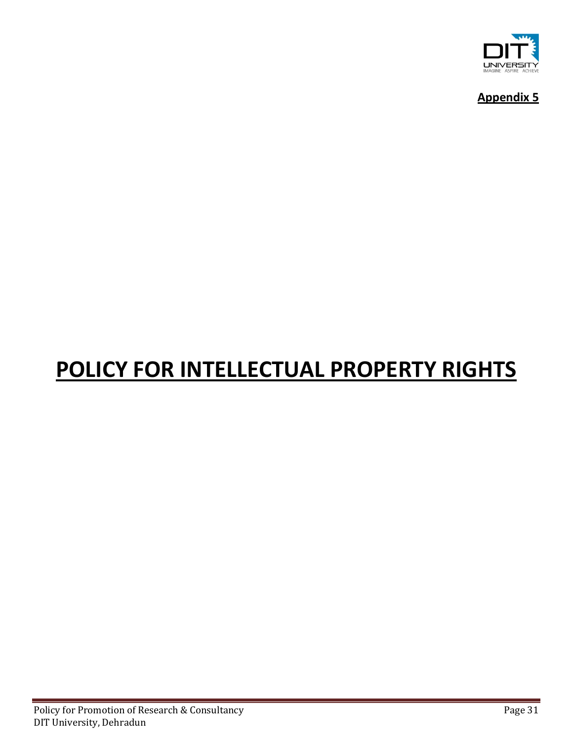**Appendix 5**

# POLICY FOR INTELLECTUAL PROPERTY RIGHTS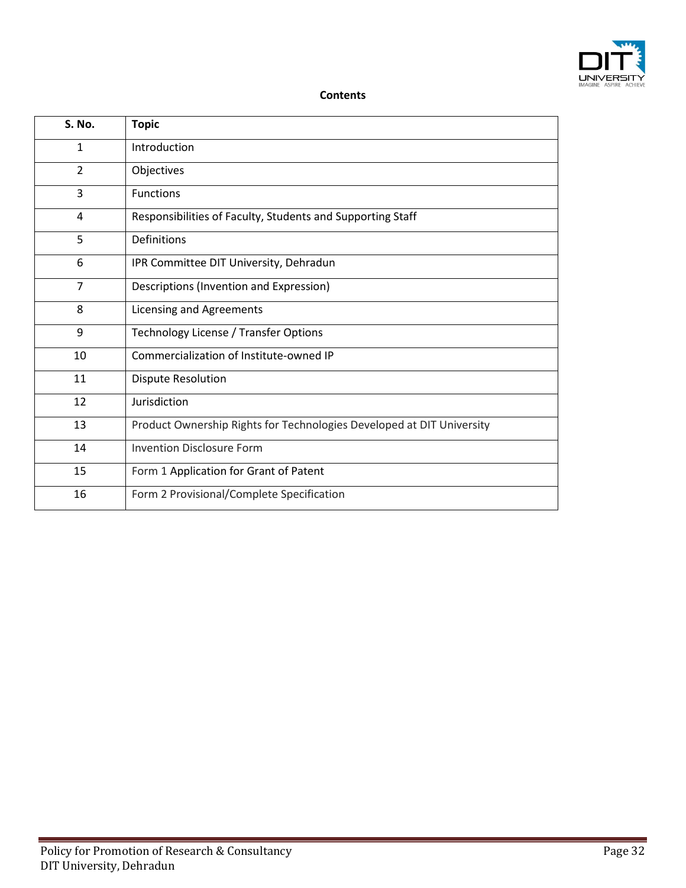**Contents**

| S. No. | Topic |
|---|---|
| 1 | Introduction |
| 2 | Objectives |
| 3 | Functions |
| 4 | Responsibilities of Faculty, Students and Supporting Staff |
| 5 | Definitions |
| 6 | IPR Committee DIT University, Dehradun |
| 7 | Descriptions (Invention and Expression) |
| 8 | Licensing and Agreements |
| 9 | Technology License / Transfer Options |
| 10 | Commercialization of Institute-owned IP |
| 11 | Dispute Resolution |
| 12 | Jurisdiction |
| 13 | Product Ownership Rights for Technologies Developed at DIT University |
| 14 | Invention Disclosure Form |
| 15 | Form 1 Application for Grant of Patent |
| 16 | Form 2 Provisional/Complete Specification |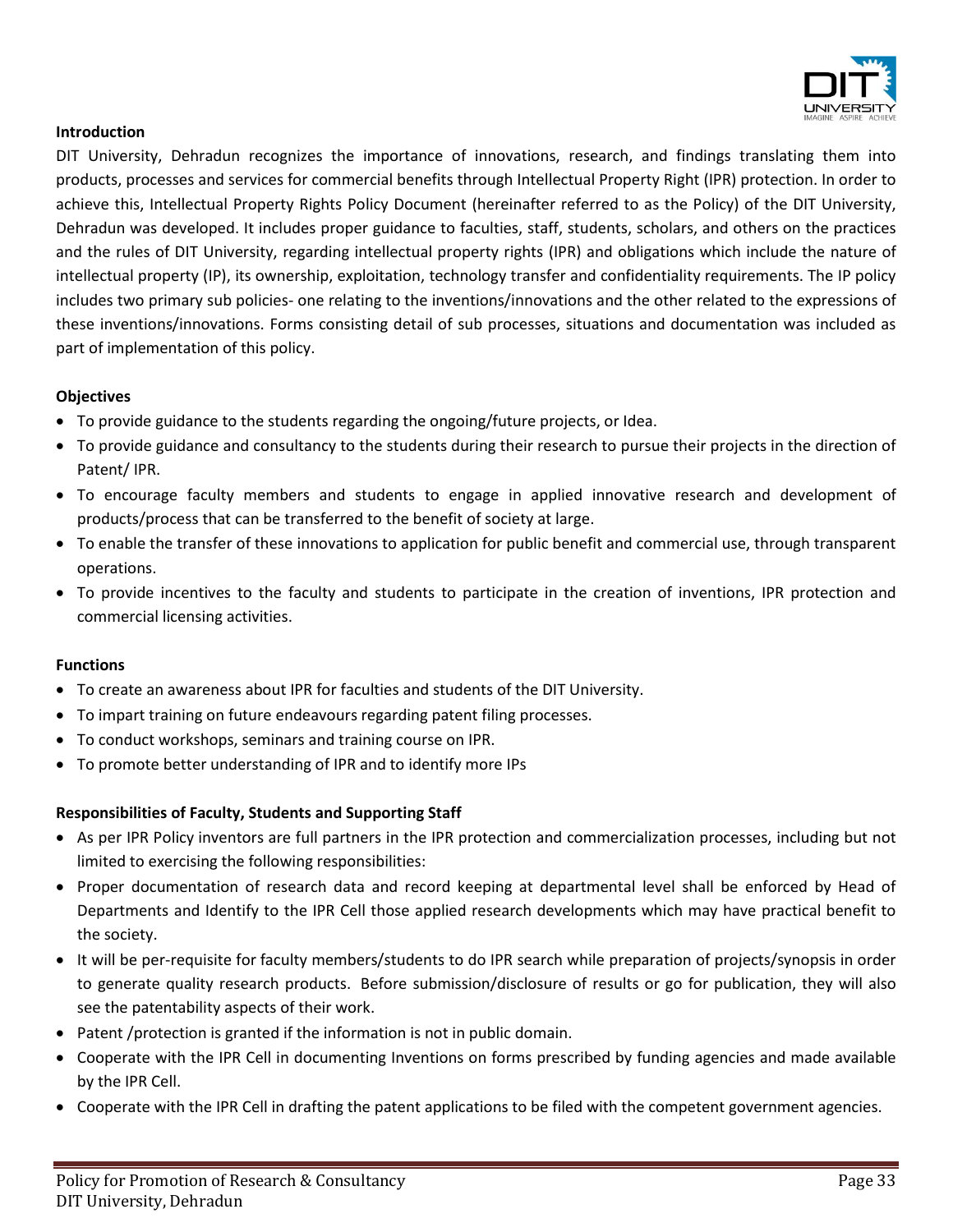**Introduction**

DIT University, Dehradun recognizes the importance of innovations, research, and findings translating them into products, processes and services for commercial benefits through Intellectual Property Right (IPR) protection. In order to achieve this, Intellectual Property Rights Policy Document (hereinafter referred to as the Policy) of the DIT University, Dehradun was developed. It includes proper guidance to faculties, staff, students, scholars, and others on the practices and the rules of DIT University, regarding intellectual property rights (IPR) and obligations which include the nature of intellectual property (IP), its ownership, exploitation, technology transfer and confidentiality requirements. The IP policy includes two primary sub policies- one relating to the inventions/innovations and the other related to the expressions of these inventions/innovations. Forms consisting detail of sub processes, situations and documentation was included as part of implementation of this policy.

**Objectives**

- To provide guidance to the students regarding the ongoing/future projects, or Idea.
- To provide guidance and consultancy to the students during their research to pursue their projects in the direction of Patent/ IPR.
- To encourage faculty members and students to engage in applied innovative research and development of products/process that can be transferred to the benefit of society at large.
- To enable the transfer of these innovations to application for public benefit and commercial use, through transparent operations.
- To provide incentives to the faculty and students to participate in the creation of inventions, IPR protection and commercial licensing activities.

**Functions**

- To create an awareness about IPR for faculties and students of the DIT University.
- To impart training on future endeavours regarding patent filing processes.
- To conduct workshops, seminars and training course on IPR.
- To promote better understanding of IPR and to identify more IPs

**Responsibilities of Faculty, Students and Supporting Staff**

- As per IPR Policy inventors are full partners in the IPR protection and commercialization processes, including but not limited to exercising the following responsibilities:
- Proper documentation of research data and record keeping at departmental level shall be enforced by Head of Departments and Identify to the IPR Cell those applied research developments which may have practical benefit to the society.
- It will be per-requisite for faculty members/students to do IPR search while preparation of projects/synopsis in order to generate quality research products. Before submission/disclosure of results or go for publication, they will also see the patentability aspects of their work.
- Patent /protection is granted if the information is not in public domain.
- Cooperate with the IPR Cell in documenting Inventions on forms prescribed by funding agencies and made available by the IPR Cell.
- Cooperate with the IPR Cell in drafting the patent applications to be filed with the competent government agencies.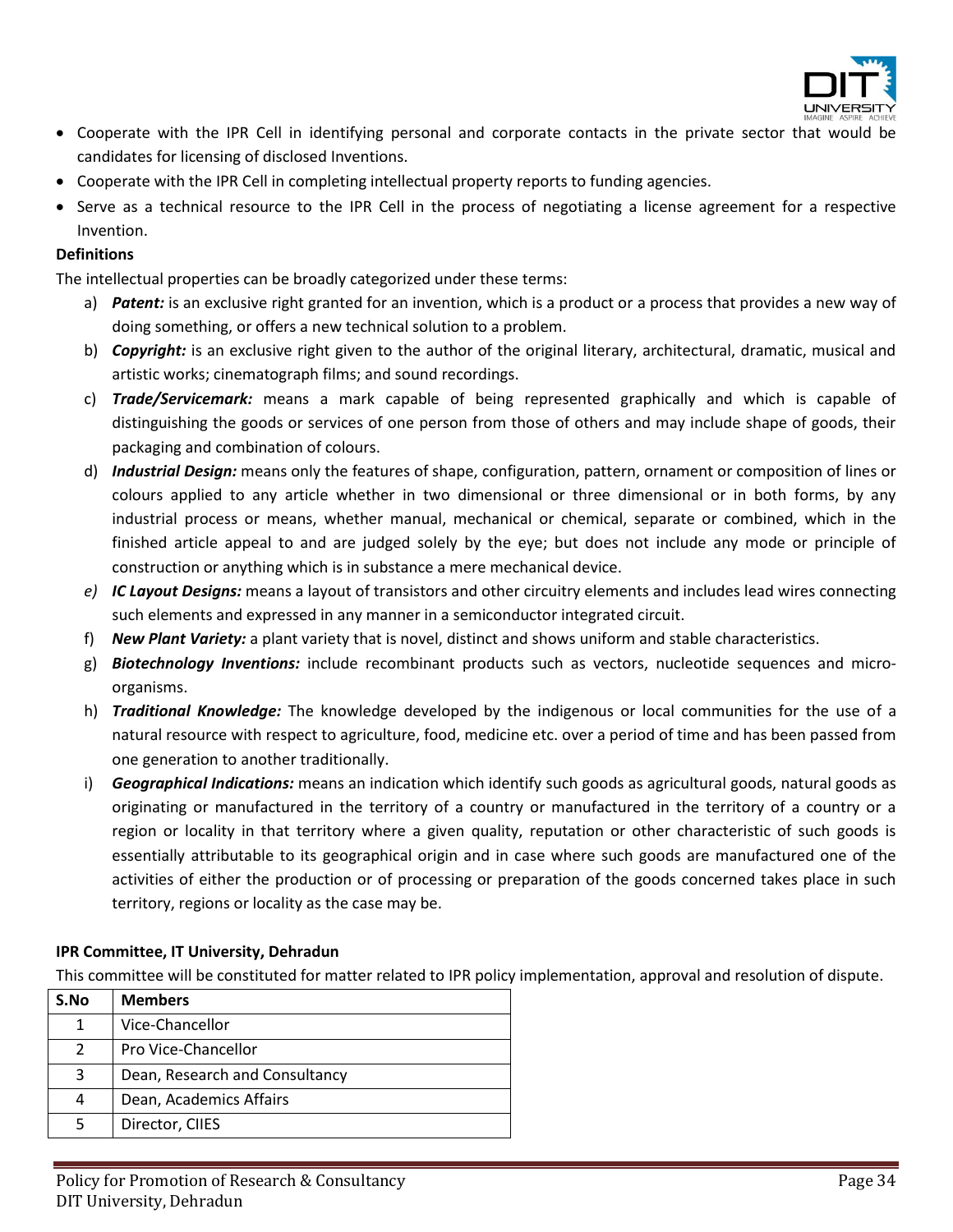- Cooperate with the IPR Cell in identifying personal and corporate contacts in the private sector that would be candidates for licensing of disclosed Inventions.
- Cooperate with the IPR Cell in completing intellectual property reports to funding agencies.
- Serve as a technical resource to the IPR Cell in the process of negotiating a license agreement for a respective Invention.

**Definitions**

The intellectual properties can be broadly categorized under these terms:

a) ***Patent:*** is an exclusive right granted for an invention, which is a product or a process that provides a new way of doing something, or offers a new technical solution to a problem.

b) ***Copyright:*** is an exclusive right given to the author of the original literary, architectural, dramatic, musical and artistic works; cinematograph films; and sound recordings.

c) ***Trade/Servicemark:*** means a mark capable of being represented graphically and which is capable of distinguishing the goods or services of one person from those of others and may include shape of goods, their packaging and combination of colours.

d) ***Industrial Design:*** means only the features of shape, configuration, pattern, ornament or composition of lines or colours applied to any article whether in two dimensional or three dimensional or in both forms, by any industrial process or means, whether manual, mechanical or chemical, separate or combined, which in the finished article appeal to and are judged solely by the eye; but does not include any mode or principle of construction or anything which is in substance a mere mechanical device.

*e)* ***IC Layout Designs:*** means a layout of transistors and other circuitry elements and includes lead wires connecting such elements and expressed in any manner in a semiconductor integrated circuit.

f) ***New Plant Variety:*** a plant variety that is novel, distinct and shows uniform and stable characteristics.

g) ***Biotechnology Inventions:*** include recombinant products such as vectors, nucleotide sequences and micro-organisms.

h) ***Traditional Knowledge:*** The knowledge developed by the indigenous or local communities for the use of a natural resource with respect to agriculture, food, medicine etc. over a period of time and has been passed from one generation to another traditionally.

i) ***Geographical Indications:*** means an indication which identify such goods as agricultural goods, natural goods as originating or manufactured in the territory of a country or manufactured in the territory of a country or a region or locality in that territory where a given quality, reputation or other characteristic of such goods is essentially attributable to its geographical origin and in case where such goods are manufactured one of the activities of either the production or of processing or preparation of the goods concerned takes place in such territory, regions or locality as the case may be.

**IPR Committee, IT University, Dehradun**

This committee will be constituted for matter related to IPR policy implementation, approval and resolution of dispute.

| S.No | Members |
|---|---|
| 1 | Vice-Chancellor |
| 2 | Pro Vice-Chancellor |
| 3 | Dean, Research and Consultancy |
| 4 | Dean, Academics Affairs |
| 5 | Director, CIIES |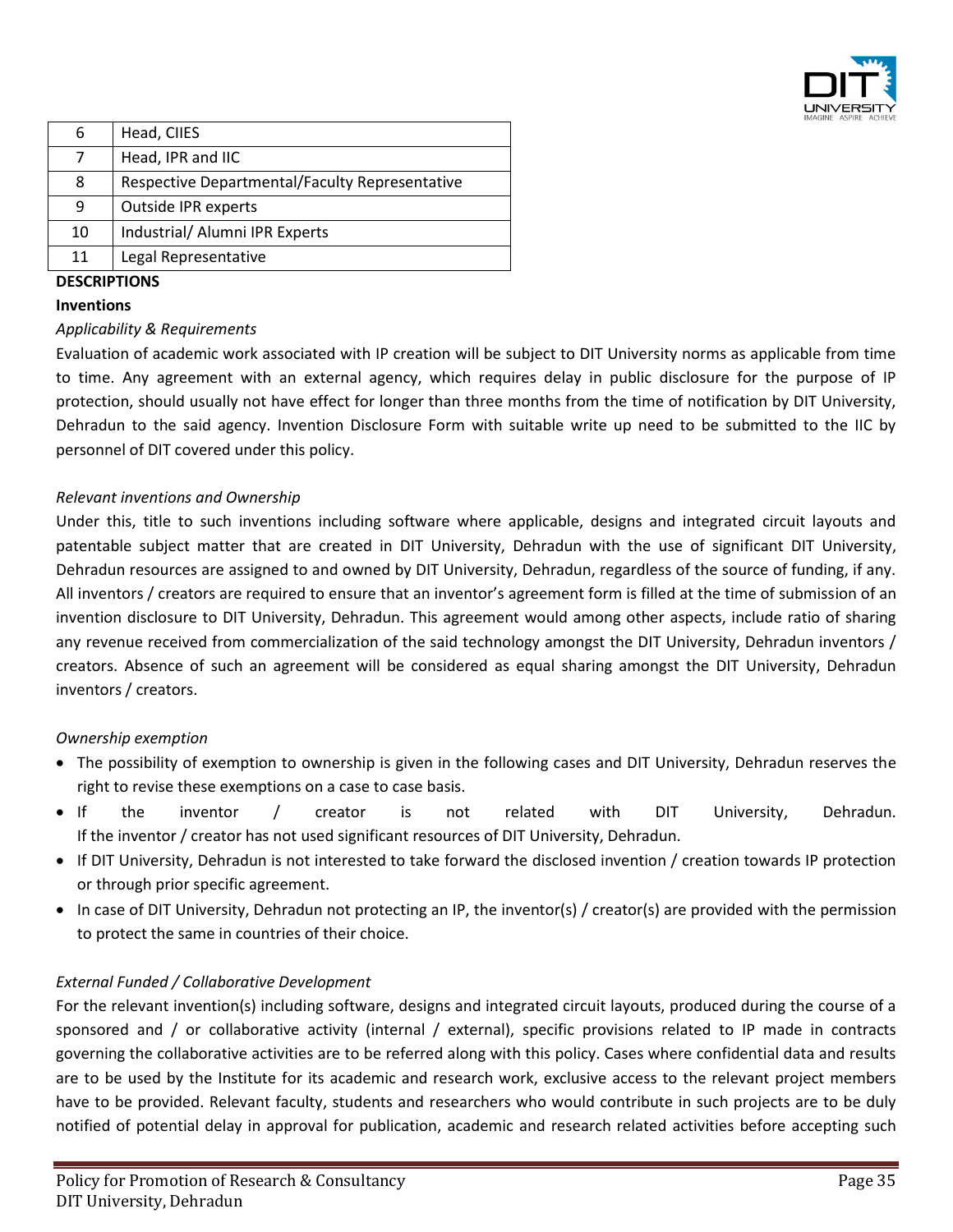| | |
|---|---|
| 6 | Head, CIIES |
| 7 | Head, IPR and IIC |
| 8 | Respective Departmental/Faculty Representative |
| 9 | Outside IPR experts |
| 10 | Industrial/ Alumni IPR Experts |
| 11 | Legal Representative |

**DESCRIPTIONS**

**Inventions**

*Applicability & Requirements*

Evaluation of academic work associated with IP creation will be subject to DIT University norms as applicable from time to time. Any agreement with an external agency, which requires delay in public disclosure for the purpose of IP protection, should usually not have effect for longer than three months from the time of notification by DIT University, Dehradun to the said agency. Invention Disclosure Form with suitable write up need to be submitted to the IIC by personnel of DIT covered under this policy.

*Relevant inventions and Ownership*

Under this, title to such inventions including software where applicable, designs and integrated circuit layouts and patentable subject matter that are created in DIT University, Dehradun with the use of significant DIT University, Dehradun resources are assigned to and owned by DIT University, Dehradun, regardless of the source of funding, if any. All inventors / creators are required to ensure that an inventor's agreement form is filled at the time of submission of an invention disclosure to DIT University, Dehradun. This agreement would among other aspects, include ratio of sharing any revenue received from commercialization of the said technology amongst the DIT University, Dehradun inventors / creators. Absence of such an agreement will be considered as equal sharing amongst the DIT University, Dehradun inventors / creators.

*Ownership exemption*

- The possibility of exemption to ownership is given in the following cases and DIT University, Dehradun reserves the right to revise these exemptions on a case to case basis.
- If the inventor / creator is not related with DIT University, Dehradun. If the inventor / creator has not used significant resources of DIT University, Dehradun.
- If DIT University, Dehradun is not interested to take forward the disclosed invention / creation towards IP protection or through prior specific agreement.
- In case of DIT University, Dehradun not protecting an IP, the inventor(s) / creator(s) are provided with the permission to protect the same in countries of their choice.

*External Funded / Collaborative Development*

For the relevant invention(s) including software, designs and integrated circuit layouts, produced during the course of a sponsored and / or collaborative activity (internal / external), specific provisions related to IP made in contracts governing the collaborative activities are to be referred along with this policy. Cases where confidential data and results are to be used by the Institute for its academic and research work, exclusive access to the relevant project members have to be provided. Relevant faculty, students and researchers who would contribute in such projects are to be duly notified of potential delay in approval for publication, academic and research related activities before accepting such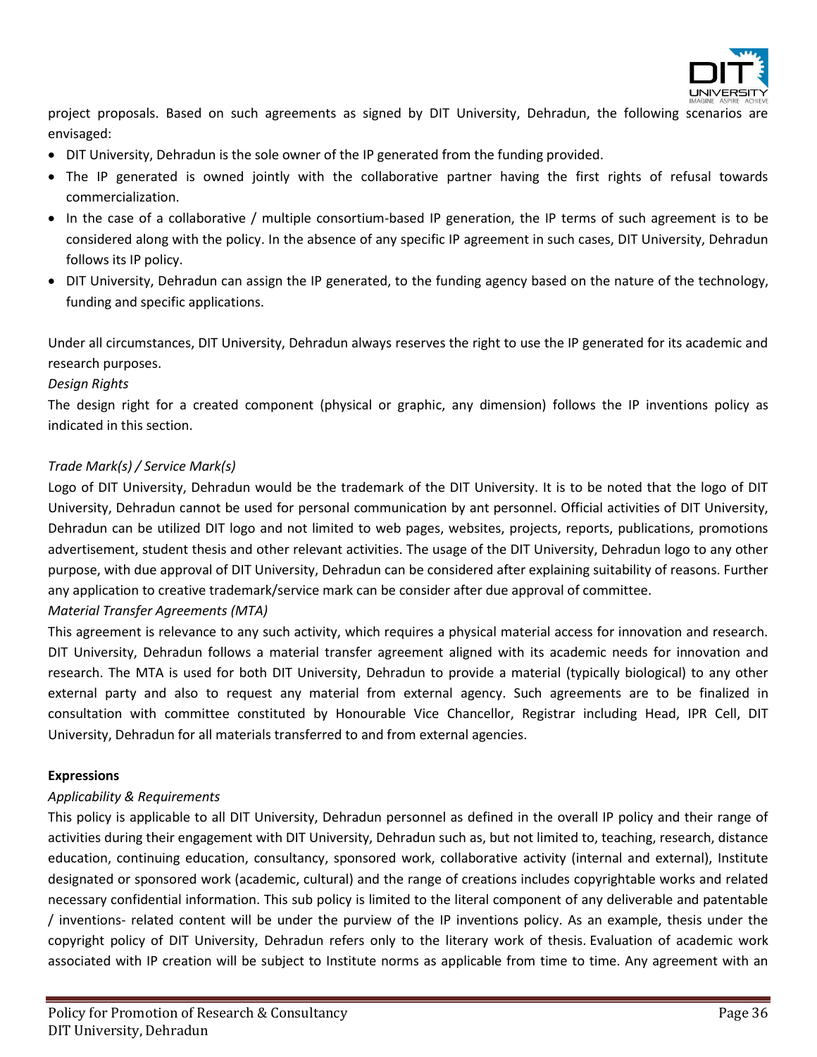project proposals. Based on such agreements as signed by DIT University, Dehradun, the following scenarios are envisaged:

- DIT University, Dehradun is the sole owner of the IP generated from the funding provided.
- The IP generated is owned jointly with the collaborative partner having the first rights of refusal towards commercialization.
- In the case of a collaborative / multiple consortium-based IP generation, the IP terms of such agreement is to be considered along with the policy. In the absence of any specific IP agreement in such cases, DIT University, Dehradun follows its IP policy.
- DIT University, Dehradun can assign the IP generated, to the funding agency based on the nature of the technology, funding and specific applications.

Under all circumstances, DIT University, Dehradun always reserves the right to use the IP generated for its academic and research purposes.

*Design Rights*

The design right for a created component (physical or graphic, any dimension) follows the IP inventions policy as indicated in this section.

*Trade Mark(s) / Service Mark(s)*

Logo of DIT University, Dehradun would be the trademark of the DIT University. It is to be noted that the logo of DIT University, Dehradun cannot be used for personal communication by ant personnel. Official activities of DIT University, Dehradun can be utilized DIT logo and not limited to web pages, websites, projects, reports, publications, promotions advertisement, student thesis and other relevant activities. The usage of the DIT University, Dehradun logo to any other purpose, with due approval of DIT University, Dehradun can be considered after explaining suitability of reasons. Further any application to creative trademark/service mark can be consider after due approval of committee.

*Material Transfer Agreements (MTA)*

This agreement is relevance to any such activity, which requires a physical material access for innovation and research. DIT University, Dehradun follows a material transfer agreement aligned with its academic needs for innovation and research. The MTA is used for both DIT University, Dehradun to provide a material (typically biological) to any other external party and also to request any material from external agency. Such agreements are to be finalized in consultation with committee constituted by Honourable Vice Chancellor, Registrar including Head, IPR Cell, DIT University, Dehradun for all materials transferred to and from external agencies.

**Expressions**

*Applicability & Requirements*

This policy is applicable to all DIT University, Dehradun personnel as defined in the overall IP policy and their range of activities during their engagement with DIT University, Dehradun such as, but not limited to, teaching, research, distance education, continuing education, consultancy, sponsored work, collaborative activity (internal and external), Institute designated or sponsored work (academic, cultural) and the range of creations includes copyrightable works and related necessary confidential information. This sub policy is limited to the literal component of any deliverable and patentable / inventions- related content will be under the purview of the IP inventions policy. As an example, thesis under the copyright policy of DIT University, Dehradun refers only to the literary work of thesis. Evaluation of academic work associated with IP creation will be subject to Institute norms as applicable from time to time. Any agreement with an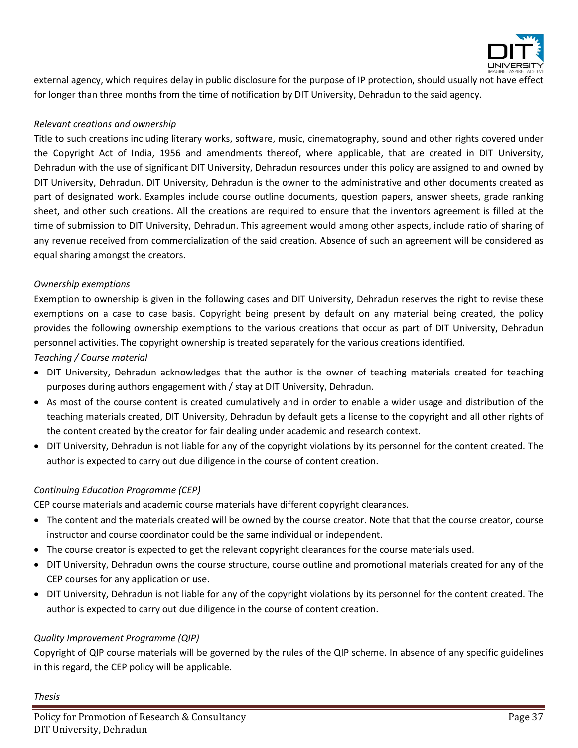external agency, which requires delay in public disclosure for the purpose of IP protection, should usually not have effect for longer than three months from the time of notification by DIT University, Dehradun to the said agency.

*Relevant creations and ownership*

Title to such creations including literary works, software, music, cinematography, sound and other rights covered under the Copyright Act of India, 1956 and amendments thereof, where applicable, that are created in DIT University, Dehradun with the use of significant DIT University, Dehradun resources under this policy are assigned to and owned by DIT University, Dehradun. DIT University, Dehradun is the owner to the administrative and other documents created as part of designated work. Examples include course outline documents, question papers, answer sheets, grade ranking sheet, and other such creations. All the creations are required to ensure that the inventors agreement is filled at the time of submission to DIT University, Dehradun. This agreement would among other aspects, include ratio of sharing of any revenue received from commercialization of the said creation. Absence of such an agreement will be considered as equal sharing amongst the creators.

*Ownership exemptions*

Exemption to ownership is given in the following cases and DIT University, Dehradun reserves the right to revise these exemptions on a case to case basis. Copyright being present by default on any material being created, the policy provides the following ownership exemptions to the various creations that occur as part of DIT University, Dehradun personnel activities. The copyright ownership is treated separately for the various creations identified.

*Teaching / Course material*

- DIT University, Dehradun acknowledges that the author is the owner of teaching materials created for teaching purposes during authors engagement with / stay at DIT University, Dehradun.
- As most of the course content is created cumulatively and in order to enable a wider usage and distribution of the teaching materials created, DIT University, Dehradun by default gets a license to the copyright and all other rights of the content created by the creator for fair dealing under academic and research context.
- DIT University, Dehradun is not liable for any of the copyright violations by its personnel for the content created. The author is expected to carry out due diligence in the course of content creation.

*Continuing Education Programme (CEP)*

CEP course materials and academic course materials have different copyright clearances.

- The content and the materials created will be owned by the course creator. Note that that the course creator, course instructor and course coordinator could be the same individual or independent.
- The course creator is expected to get the relevant copyright clearances for the course materials used.
- DIT University, Dehradun owns the course structure, course outline and promotional materials created for any of the CEP courses for any application or use.
- DIT University, Dehradun is not liable for any of the copyright violations by its personnel for the content created. The author is expected to carry out due diligence in the course of content creation.

*Quality Improvement Programme (QIP)*

Copyright of QIP course materials will be governed by the rules of the QIP scheme. In absence of any specific guidelines in this regard, the CEP policy will be applicable.

*Thesis*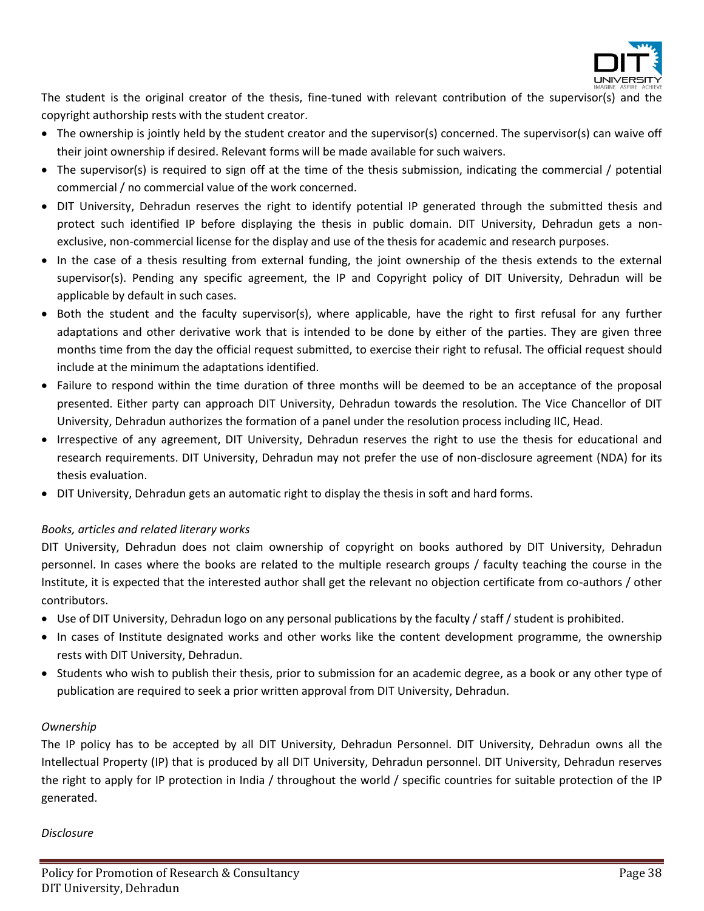The student is the original creator of the thesis, fine-tuned with relevant contribution of the supervisor(s) and the copyright authorship rests with the student creator.

- The ownership is jointly held by the student creator and the supervisor(s) concerned. The supervisor(s) can waive off their joint ownership if desired. Relevant forms will be made available for such waivers.
- The supervisor(s) is required to sign off at the time of the thesis submission, indicating the commercial / potential commercial / no commercial value of the work concerned.
- DIT University, Dehradun reserves the right to identify potential IP generated through the submitted thesis and protect such identified IP before displaying the thesis in public domain. DIT University, Dehradun gets a non-exclusive, non-commercial license for the display and use of the thesis for academic and research purposes.
- In the case of a thesis resulting from external funding, the joint ownership of the thesis extends to the external supervisor(s). Pending any specific agreement, the IP and Copyright policy of DIT University, Dehradun will be applicable by default in such cases.
- Both the student and the faculty supervisor(s), where applicable, have the right to first refusal for any further adaptations and other derivative work that is intended to be done by either of the parties. They are given three months time from the day the official request submitted, to exercise their right to refusal. The official request should include at the minimum the adaptations identified.
- Failure to respond within the time duration of three months will be deemed to be an acceptance of the proposal presented. Either party can approach DIT University, Dehradun towards the resolution. The Vice Chancellor of DIT University, Dehradun authorizes the formation of a panel under the resolution process including IIC, Head.
- Irrespective of any agreement, DIT University, Dehradun reserves the right to use the thesis for educational and research requirements. DIT University, Dehradun may not prefer the use of non-disclosure agreement (NDA) for its thesis evaluation.
- DIT University, Dehradun gets an automatic right to display the thesis in soft and hard forms.

*Books, articles and related literary works*

DIT University, Dehradun does not claim ownership of copyright on books authored by DIT University, Dehradun personnel. In cases where the books are related to the multiple research groups / faculty teaching the course in the Institute, it is expected that the interested author shall get the relevant no objection certificate from co-authors / other contributors.

- Use of DIT University, Dehradun logo on any personal publications by the faculty / staff / student is prohibited.
- In cases of Institute designated works and other works like the content development programme, the ownership rests with DIT University, Dehradun.
- Students who wish to publish their thesis, prior to submission for an academic degree, as a book or any other type of publication are required to seek a prior written approval from DIT University, Dehradun.

*Ownership*

The IP policy has to be accepted by all DIT University, Dehradun Personnel. DIT University, Dehradun owns all the Intellectual Property (IP) that is produced by all DIT University, Dehradun personnel. DIT University, Dehradun reserves the right to apply for IP protection in India / throughout the world / specific countries for suitable protection of the IP generated.

*Disclosure*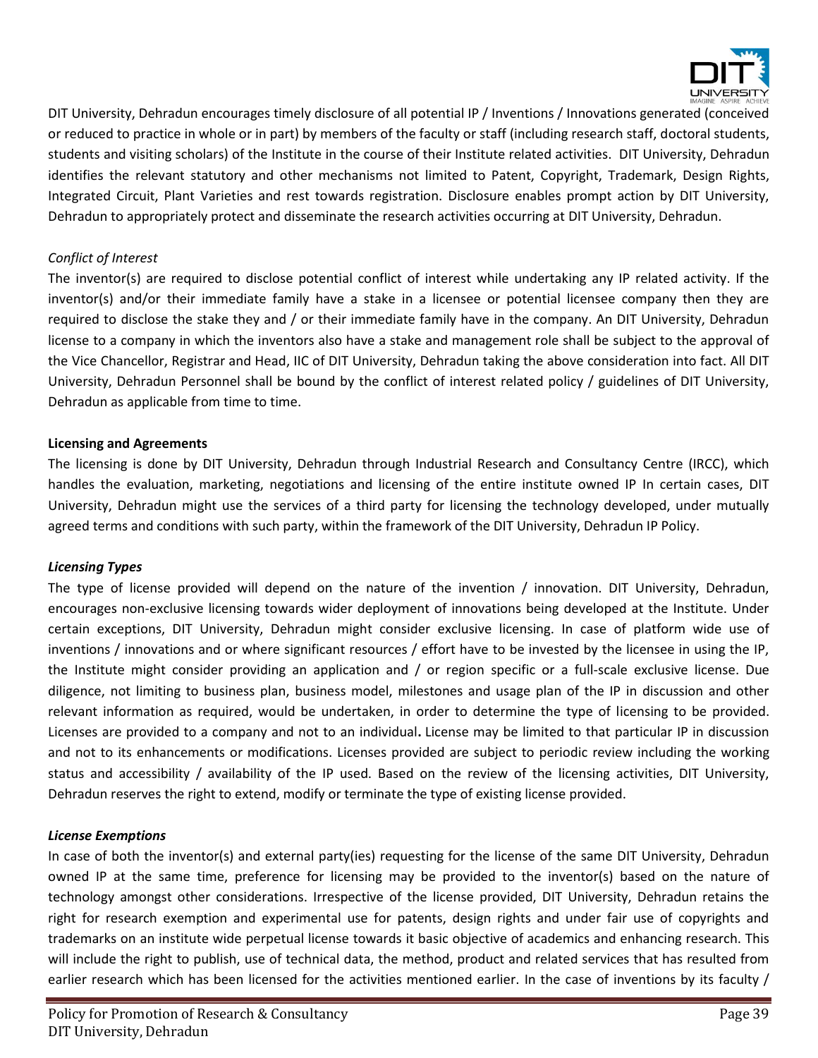DIT University, Dehradun encourages timely disclosure of all potential IP / Inventions / Innovations generated (conceived or reduced to practice in whole or in part) by members of the faculty or staff (including research staff, doctoral students, students and visiting scholars) of the Institute in the course of their Institute related activities. DIT University, Dehradun identifies the relevant statutory and other mechanisms not limited to Patent, Copyright, Trademark, Design Rights, Integrated Circuit, Plant Varieties and rest towards registration. Disclosure enables prompt action by DIT University, Dehradun to appropriately protect and disseminate the research activities occurring at DIT University, Dehradun.

*Conflict of Interest*

The inventor(s) are required to disclose potential conflict of interest while undertaking any IP related activity. If the inventor(s) and/or their immediate family have a stake in a licensee or potential licensee company then they are required to disclose the stake they and / or their immediate family have in the company. An DIT University, Dehradun license to a company in which the inventors also have a stake and management role shall be subject to the approval of the Vice Chancellor, Registrar and Head, IIC of DIT University, Dehradun taking the above consideration into fact. All DIT University, Dehradun Personnel shall be bound by the conflict of interest related policy / guidelines of DIT University, Dehradun as applicable from time to time.

**Licensing and Agreements**

The licensing is done by DIT University, Dehradun through Industrial Research and Consultancy Centre (IRCC), which handles the evaluation, marketing, negotiations and licensing of the entire institute owned IP In certain cases, DIT University, Dehradun might use the services of a third party for licensing the technology developed, under mutually agreed terms and conditions with such party, within the framework of the DIT University, Dehradun IP Policy.

***Licensing Types***

The type of license provided will depend on the nature of the invention / innovation. DIT University, Dehradun, encourages non-exclusive licensing towards wider deployment of innovations being developed at the Institute. Under certain exceptions, DIT University, Dehradun might consider exclusive licensing. In case of platform wide use of inventions / innovations and or where significant resources / effort have to be invested by the licensee in using the IP, the Institute might consider providing an application and / or region specific or a full-scale exclusive license. Due diligence, not limiting to business plan, business model, milestones and usage plan of the IP in discussion and other relevant information as required, would be undertaken, in order to determine the type of licensing to be provided. Licenses are provided to a company and not to an individual**.** License may be limited to that particular IP in discussion and not to its enhancements or modifications. Licenses provided are subject to periodic review including the working status and accessibility / availability of the IP used. Based on the review of the licensing activities, DIT University, Dehradun reserves the right to extend, modify or terminate the type of existing license provided.

***License Exemptions***

In case of both the inventor(s) and external party(ies) requesting for the license of the same DIT University, Dehradun owned IP at the same time, preference for licensing may be provided to the inventor(s) based on the nature of technology amongst other considerations. Irrespective of the license provided, DIT University, Dehradun retains the right for research exemption and experimental use for patents, design rights and under fair use of copyrights and trademarks on an institute wide perpetual license towards it basic objective of academics and enhancing research. This will include the right to publish, use of technical data, the method, product and related services that has resulted from earlier research which has been licensed for the activities mentioned earlier. In the case of inventions by its faculty /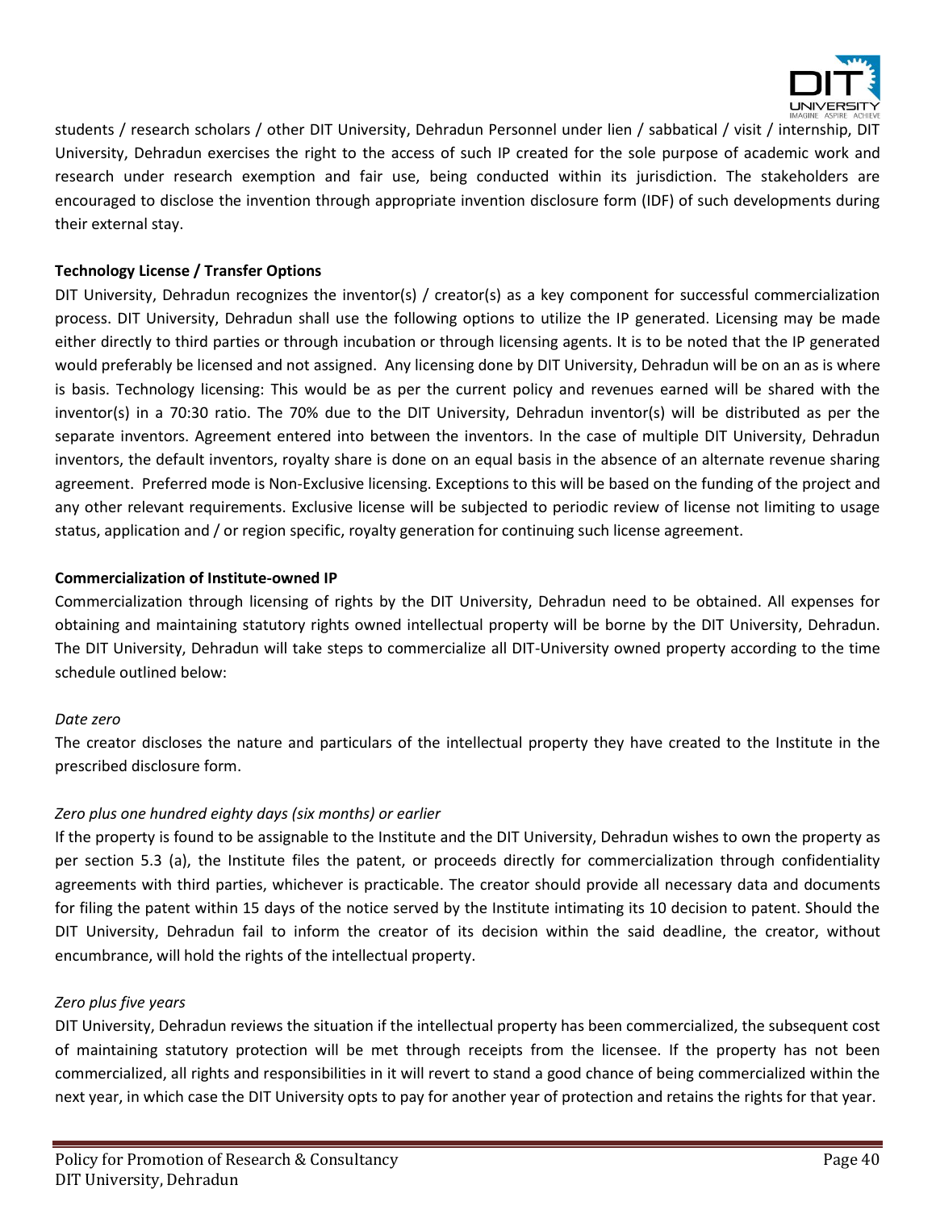students / research scholars / other DIT University, Dehradun Personnel under lien / sabbatical / visit / internship, DIT University, Dehradun exercises the right to the access of such IP created for the sole purpose of academic work and research under research exemption and fair use, being conducted within its jurisdiction. The stakeholders are encouraged to disclose the invention through appropriate invention disclosure form (IDF) of such developments during their external stay.

**Technology License / Transfer Options**

DIT University, Dehradun recognizes the inventor(s) / creator(s) as a key component for successful commercialization process. DIT University, Dehradun shall use the following options to utilize the IP generated. Licensing may be made either directly to third parties or through incubation or through licensing agents. It is to be noted that the IP generated would preferably be licensed and not assigned. Any licensing done by DIT University, Dehradun will be on an as is where is basis. Technology licensing: This would be as per the current policy and revenues earned will be shared with the inventor(s) in a 70:30 ratio. The 70% due to the DIT University, Dehradun inventor(s) will be distributed as per the separate inventors. Agreement entered into between the inventors. In the case of multiple DIT University, Dehradun inventors, the default inventors, royalty share is done on an equal basis in the absence of an alternate revenue sharing agreement. Preferred mode is Non-Exclusive licensing. Exceptions to this will be based on the funding of the project and any other relevant requirements. Exclusive license will be subjected to periodic review of license not limiting to usage status, application and / or region specific, royalty generation for continuing such license agreement.

**Commercialization of Institute-owned IP**

Commercialization through licensing of rights by the DIT University, Dehradun need to be obtained. All expenses for obtaining and maintaining statutory rights owned intellectual property will be borne by the DIT University, Dehradun. The DIT University, Dehradun will take steps to commercialize all DIT-University owned property according to the time schedule outlined below:

*Date zero*

The creator discloses the nature and particulars of the intellectual property they have created to the Institute in the prescribed disclosure form.

*Zero plus one hundred eighty days (six months) or earlier*

If the property is found to be assignable to the Institute and the DIT University, Dehradun wishes to own the property as per section 5.3 (a), the Institute files the patent, or proceeds directly for commercialization through confidentiality agreements with third parties, whichever is practicable. The creator should provide all necessary data and documents for filing the patent within 15 days of the notice served by the Institute intimating its 10 decision to patent. Should the DIT University, Dehradun fail to inform the creator of its decision within the said deadline, the creator, without encumbrance, will hold the rights of the intellectual property.

*Zero plus five years*

DIT University, Dehradun reviews the situation if the intellectual property has been commercialized, the subsequent cost of maintaining statutory protection will be met through receipts from the licensee. If the property has not been commercialized, all rights and responsibilities in it will revert to stand a good chance of being commercialized within the next year, in which case the DIT University opts to pay for another year of protection and retains the rights for that year.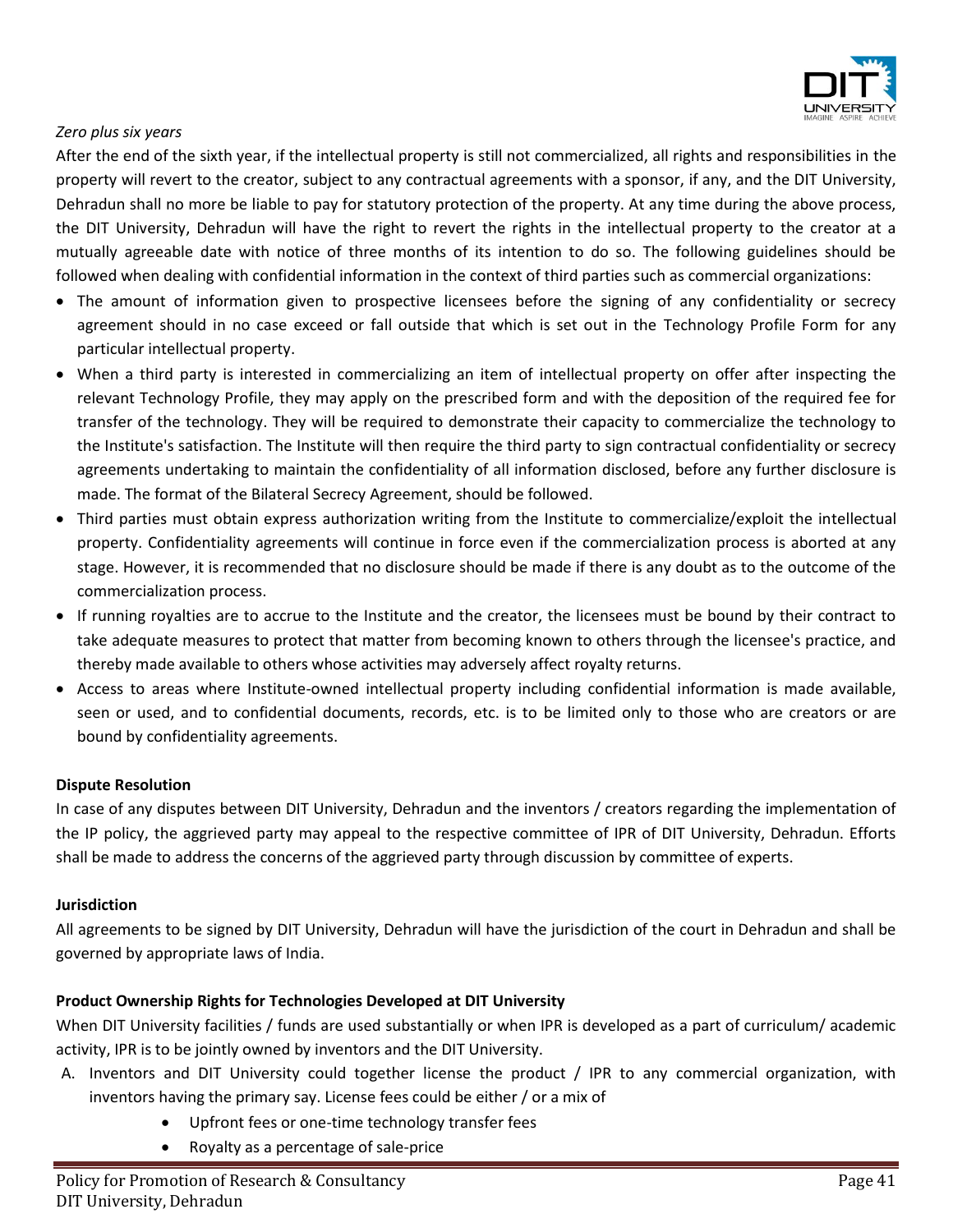*Zero plus six years*

After the end of the sixth year, if the intellectual property is still not commercialized, all rights and responsibilities in the property will revert to the creator, subject to any contractual agreements with a sponsor, if any, and the DIT University, Dehradun shall no more be liable to pay for statutory protection of the property. At any time during the above process, the DIT University, Dehradun will have the right to revert the rights in the intellectual property to the creator at a mutually agreeable date with notice of three months of its intention to do so. The following guidelines should be followed when dealing with confidential information in the context of third parties such as commercial organizations:

- The amount of information given to prospective licensees before the signing of any confidentiality or secrecy agreement should in no case exceed or fall outside that which is set out in the Technology Profile Form for any particular intellectual property.
- When a third party is interested in commercializing an item of intellectual property on offer after inspecting the relevant Technology Profile, they may apply on the prescribed form and with the deposition of the required fee for transfer of the technology. They will be required to demonstrate their capacity to commercialize the technology to the Institute's satisfaction. The Institute will then require the third party to sign contractual confidentiality or secrecy agreements undertaking to maintain the confidentiality of all information disclosed, before any further disclosure is made. The format of the Bilateral Secrecy Agreement, should be followed.
- Third parties must obtain express authorization writing from the Institute to commercialize/exploit the intellectual property. Confidentiality agreements will continue in force even if the commercialization process is aborted at any stage. However, it is recommended that no disclosure should be made if there is any doubt as to the outcome of the commercialization process.
- If running royalties are to accrue to the Institute and the creator, the licensees must be bound by their contract to take adequate measures to protect that matter from becoming known to others through the licensee's practice, and thereby made available to others whose activities may adversely affect royalty returns.
- Access to areas where Institute-owned intellectual property including confidential information is made available, seen or used, and to confidential documents, records, etc. is to be limited only to those who are creators or are bound by confidentiality agreements.

**Dispute Resolution**

In case of any disputes between DIT University, Dehradun and the inventors / creators regarding the implementation of the IP policy, the aggrieved party may appeal to the respective committee of IPR of DIT University, Dehradun. Efforts shall be made to address the concerns of the aggrieved party through discussion by committee of experts.

**Jurisdiction**

All agreements to be signed by DIT University, Dehradun will have the jurisdiction of the court in Dehradun and shall be governed by appropriate laws of India.

**Product Ownership Rights for Technologies Developed at DIT University**

When DIT University facilities / funds are used substantially or when IPR is developed as a part of curriculum/ academic activity, IPR is to be jointly owned by inventors and the DIT University.

A. Inventors and DIT University could together license the product / IPR to any commercial organization, with inventors having the primary say. License fees could be either / or a mix of
    - Upfront fees or one-time technology transfer fees
    - Royalty as a percentage of sale-price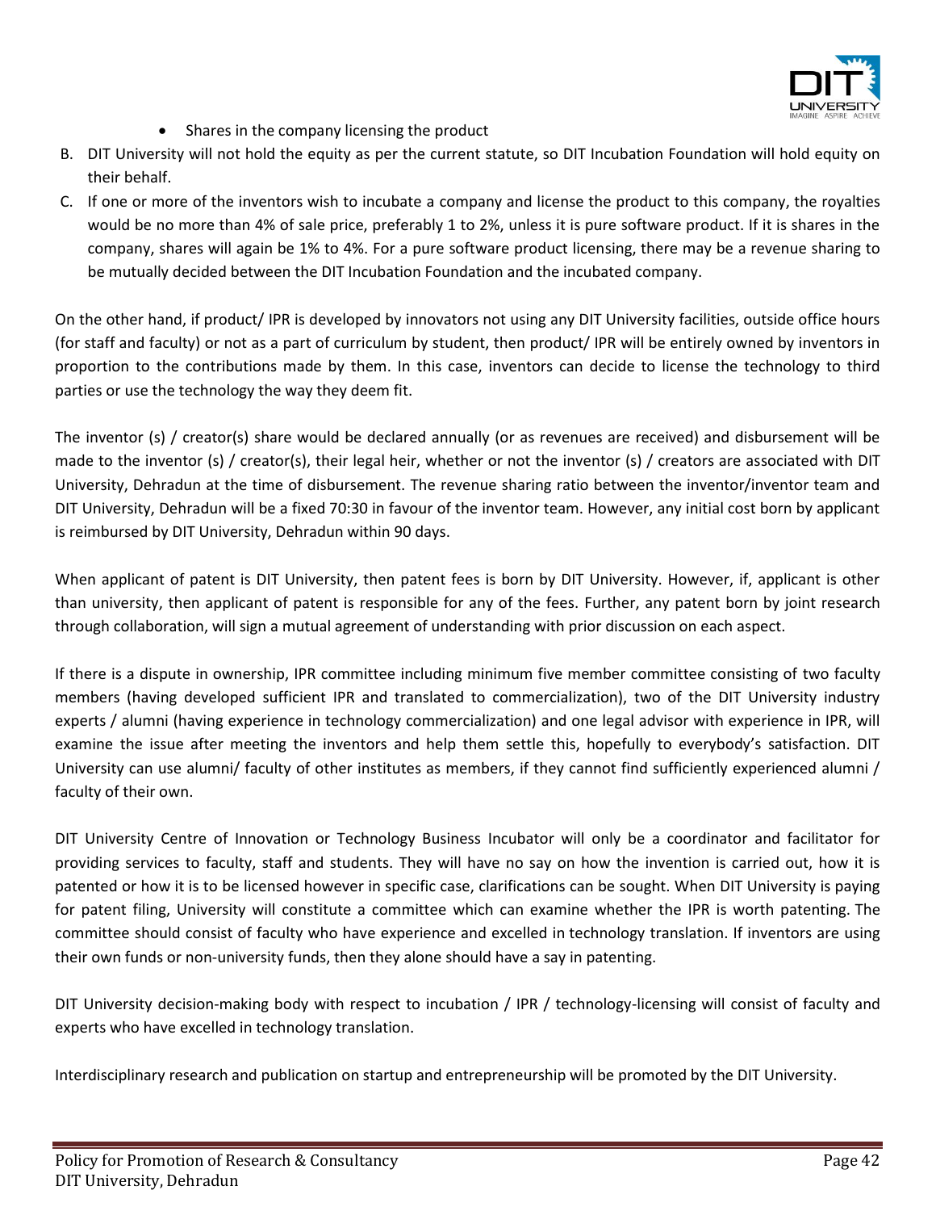- Shares in the company licensing the product

B. DIT University will not hold the equity as per the current statute, so DIT Incubation Foundation will hold equity on their behalf.

C. If one or more of the inventors wish to incubate a company and license the product to this company, the royalties would be no more than 4% of sale price, preferably 1 to 2%, unless it is pure software product. If it is shares in the company, shares will again be 1% to 4%. For a pure software product licensing, there may be a revenue sharing to be mutually decided between the DIT Incubation Foundation and the incubated company.

On the other hand, if product/ IPR is developed by innovators not using any DIT University facilities, outside office hours (for staff and faculty) or not as a part of curriculum by student, then product/ IPR will be entirely owned by inventors in proportion to the contributions made by them. In this case, inventors can decide to license the technology to third parties or use the technology the way they deem fit.

The inventor (s) / creator(s) share would be declared annually (or as revenues are received) and disbursement will be made to the inventor (s) / creator(s), their legal heir, whether or not the inventor (s) / creators are associated with DIT University, Dehradun at the time of disbursement. The revenue sharing ratio between the inventor/inventor team and DIT University, Dehradun will be a fixed 70:30 in favour of the inventor team. However, any initial cost born by applicant is reimbursed by DIT University, Dehradun within 90 days.

When applicant of patent is DIT University, then patent fees is born by DIT University. However, if, applicant is other than university, then applicant of patent is responsible for any of the fees. Further, any patent born by joint research through collaboration, will sign a mutual agreement of understanding with prior discussion on each aspect.

If there is a dispute in ownership, IPR committee including minimum five member committee consisting of two faculty members (having developed sufficient IPR and translated to commercialization), two of the DIT University industry experts / alumni (having experience in technology commercialization) and one legal advisor with experience in IPR, will examine the issue after meeting the inventors and help them settle this, hopefully to everybody's satisfaction. DIT University can use alumni/ faculty of other institutes as members, if they cannot find sufficiently experienced alumni / faculty of their own.

DIT University Centre of Innovation or Technology Business Incubator will only be a coordinator and facilitator for providing services to faculty, staff and students. They will have no say on how the invention is carried out, how it is patented or how it is to be licensed however in specific case, clarifications can be sought. When DIT University is paying for patent filing, University will constitute a committee which can examine whether the IPR is worth patenting. The committee should consist of faculty who have experience and excelled in technology translation. If inventors are using their own funds or non-university funds, then they alone should have a say in patenting.

DIT University decision-making body with respect to incubation / IPR / technology-licensing will consist of faculty and experts who have excelled in technology translation.

Interdisciplinary research and publication on startup and entrepreneurship will be promoted by the DIT University.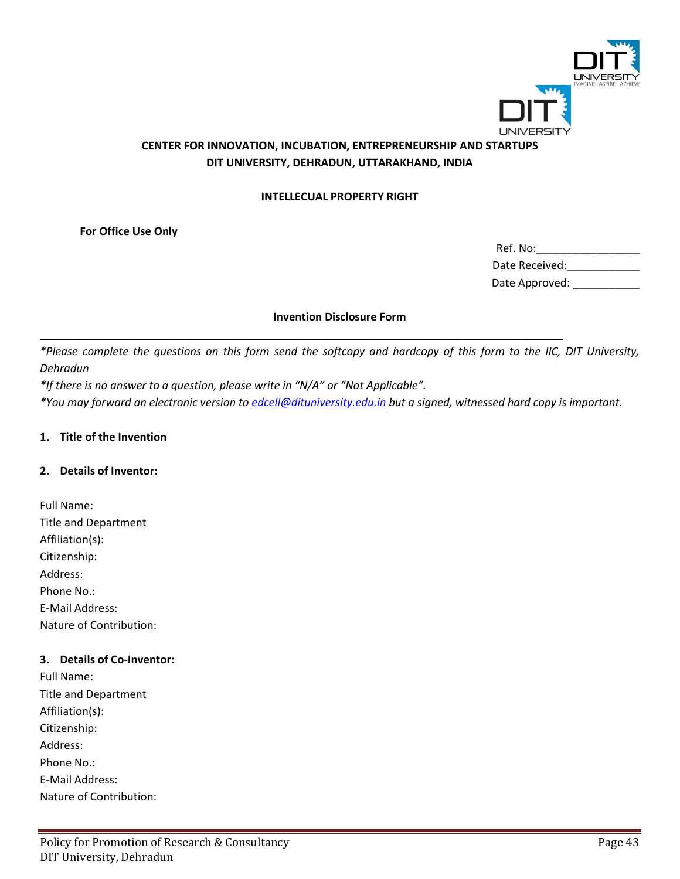**CENTER FOR INNOVATION, INCUBATION, ENTREPRENEURSHIP AND STARTUPS**
**DIT UNIVERSITY, DEHRADUN, UTTARAKHAND, INDIA**

**INTELLECUAL PROPERTY RIGHT**

**For Office Use Only**

Ref. No:_________________
Date Received:____________
Date Approved: ___________

**Invention Disclosure Form**

---

*\*Please complete the questions on this form send the softcopy and hardcopy of this form to the IIC, DIT University, Dehradun*

*\*If there is no answer to a question, please write in "N/A" or "Not Applicable".*

*\*You may forward an electronic version to [edcell@dituniversity.edu.in](mailto:edcell@dituniversity.edu.in) but a signed, witnessed hard copy is important.*

**1. Title of the Invention**

**2. Details of Inventor:**

Full Name:
Title and Department
Affiliation(s):
Citizenship:
Address:
Phone No.:
E-Mail Address:
Nature of Contribution:

**3. Details of Co-Inventor:**

Full Name:
Title and Department
Affiliation(s):
Citizenship:
Address:
Phone No.:
E-Mail Address:
Nature of Contribution: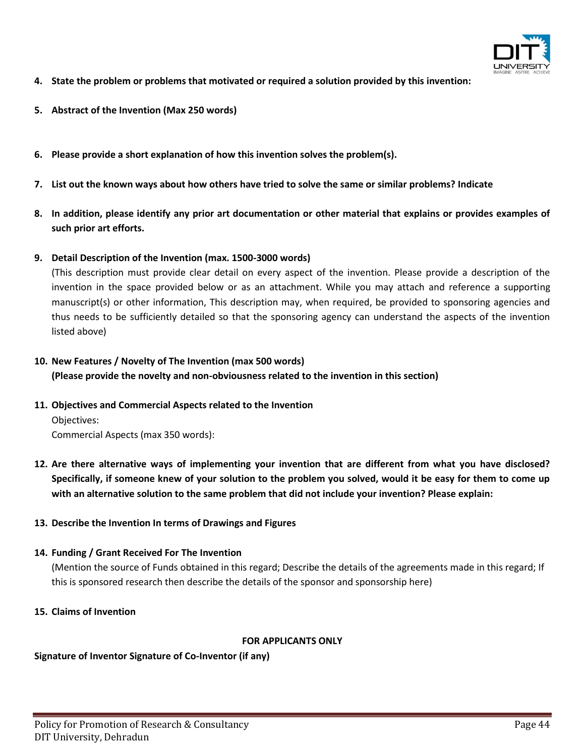4. **State the problem or problems that motivated or required a solution provided by this invention:**

5. **Abstract of the Invention (Max 250 words)**

6. **Please provide a short explanation of how this invention solves the problem(s).**

7. **List out the known ways about how others have tried to solve the same or similar problems? Indicate**

8. **In addition, please identify any prior art documentation or other material that explains or provides examples of such prior art efforts.**

9. **Detail Description of the Invention (max. 1500-3000 words)**

   (This description must provide clear detail on every aspect of the invention. Please provide a description of the invention in the space provided below or as an attachment. While you may attach and reference a supporting manuscript(s) or other information, This description may, when required, be provided to sponsoring agencies and thus needs to be sufficiently detailed so that the sponsoring agency can understand the aspects of the invention listed above)

10. **New Features / Novelty of The Invention (max 500 words)**
    **(Please provide the novelty and non-obviousness related to the invention in this section)**

11. **Objectives and Commercial Aspects related to the Invention**

    Objectives:

    Commercial Aspects (max 350 words):

12. **Are there alternative ways of implementing your invention that are different from what you have disclosed? Specifically, if someone knew of your solution to the problem you solved, would it be easy for them to come up with an alternative solution to the same problem that did not include your invention? Please explain:**

13. **Describe the Invention In terms of Drawings and Figures**

14. **Funding / Grant Received For The Invention**

    (Mention the source of Funds obtained in this regard; Describe the details of the agreements made in this regard; If this is sponsored research then describe the details of the sponsor and sponsorship here)

15. **Claims of Invention**

**FOR APPLICANTS ONLY**

**Signature of Inventor Signature of Co-Inventor (if any)**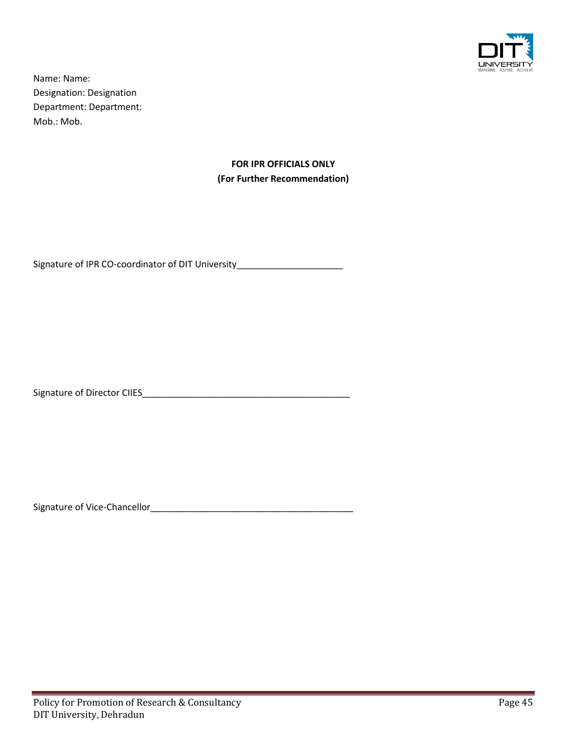Name: Name:
Designation: Designation
Department: Department:
Mob.: Mob.

**FOR IPR OFFICIALS ONLY**
**(For Further Recommendation)**

Signature of IPR CO-coordinator of DIT University_____________________

Signature of Director CIIES__________________________________________

Signature of Vice-Chancellor_________________________________________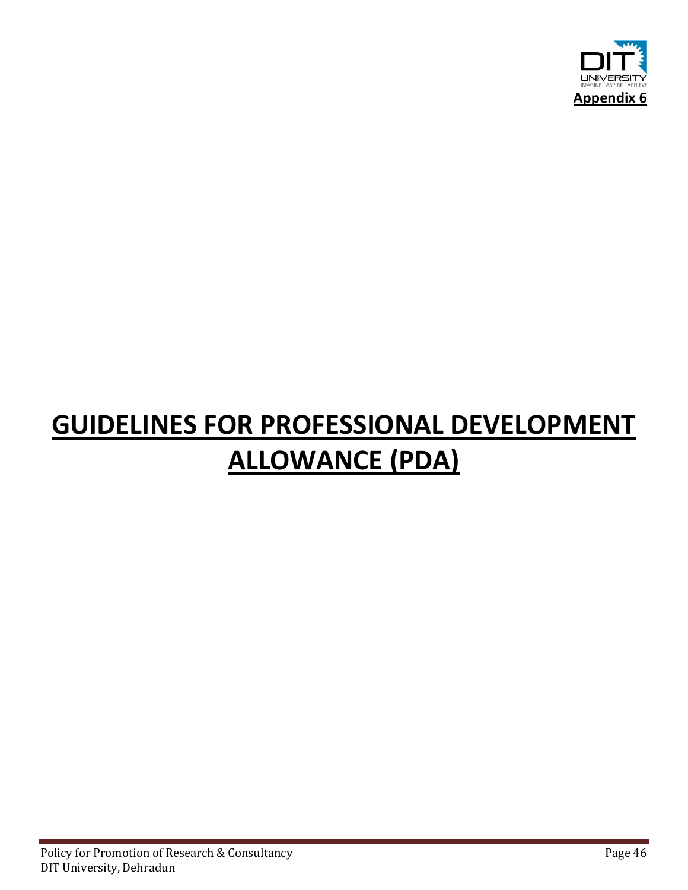**Appendix 6**

# GUIDELINES FOR PROFESSIONAL DEVELOPMENT ALLOWANCE (PDA)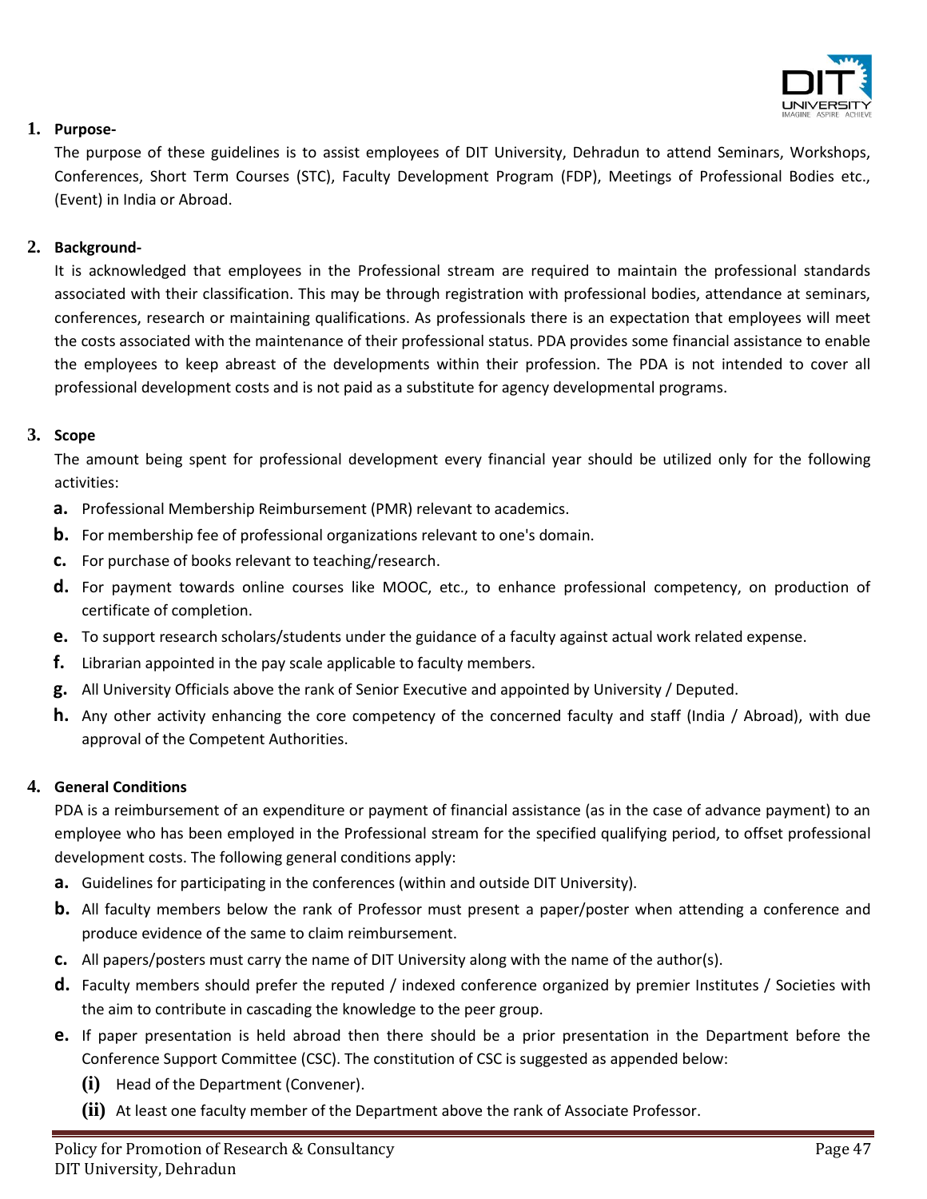1. **Purpose-**

   The purpose of these guidelines is to assist employees of DIT University, Dehradun to attend Seminars, Workshops, Conferences, Short Term Courses (STC), Faculty Development Program (FDP), Meetings of Professional Bodies etc., (Event) in India or Abroad.

2. **Background-**

   It is acknowledged that employees in the Professional stream are required to maintain the professional standards associated with their classification. This may be through registration with professional bodies, attendance at seminars, conferences, research or maintaining qualifications. As professionals there is an expectation that employees will meet the costs associated with the maintenance of their professional status. PDA provides some financial assistance to enable the employees to keep abreast of the developments within their profession. The PDA is not intended to cover all professional development costs and is not paid as a substitute for agency developmental programs.

3. **Scope**

   The amount being spent for professional development every financial year should be utilized only for the following activities:

   a. Professional Membership Reimbursement (PMR) relevant to academics.
   b. For membership fee of professional organizations relevant to one's domain.
   c. For purchase of books relevant to teaching/research.
   d. For payment towards online courses like MOOC, etc., to enhance professional competency, on production of certificate of completion.
   e. To support research scholars/students under the guidance of a faculty against actual work related expense.
   f. Librarian appointed in the pay scale applicable to faculty members.
   g. All University Officials above the rank of Senior Executive and appointed by University / Deputed.
   h. Any other activity enhancing the core competency of the concerned faculty and staff (India / Abroad), with due approval of the Competent Authorities.

4. **General Conditions**

   PDA is a reimbursement of an expenditure or payment of financial assistance (as in the case of advance payment) to an employee who has been employed in the Professional stream for the specified qualifying period, to offset professional development costs. The following general conditions apply:

   a. Guidelines for participating in the conferences (within and outside DIT University).
   b. All faculty members below the rank of Professor must present a paper/poster when attending a conference and produce evidence of the same to claim reimbursement.
   c. All papers/posters must carry the name of DIT University along with the name of the author(s).
   d. Faculty members should prefer the reputed / indexed conference organized by premier Institutes / Societies with the aim to contribute in cascading the knowledge to the peer group.
   e. If paper presentation is held abroad then there should be a prior presentation in the Department before the Conference Support Committee (CSC). The constitution of CSC is suggested as appended below:
      (i) Head of the Department (Convener).
      (ii) At least one faculty member of the Department above the rank of Associate Professor.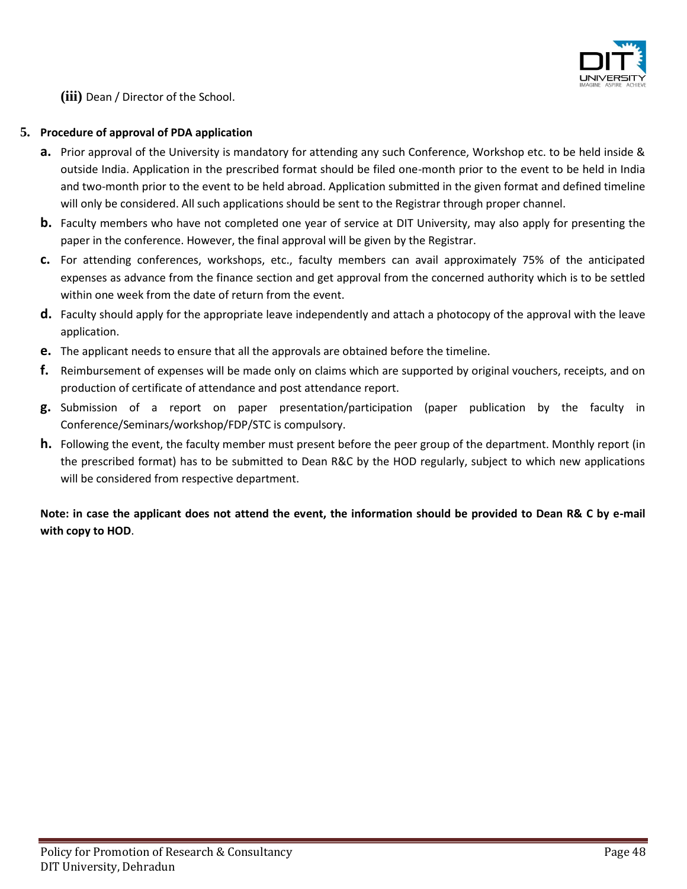**(iii)** Dean / Director of the School.

**5. Procedure of approval of PDA application**

**a.** Prior approval of the University is mandatory for attending any such Conference, Workshop etc. to be held inside & outside India. Application in the prescribed format should be filed one-month prior to the event to be held in India and two-month prior to the event to be held abroad. Application submitted in the given format and defined timeline will only be considered. All such applications should be sent to the Registrar through proper channel.

**b.** Faculty members who have not completed one year of service at DIT University, may also apply for presenting the paper in the conference. However, the final approval will be given by the Registrar.

**c.** For attending conferences, workshops, etc., faculty members can avail approximately 75% of the anticipated expenses as advance from the finance section and get approval from the concerned authority which is to be settled within one week from the date of return from the event.

**d.** Faculty should apply for the appropriate leave independently and attach a photocopy of the approval with the leave application.

**e.** The applicant needs to ensure that all the approvals are obtained before the timeline.

**f.** Reimbursement of expenses will be made only on claims which are supported by original vouchers, receipts, and on production of certificate of attendance and post attendance report.

**g.** Submission of a report on paper presentation/participation (paper publication by the faculty in Conference/Seminars/workshop/FDP/STC is compulsory.

**h.** Following the event, the faculty member must present before the peer group of the department. Monthly report (in the prescribed format) has to be submitted to Dean R&C by the HOD regularly, subject to which new applications will be considered from respective department.

**Note: in case the applicant does not attend the event, the information should be provided to Dean R& C by e-mail with copy to HOD**.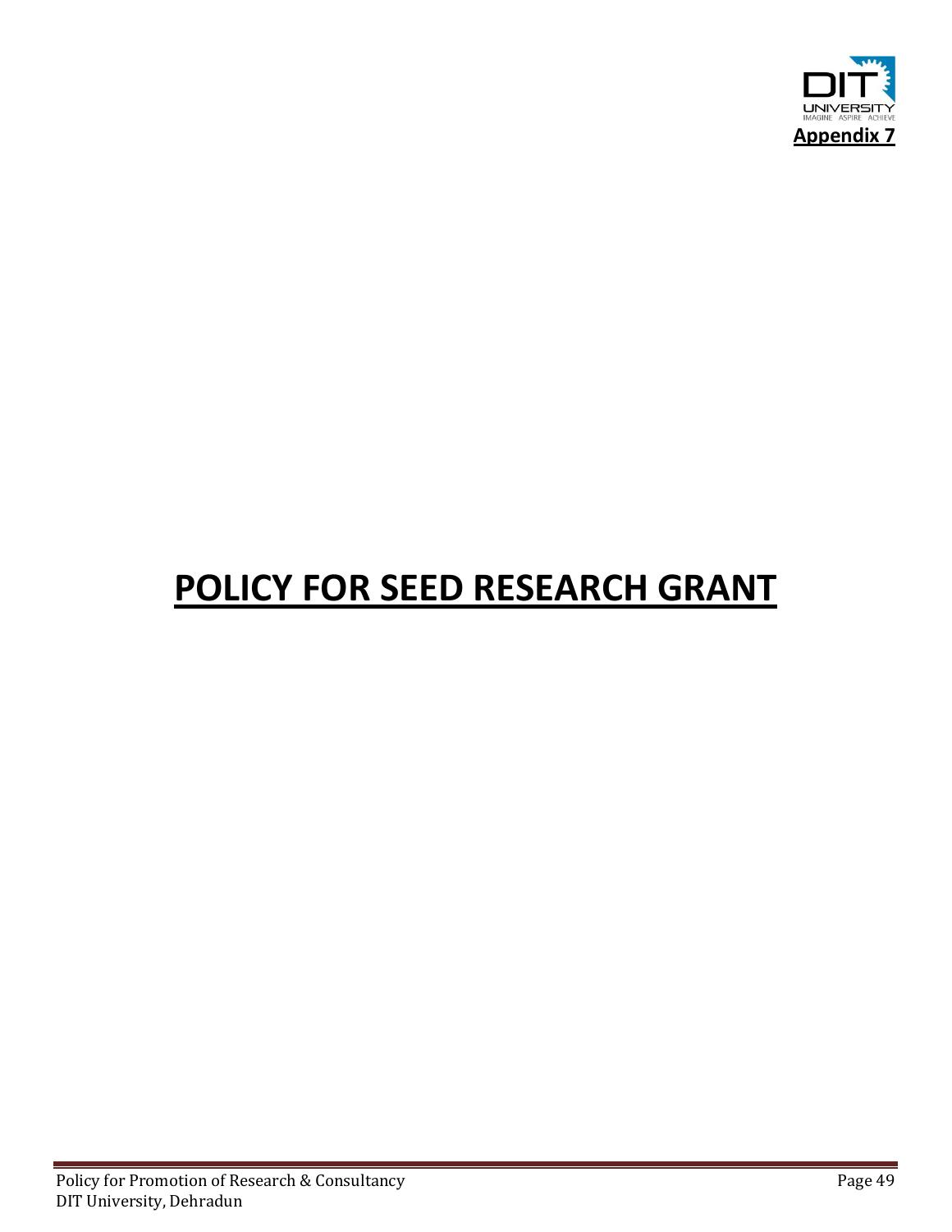**Appendix 7**

# POLICY FOR SEED RESEARCH GRANT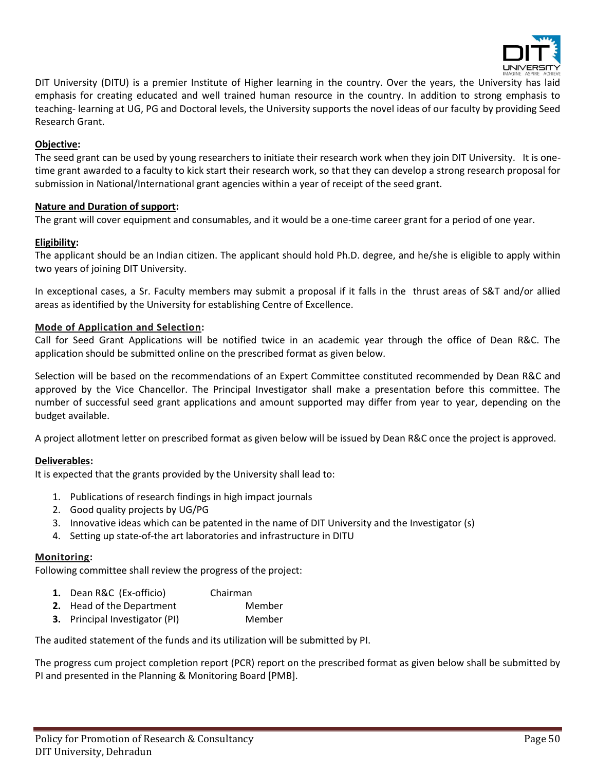DIT University (DITU) is a premier Institute of Higher learning in the country. Over the years, the University has laid emphasis for creating educated and well trained human resource in the country. In addition to strong emphasis to teaching- learning at UG, PG and Doctoral levels, the University supports the novel ideas of our faculty by providing Seed Research Grant.

**Objective:**

The seed grant can be used by young researchers to initiate their research work when they join DIT University. It is one-time grant awarded to a faculty to kick start their research work, so that they can develop a strong research proposal for submission in National/International grant agencies within a year of receipt of the seed grant.

**Nature and Duration of support:**

The grant will cover equipment and consumables, and it would be a one-time career grant for a period of one year.

**Eligibility:**

The applicant should be an Indian citizen. The applicant should hold Ph.D. degree, and he/she is eligible to apply within two years of joining DIT University.

In exceptional cases, a Sr. Faculty members may submit a proposal if it falls in the thrust areas of S&T and/or allied areas as identified by the University for establishing Centre of Excellence.

**Mode of Application and Selection:**

Call for Seed Grant Applications will be notified twice in an academic year through the office of Dean R&C. The application should be submitted online on the prescribed format as given below.

Selection will be based on the recommendations of an Expert Committee constituted recommended by Dean R&C and approved by the Vice Chancellor. The Principal Investigator shall make a presentation before this committee. The number of successful seed grant applications and amount supported may differ from year to year, depending on the budget available.

A project allotment letter on prescribed format as given below will be issued by Dean R&C once the project is approved.

**Deliverables:**

It is expected that the grants provided by the University shall lead to:

1. Publications of research findings in high impact journals
2. Good quality projects by UG/PG
3. Innovative ideas which can be patented in the name of DIT University and the Investigator (s)
4. Setting up state-of-the art laboratories and infrastructure in DITU

**Monitoring:**

Following committee shall review the progress of the project:

| | | |
|---|---|---|
| **1.** | Dean R&C (Ex-officio) | Chairman |
| **2.** | Head of the Department | Member |
| **3.** | Principal Investigator (PI) | Member |

The audited statement of the funds and its utilization will be submitted by PI.

The progress cum project completion report (PCR) report on the prescribed format as given below shall be submitted by PI and presented in the Planning & Monitoring Board [PMB].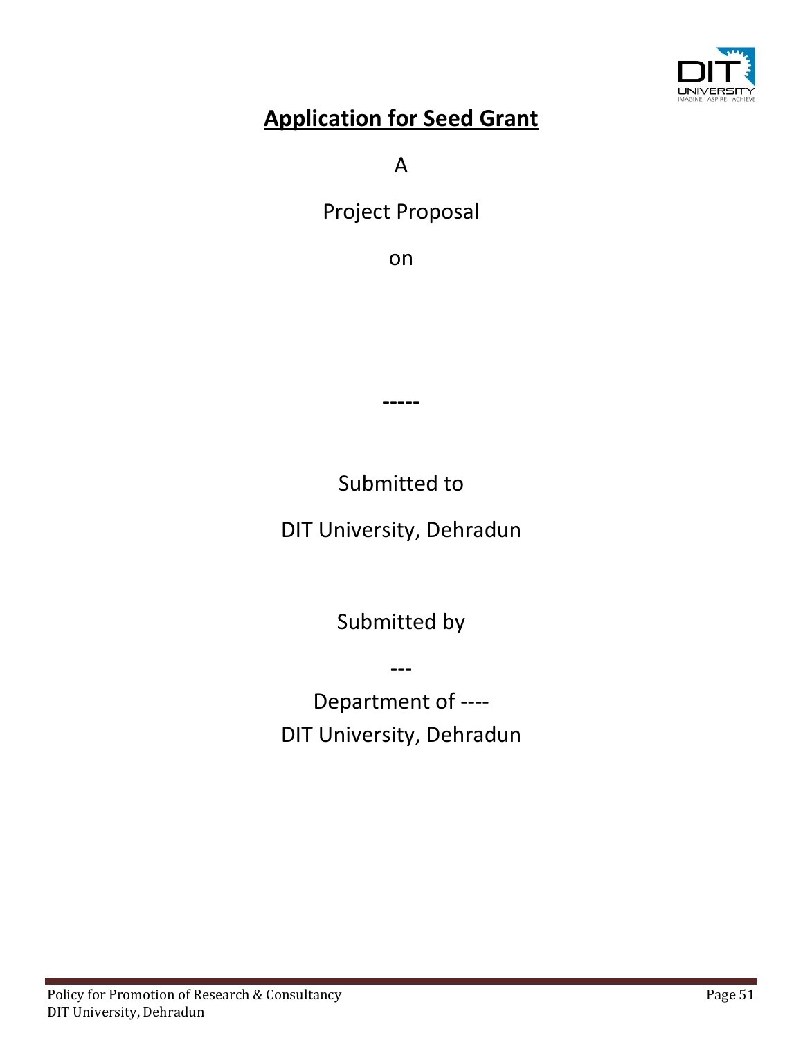# Application for Seed Grant

A

Project Proposal

on

**-----**

Submitted to

DIT University, Dehradun

Submitted by

---

Department of ----

DIT University, Dehradun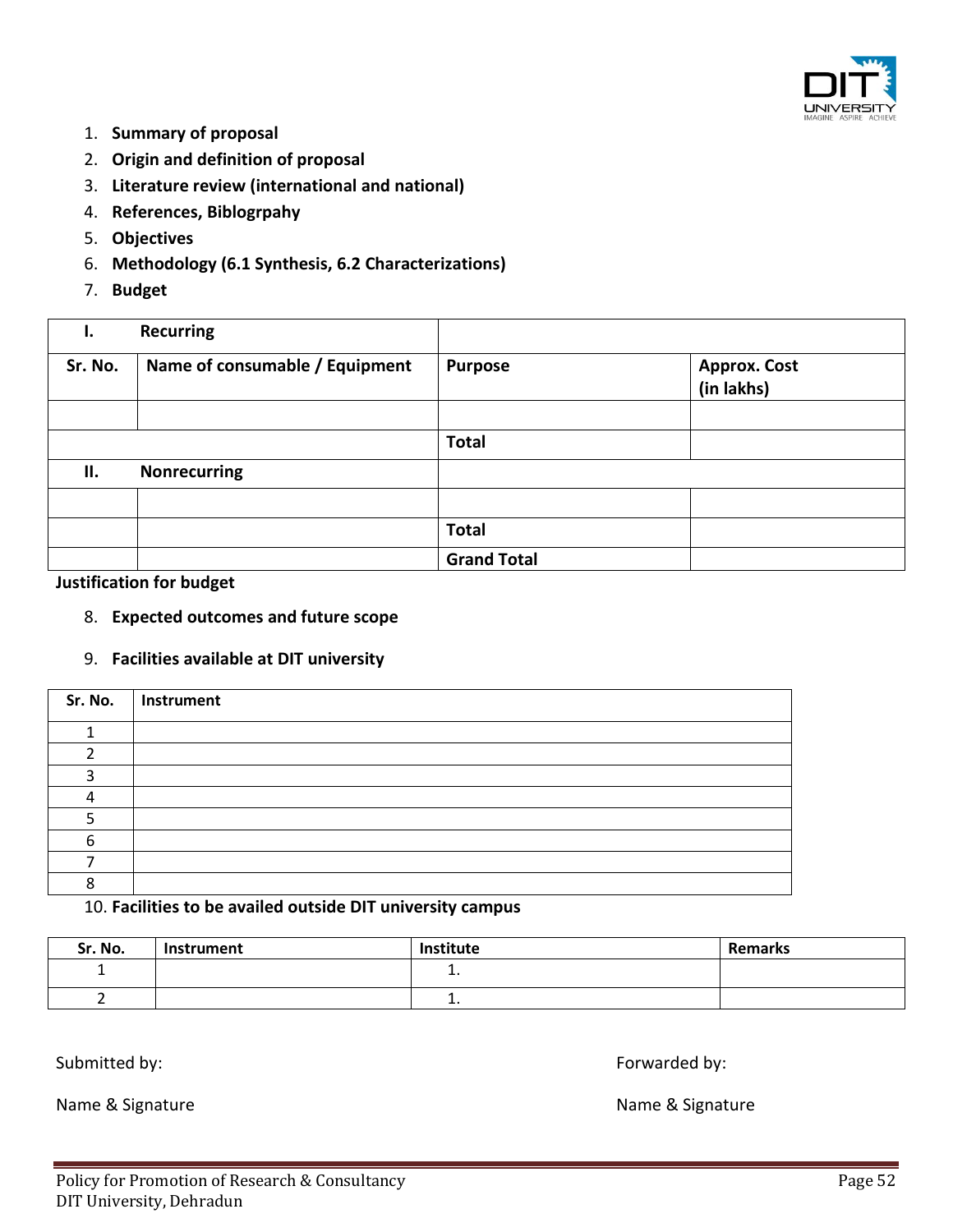1. **Summary of proposal**
2. **Origin and definition of proposal**
3. **Literature review (international and national)**
4. **References, Biblogrpahy**
5. **Objectives**
6. **Methodology (6.1 Synthesis, 6.2 Characterizations)**
7. **Budget**

| | | | |
|---|---|---|---|
| **I.** | **Recurring** | | |
| **Sr. No.** | **Name of consumable / Equipment** | **Purpose** | **Approx. Cost (in lakhs)** |
| | | | |
| | | **Total** | |
| **II.** | **Nonrecurring** | | |
| | | | |
| | | **Total** | |
| | | **Grand Total** | |

**Justification for budget**

8. **Expected outcomes and future scope**

9. **Facilities available at DIT university**

| Sr. No. | Instrument |
|---|---|
| 1 | |
| 2 | |
| 3 | |
| 4 | |
| 5 | |
| 6 | |
| 7 | |
| 8 | |

10. **Facilities to be availed outside DIT university campus**

| Sr. No. | Instrument | Institute | Remarks |
|---|---|---|---|
| 1 | | 1. | |
| 2 | | 1. | |

Submitted by:

Name & Signature

Forwarded by:

Name & Signature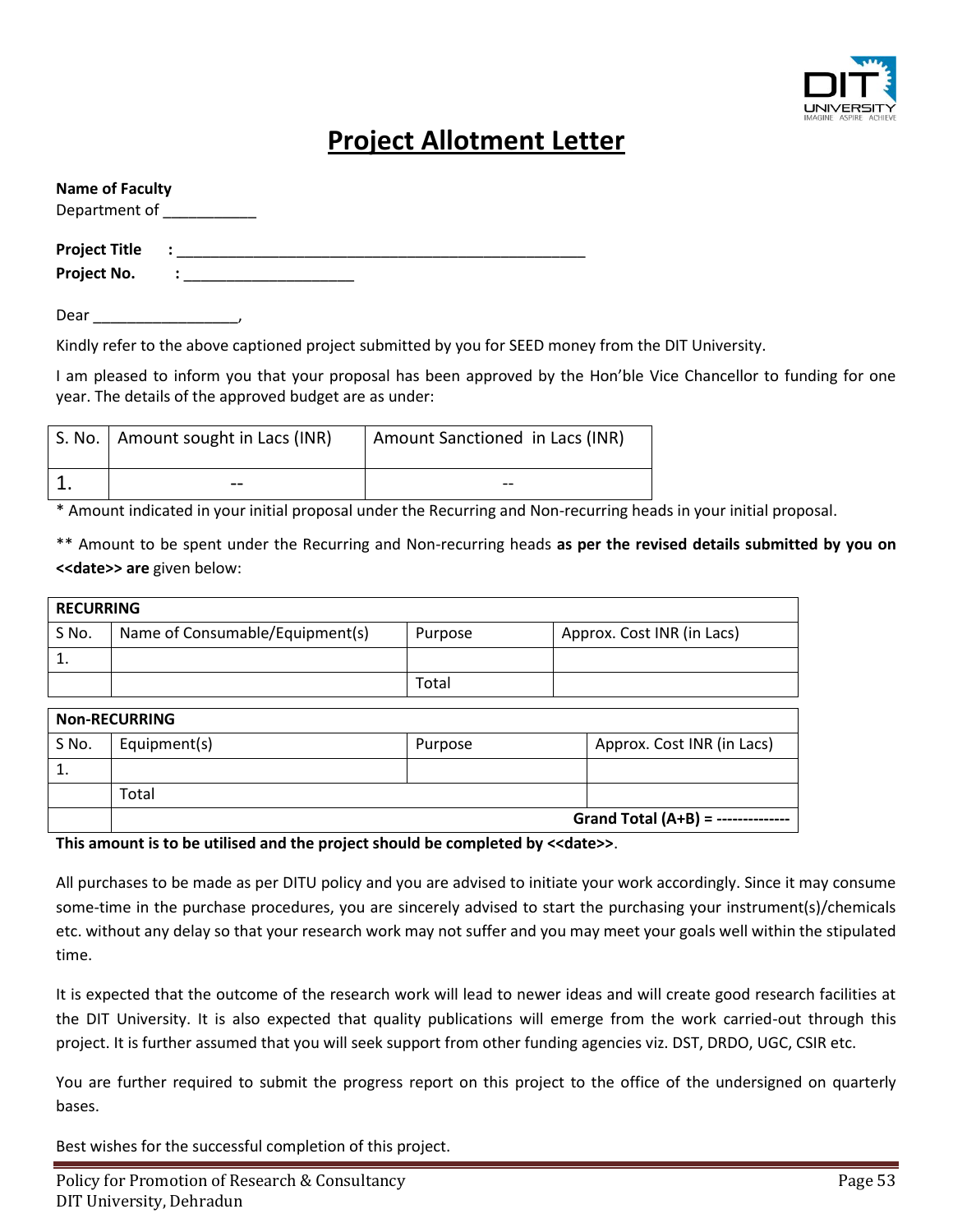# Project Allotment Letter

**Name of Faculty**
Department of ___________

**Project Title** : ________________________________________________
**Project No.** : ____________________

Dear _________________,

Kindly refer to the above captioned project submitted by you for SEED money from the DIT University.

I am pleased to inform you that your proposal has been approved by the Hon'ble Vice Chancellor to funding for one year. The details of the approved budget are as under:

| S. No. | Amount sought in Lacs (INR) | Amount Sanctioned in Lacs (INR) |
|---|---|---|
| 1. | -- | -- |

* Amount indicated in your initial proposal under the Recurring and Non-recurring heads in your initial proposal.

** Amount to be spent under the Recurring and Non-recurring heads **as per the revised details submitted by you on <<date>> are** given below:

| **RECURRING** | | | |
|---|---|---|---|
| S No. | Name of Consumable/Equipment(s) | Purpose | Approx. Cost INR (in Lacs) |
| 1. | | | |
| | | Total | |

| **Non-RECURRING** | | | |
|---|---|---|---|
| S No. | Equipment(s) | Purpose | Approx. Cost INR (in Lacs) |
| 1. | | | |
| | Total | | |
| | | **Grand Total (A+B) = --------------** | |

**This amount is to be utilised and the project should be completed by <<date>>**.

All purchases to be made as per DITU policy and you are advised to initiate your work accordingly. Since it may consume some-time in the purchase procedures, you are sincerely advised to start the purchasing your instrument(s)/chemicals etc. without any delay so that your research work may not suffer and you may meet your goals well within the stipulated time.

It is expected that the outcome of the research work will lead to newer ideas and will create good research facilities at the DIT University. It is also expected that quality publications will emerge from the work carried-out through this project. It is further assumed that you will seek support from other funding agencies viz. DST, DRDO, UGC, CSIR etc.

You are further required to submit the progress report on this project to the office of the undersigned on quarterly bases.

Best wishes for the successful completion of this project.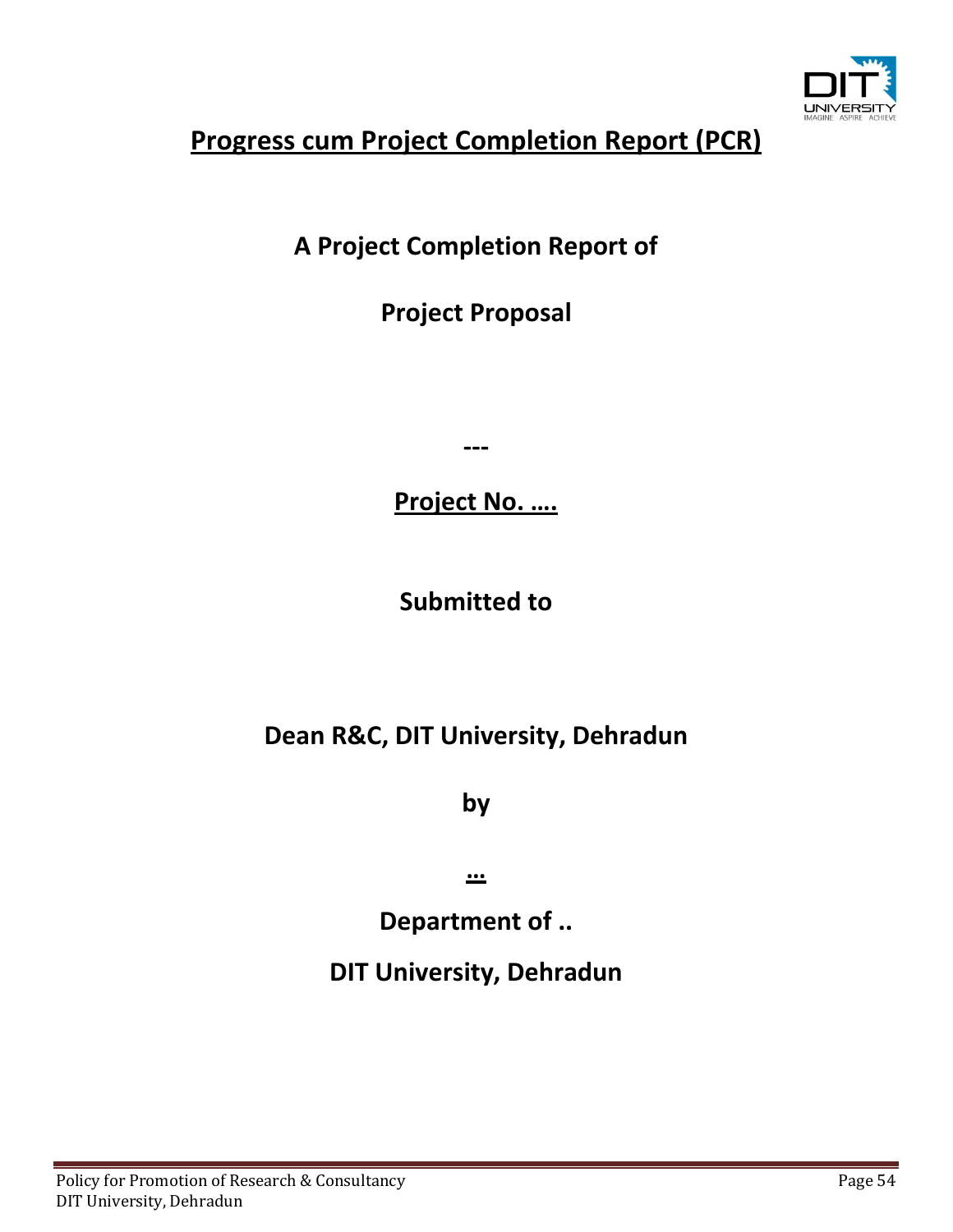# Progress cum Project Completion Report (PCR)

**A Project Completion Report of**

**Project Proposal**

**---**

**Project No. ….**

**Submitted to**

**Dean R&C, DIT University, Dehradun**

**by**

**…**

**Department of ..**

**DIT University, Dehradun**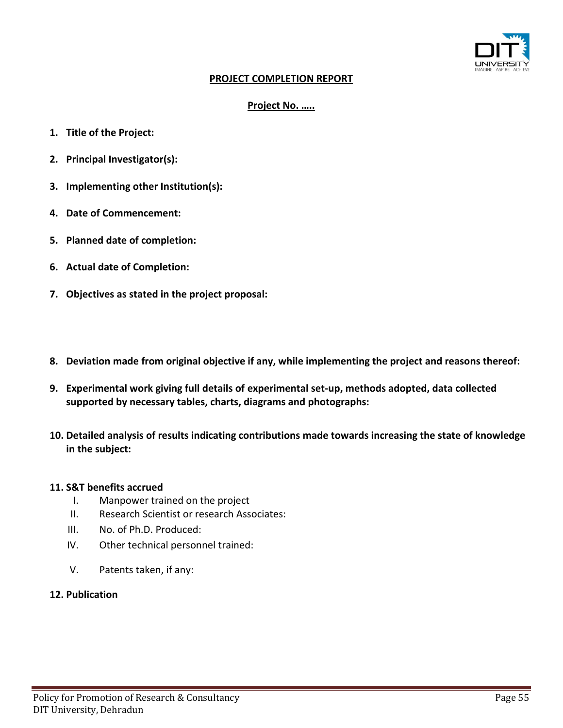**PROJECT COMPLETION REPORT**

**Project No. …..**

1. **Title of the Project:**
2. **Principal Investigator(s):**
3. **Implementing other Institution(s):**
4. **Date of Commencement:**
5. **Planned date of completion:**
6. **Actual date of Completion:**
7. **Objectives as stated in the project proposal:**
8. **Deviation made from original objective if any, while implementing the project and reasons thereof:**
9. **Experimental work giving full details of experimental set-up, methods adopted, data collected supported by necessary tables, charts, diagrams and photographs:**
10. **Detailed analysis of results indicating contributions made towards increasing the state of knowledge in the subject:**
11. **S&T benefits accrued**
    - I. Manpower trained on the project
    - II. Research Scientist or research Associates:
    - III. No. of Ph.D. Produced:
    - IV. Other technical personnel trained:
    - V. Patents taken, if any:
12. **Publication**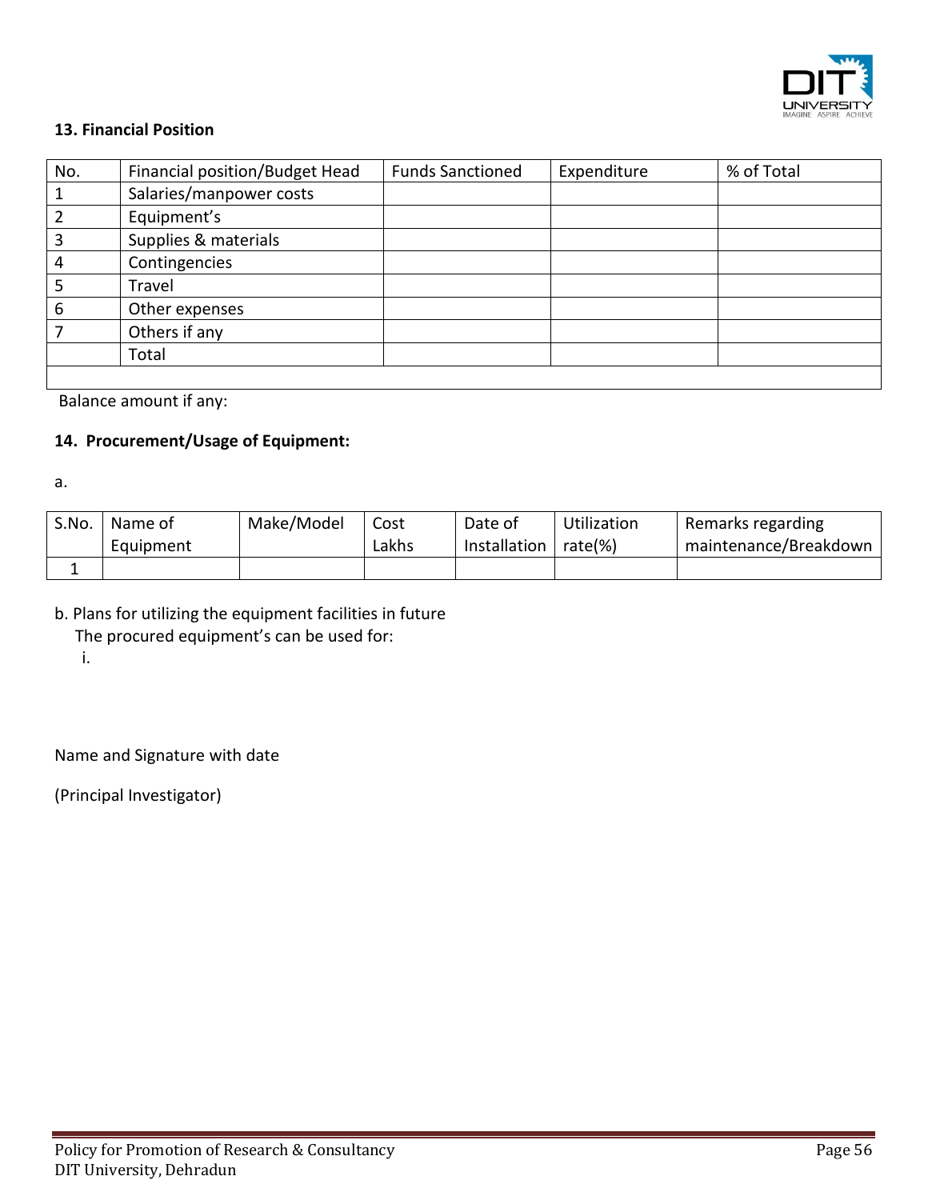**13. Financial Position**

| No. | Financial position/Budget Head | Funds Sanctioned | Expenditure | % of Total |
|---|---|---|---|---|
| 1 | Salaries/manpower costs | | | |
| 2 | Equipment's | | | |
| 3 | Supplies & materials | | | |
| 4 | Contingencies | | | |
| 5 | Travel | | | |
| 6 | Other expenses | | | |
| 7 | Others if any | | | |
| | Total | | | |
| | | | | |

Balance amount if any:

**14. Procurement/Usage of Equipment:**

a.

| S.No. | Name of Equipment | Make/Model | Cost Lakhs | Date of Installation | Utilization rate(%) | Remarks regarding maintenance/Breakdown |
|---|---|---|---|---|---|---|
| 1 | | | | | | |

b. Plans for utilizing the equipment facilities in future
The procured equipment's can be used for:
i.

Name and Signature with date

(Principal Investigator)